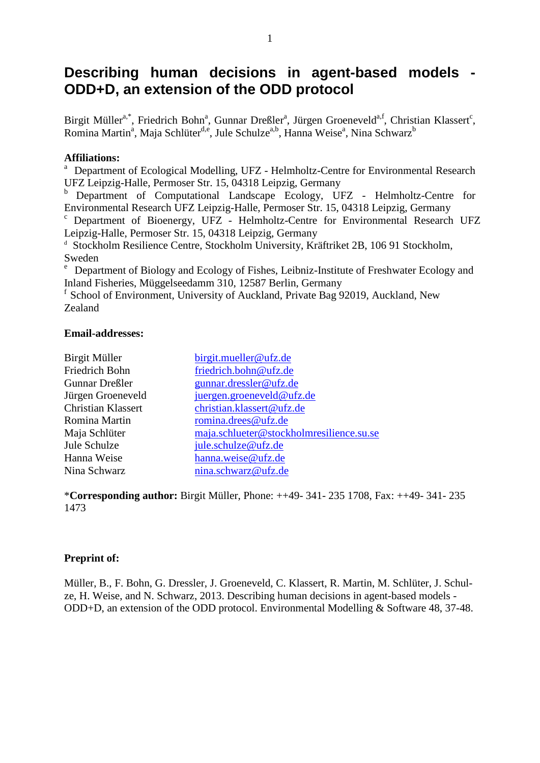# Describing human decisions in agent-based models - ODD+D, an extension of the ODD protocol

Birgit Müller[a,*], Friedrich Bohn[a], Gunnar Dreßler[a], Jürgen Groeneveld[a,f], Christian Klassert[c], Romina Martin[a], Maja Schlüter[d,e], Jule Schulze[a,b], Hanna Weise[a], Nina Schwarz[b]

**Affiliations:**

[a] Department of Ecological Modelling, UFZ - Helmholtz-Centre for Environmental Research UFZ Leipzig-Halle, Permoser Str. 15, 04318 Leipzig, Germany

[b] Department of Computational Landscape Ecology, UFZ - Helmholtz-Centre for Environmental Research UFZ Leipzig-Halle, Permoser Str. 15, 04318 Leipzig, Germany

[c] Department of Bioenergy, UFZ - Helmholtz-Centre for Environmental Research UFZ Leipzig-Halle, Permoser Str. 15, 04318 Leipzig, Germany

[d] Stockholm Resilience Centre, Stockholm University, Kräftriket 2B, 106 91 Stockholm, Sweden

[e] Department of Biology and Ecology of Fishes, Leibniz-Institute of Freshwater Ecology and Inland Fisheries, Müggelseedamm 310, 12587 Berlin, Germany

[f] School of Environment, University of Auckland, Private Bag 92019, Auckland, New Zealand

**Email-addresses:**

| | |
|---|---|
| Birgit Müller | birgit.mueller@ufz.de |
| Friedrich Bohn | friedrich.bohn@ufz.de |
| Gunnar Dreßler | gunnar.dressler@ufz.de |
| Jürgen Groeneveld | juergen.groeneveld@ufz.de |
| Christian Klassert | christian.klassert@ufz.de |
| Romina Martin | romina.drees@ufz.de |
| Maja Schlüter | maja.schlueter@stockholmresilience.su.se |
| Jule Schulze | jule.schulze@ufz.de |
| Hanna Weise | hanna.weise@ufz.de |
| Nina Schwarz | nina.schwarz@ufz.de |

***Corresponding author:** Birgit Müller, Phone: ++49- 341- 235 1708, Fax: ++49- 341- 235 1473

**Preprint of:**

Müller, B., F. Bohn, G. Dressler, J. Groeneveld, C. Klassert, R. Martin, M. Schlüter, J. Schulze, H. Weise, and N. Schwarz, 2013. Describing human decisions in agent-based models - ODD+D, an extension of the ODD protocol. Environmental Modelling & Software 48, 37-48.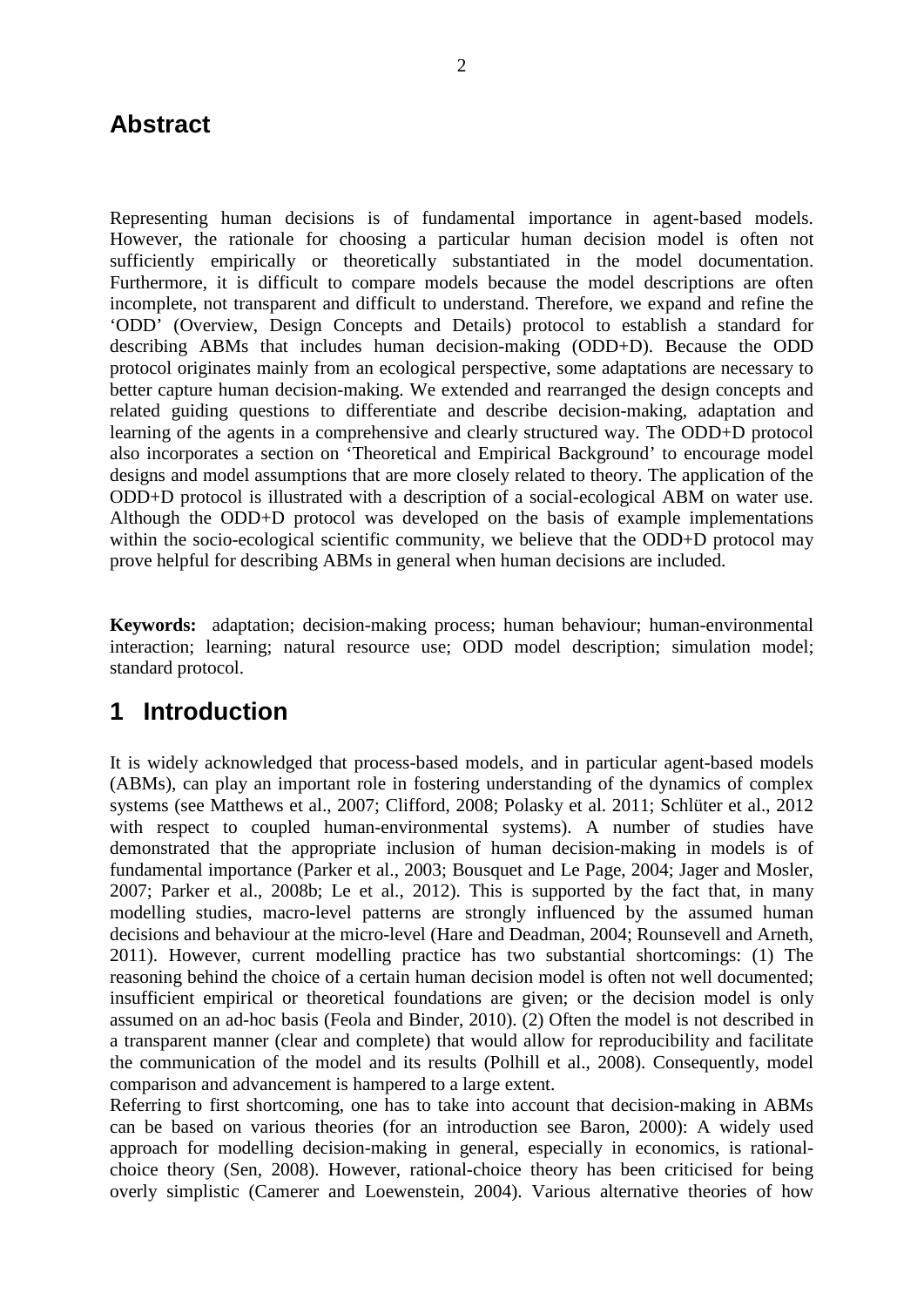## Abstract

Representing human decisions is of fundamental importance in agent-based models. However, the rationale for choosing a particular human decision model is often not sufficiently empirically or theoretically substantiated in the model documentation. Furthermore, it is difficult to compare models because the model descriptions are often incomplete, not transparent and difficult to understand. Therefore, we expand and refine the 'ODD' (Overview, Design Concepts and Details) protocol to establish a standard for describing ABMs that includes human decision-making (ODD+D). Because the ODD protocol originates mainly from an ecological perspective, some adaptations are necessary to better capture human decision-making. We extended and rearranged the design concepts and related guiding questions to differentiate and describe decision-making, adaptation and learning of the agents in a comprehensive and clearly structured way. The ODD+D protocol also incorporates a section on 'Theoretical and Empirical Background' to encourage model designs and model assumptions that are more closely related to theory. The application of the ODD+D protocol is illustrated with a description of a social-ecological ABM on water use. Although the ODD+D protocol was developed on the basis of example implementations within the socio-ecological scientific community, we believe that the ODD+D protocol may prove helpful for describing ABMs in general when human decisions are included.

**Keywords:** adaptation; decision-making process; human behaviour; human-environmental interaction; learning; natural resource use; ODD model description; simulation model; standard protocol.

## 1 Introduction

It is widely acknowledged that process-based models, and in particular agent-based models (ABMs), can play an important role in fostering understanding of the dynamics of complex systems (see Matthews et al., 2007; Clifford, 2008; Polasky et al. 2011; Schlüter et al., 2012 with respect to coupled human-environmental systems). A number of studies have demonstrated that the appropriate inclusion of human decision-making in models is of fundamental importance (Parker et al., 2003; Bousquet and Le Page, 2004; Jager and Mosler, 2007; Parker et al., 2008b; Le et al., 2012). This is supported by the fact that, in many modelling studies, macro-level patterns are strongly influenced by the assumed human decisions and behaviour at the micro-level (Hare and Deadman, 2004; Rounsevell and Arneth, 2011). However, current modelling practice has two substantial shortcomings: (1) The reasoning behind the choice of a certain human decision model is often not well documented; insufficient empirical or theoretical foundations are given; or the decision model is only assumed on an ad-hoc basis (Feola and Binder, 2010). (2) Often the model is not described in a transparent manner (clear and complete) that would allow for reproducibility and facilitate the communication of the model and its results (Polhill et al., 2008). Consequently, model comparison and advancement is hampered to a large extent.

Referring to first shortcoming, one has to take into account that decision-making in ABMs can be based on various theories (for an introduction see Baron, 2000): A widely used approach for modelling decision-making in general, especially in economics, is rational-choice theory (Sen, 2008). However, rational-choice theory has been criticised for being overly simplistic (Camerer and Loewenstein, 2004). Various alternative theories of how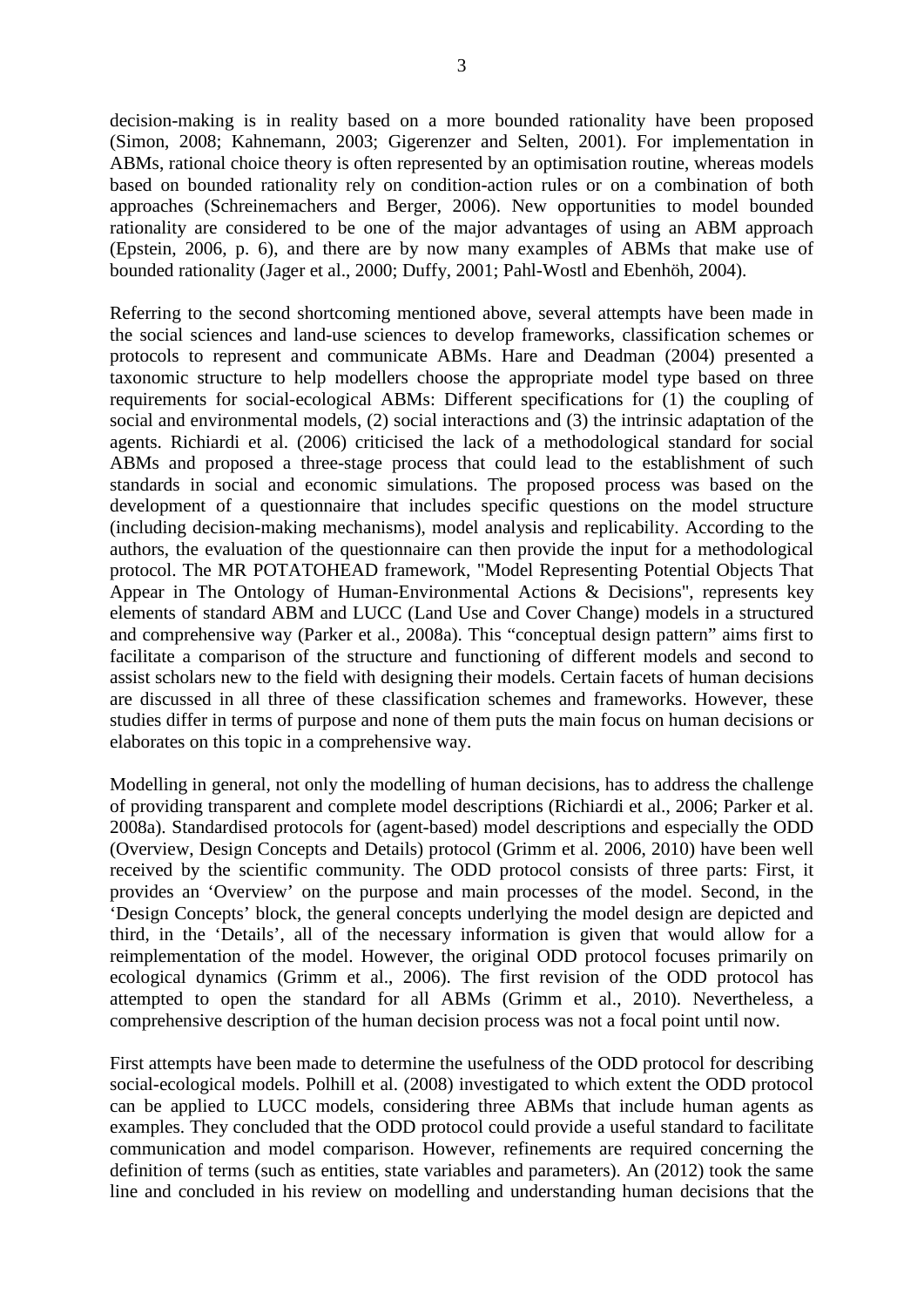decision-making is in reality based on a more bounded rationality have been proposed (Simon, 2008; Kahnemann, 2003; Gigerenzer and Selten, 2001). For implementation in ABMs, rational choice theory is often represented by an optimisation routine, whereas models based on bounded rationality rely on condition-action rules or on a combination of both approaches (Schreinemachers and Berger, 2006). New opportunities to model bounded rationality are considered to be one of the major advantages of using an ABM approach (Epstein, 2006, p. 6), and there are by now many examples of ABMs that make use of bounded rationality (Jager et al., 2000; Duffy, 2001; Pahl-Wostl and Ebenhöh, 2004).

Referring to the second shortcoming mentioned above, several attempts have been made in the social sciences and land-use sciences to develop frameworks, classification schemes or protocols to represent and communicate ABMs. Hare and Deadman (2004) presented a taxonomic structure to help modellers choose the appropriate model type based on three requirements for social-ecological ABMs: Different specifications for (1) the coupling of social and environmental models, (2) social interactions and (3) the intrinsic adaptation of the agents. Richiardi et al. (2006) criticised the lack of a methodological standard for social ABMs and proposed a three-stage process that could lead to the establishment of such standards in social and economic simulations. The proposed process was based on the development of a questionnaire that includes specific questions on the model structure (including decision-making mechanisms), model analysis and replicability. According to the authors, the evaluation of the questionnaire can then provide the input for a methodological protocol. The MR POTATOHEAD framework, "Model Representing Potential Objects That Appear in The Ontology of Human-Environmental Actions & Decisions", represents key elements of standard ABM and LUCC (Land Use and Cover Change) models in a structured and comprehensive way (Parker et al., 2008a). This "conceptual design pattern" aims first to facilitate a comparison of the structure and functioning of different models and second to assist scholars new to the field with designing their models. Certain facets of human decisions are discussed in all three of these classification schemes and frameworks. However, these studies differ in terms of purpose and none of them puts the main focus on human decisions or elaborates on this topic in a comprehensive way.

Modelling in general, not only the modelling of human decisions, has to address the challenge of providing transparent and complete model descriptions (Richiardi et al., 2006; Parker et al. 2008a). Standardised protocols for (agent-based) model descriptions and especially the ODD (Overview, Design Concepts and Details) protocol (Grimm et al. 2006, 2010) have been well received by the scientific community. The ODD protocol consists of three parts: First, it provides an 'Overview' on the purpose and main processes of the model. Second, in the 'Design Concepts' block, the general concepts underlying the model design are depicted and third, in the 'Details', all of the necessary information is given that would allow for a reimplementation of the model. However, the original ODD protocol focuses primarily on ecological dynamics (Grimm et al., 2006). The first revision of the ODD protocol has attempted to open the standard for all ABMs (Grimm et al., 2010). Nevertheless, a comprehensive description of the human decision process was not a focal point until now.

First attempts have been made to determine the usefulness of the ODD protocol for describing social-ecological models. Polhill et al. (2008) investigated to which extent the ODD protocol can be applied to LUCC models, considering three ABMs that include human agents as examples. They concluded that the ODD protocol could provide a useful standard to facilitate communication and model comparison. However, refinements are required concerning the definition of terms (such as entities, state variables and parameters). An (2012) took the same line and concluded in his review on modelling and understanding human decisions that the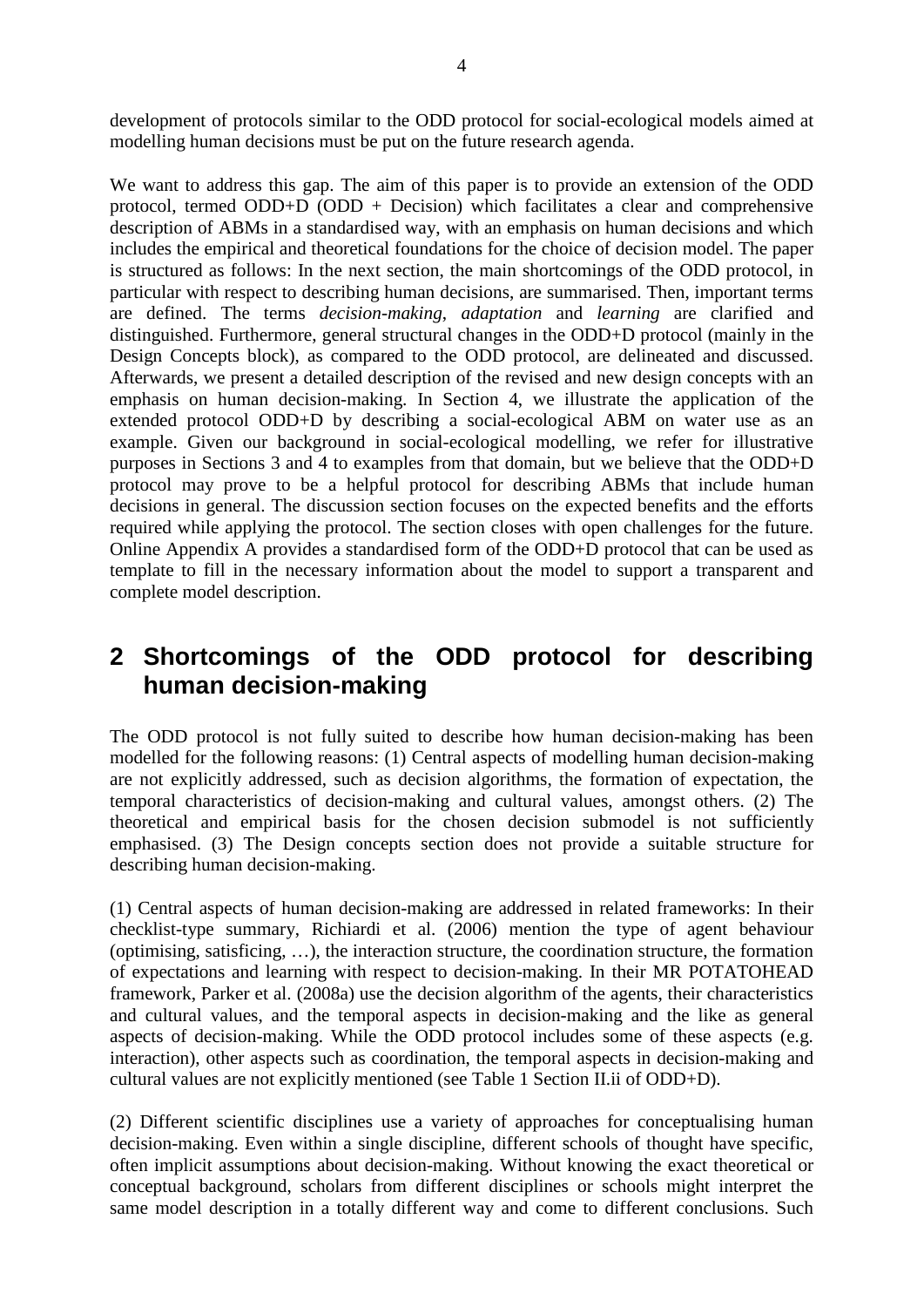development of protocols similar to the ODD protocol for social-ecological models aimed at modelling human decisions must be put on the future research agenda.

We want to address this gap. The aim of this paper is to provide an extension of the ODD protocol, termed ODD+D (ODD + Decision) which facilitates a clear and comprehensive description of ABMs in a standardised way, with an emphasis on human decisions and which includes the empirical and theoretical foundations for the choice of decision model. The paper is structured as follows: In the next section, the main shortcomings of the ODD protocol, in particular with respect to describing human decisions, are summarised. Then, important terms are defined. The terms *decision-making*, *adaptation* and *learning* are clarified and distinguished. Furthermore, general structural changes in the ODD+D protocol (mainly in the Design Concepts block), as compared to the ODD protocol, are delineated and discussed. Afterwards, we present a detailed description of the revised and new design concepts with an emphasis on human decision-making. In Section 4, we illustrate the application of the extended protocol ODD+D by describing a social-ecological ABM on water use as an example. Given our background in social-ecological modelling, we refer for illustrative purposes in Sections 3 and 4 to examples from that domain, but we believe that the ODD+D protocol may prove to be a helpful protocol for describing ABMs that include human decisions in general. The discussion section focuses on the expected benefits and the efforts required while applying the protocol. The section closes with open challenges for the future. Online Appendix A provides a standardised form of the ODD+D protocol that can be used as template to fill in the necessary information about the model to support a transparent and complete model description.

## 2 Shortcomings of the ODD protocol for describing human decision-making

The ODD protocol is not fully suited to describe how human decision-making has been modelled for the following reasons: (1) Central aspects of modelling human decision-making are not explicitly addressed, such as decision algorithms, the formation of expectation, the temporal characteristics of decision-making and cultural values, amongst others. (2) The theoretical and empirical basis for the chosen decision submodel is not sufficiently emphasised. (3) The Design concepts section does not provide a suitable structure for describing human decision-making.

(1) Central aspects of human decision-making are addressed in related frameworks: In their checklist-type summary, Richiardi et al. (2006) mention the type of agent behaviour (optimising, satisficing, …), the interaction structure, the coordination structure, the formation of expectations and learning with respect to decision-making. In their MR POTATOHEAD framework, Parker et al. (2008a) use the decision algorithm of the agents, their characteristics and cultural values, and the temporal aspects in decision-making and the like as general aspects of decision-making. While the ODD protocol includes some of these aspects (e.g. interaction), other aspects such as coordination, the temporal aspects in decision-making and cultural values are not explicitly mentioned (see Table 1 Section II.ii of ODD+D).

(2) Different scientific disciplines use a variety of approaches for conceptualising human decision-making. Even within a single discipline, different schools of thought have specific, often implicit assumptions about decision-making. Without knowing the exact theoretical or conceptual background, scholars from different disciplines or schools might interpret the same model description in a totally different way and come to different conclusions. Such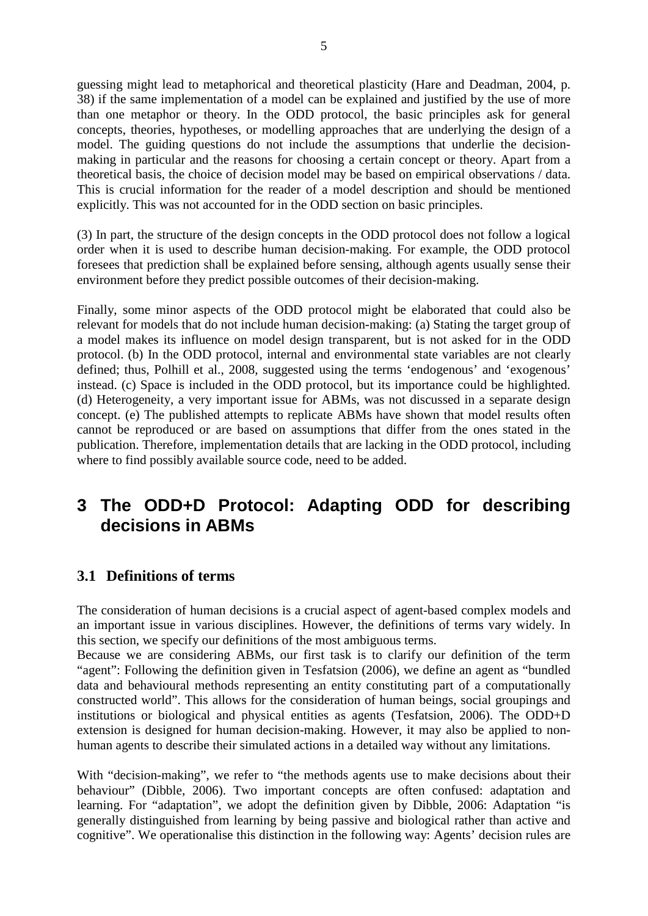guessing might lead to metaphorical and theoretical plasticity (Hare and Deadman, 2004, p. 38) if the same implementation of a model can be explained and justified by the use of more than one metaphor or theory. In the ODD protocol, the basic principles ask for general concepts, theories, hypotheses, or modelling approaches that are underlying the design of a model. The guiding questions do not include the assumptions that underlie the decision-making in particular and the reasons for choosing a certain concept or theory. Apart from a theoretical basis, the choice of decision model may be based on empirical observations / data. This is crucial information for the reader of a model description and should be mentioned explicitly. This was not accounted for in the ODD section on basic principles.

(3) In part, the structure of the design concepts in the ODD protocol does not follow a logical order when it is used to describe human decision-making. For example, the ODD protocol foresees that prediction shall be explained before sensing, although agents usually sense their environment before they predict possible outcomes of their decision-making.

Finally, some minor aspects of the ODD protocol might be elaborated that could also be relevant for models that do not include human decision-making: (a) Stating the target group of a model makes its influence on model design transparent, but is not asked for in the ODD protocol. (b) In the ODD protocol, internal and environmental state variables are not clearly defined; thus, Polhill et al., 2008, suggested using the terms 'endogenous' and 'exogenous' instead. (c) Space is included in the ODD protocol, but its importance could be highlighted. (d) Heterogeneity, a very important issue for ABMs, was not discussed in a separate design concept. (e) The published attempts to replicate ABMs have shown that model results often cannot be reproduced or are based on assumptions that differ from the ones stated in the publication. Therefore, implementation details that are lacking in the ODD protocol, including where to find possibly available source code, need to be added.

# 3 The ODD+D Protocol: Adapting ODD for describing decisions in ABMs

## 3.1 Definitions of terms

The consideration of human decisions is a crucial aspect of agent-based complex models and an important issue in various disciplines. However, the definitions of terms vary widely. In this section, we specify our definitions of the most ambiguous terms.

Because we are considering ABMs, our first task is to clarify our definition of the term "agent": Following the definition given in Tesfatsion (2006), we define an agent as "bundled data and behavioural methods representing an entity constituting part of a computationally constructed world". This allows for the consideration of human beings, social groupings and institutions or biological and physical entities as agents (Tesfatsion, 2006). The ODD+D extension is designed for human decision-making. However, it may also be applied to non-human agents to describe their simulated actions in a detailed way without any limitations.

With "decision-making", we refer to "the methods agents use to make decisions about their behaviour" (Dibble, 2006). Two important concepts are often confused: adaptation and learning. For "adaptation", we adopt the definition given by Dibble, 2006: Adaptation "is generally distinguished from learning by being passive and biological rather than active and cognitive". We operationalise this distinction in the following way: Agents' decision rules are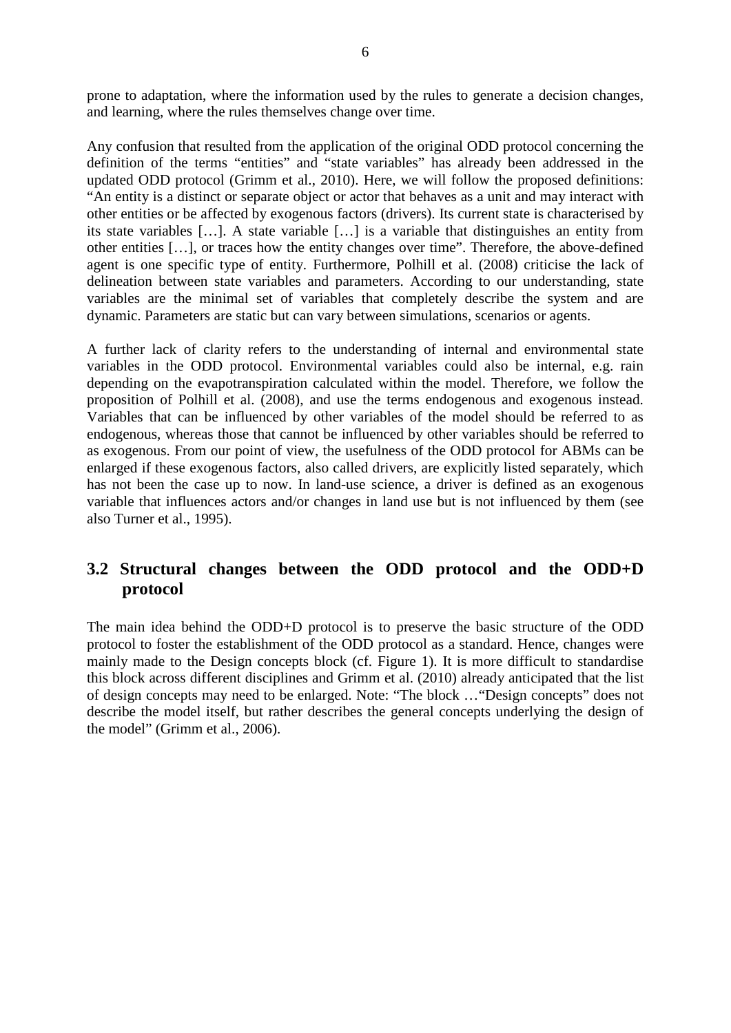prone to adaptation, where the information used by the rules to generate a decision changes, and learning, where the rules themselves change over time.

Any confusion that resulted from the application of the original ODD protocol concerning the definition of the terms “entities” and “state variables” has already been addressed in the updated ODD protocol (Grimm et al., 2010). Here, we will follow the proposed definitions: “An entity is a distinct or separate object or actor that behaves as a unit and may interact with other entities or be affected by exogenous factors (drivers). Its current state is characterised by its state variables […]. A state variable […] is a variable that distinguishes an entity from other entities […], or traces how the entity changes over time”. Therefore, the above-defined agent is one specific type of entity. Furthermore, Polhill et al. (2008) criticise the lack of delineation between state variables and parameters. According to our understanding, state variables are the minimal set of variables that completely describe the system and are dynamic. Parameters are static but can vary between simulations, scenarios or agents.

A further lack of clarity refers to the understanding of internal and environmental state variables in the ODD protocol. Environmental variables could also be internal, e.g. rain depending on the evapotranspiration calculated within the model. Therefore, we follow the proposition of Polhill et al. (2008), and use the terms endogenous and exogenous instead. Variables that can be influenced by other variables of the model should be referred to as endogenous, whereas those that cannot be influenced by other variables should be referred to as exogenous. From our point of view, the usefulness of the ODD protocol for ABMs can be enlarged if these exogenous factors, also called drivers, are explicitly listed separately, which has not been the case up to now. In land-use science, a driver is defined as an exogenous variable that influences actors and/or changes in land use but is not influenced by them (see also Turner et al., 1995).

## 3.2 Structural changes between the ODD protocol and the ODD+D protocol

The main idea behind the ODD+D protocol is to preserve the basic structure of the ODD protocol to foster the establishment of the ODD protocol as a standard. Hence, changes were mainly made to the Design concepts block (cf. Figure 1). It is more difficult to standardise this block across different disciplines and Grimm et al. (2010) already anticipated that the list of design concepts may need to be enlarged. Note: “The block …“Design concepts” does not describe the model itself, but rather describes the general concepts underlying the design of the model” (Grimm et al., 2006).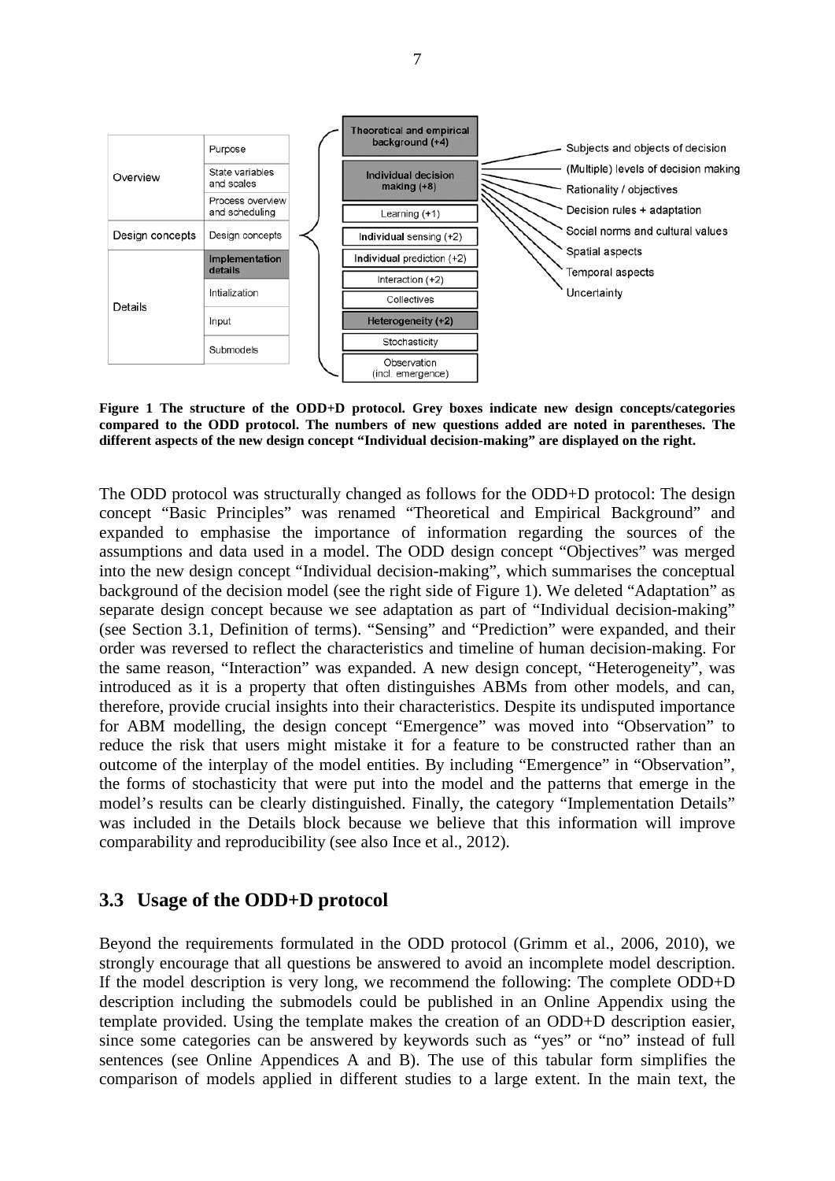| | | | | |
|---|---|---|---|---|
| Overview | Purpose | | Theoretical and empirical background (+4) | |
| | State variables and scales | | Individual decision making (+8) | Subjects and objects of decision; (Multiple) levels of decision making; Rationality / objectives; Decision rules + adaptation; Social norms and cultural values; Spatial aspects; Temporal aspects; Uncertainty |
| | Process overview and scheduling | | Learning (+1) | |
| Design concepts | Design concepts | | Individual sensing (+2) | |
| Details | Implementation details | | Individual prediction (+2) | |
| | Initialization | | Interaction (+2) | |
| | Input | | Collectives | |
| | Submodels | | Heterogeneity (+2) | |
| | | | Stochasticity | |
| | | | Observation (incl. emergence) | |

**Figure 1 The structure of the ODD+D protocol. Grey boxes indicate new design concepts/categories compared to the ODD protocol. The numbers of new questions added are noted in parentheses. The different aspects of the new design concept "Individual decision-making" are displayed on the right.**

The ODD protocol was structurally changed as follows for the ODD+D protocol: The design concept "Basic Principles" was renamed "Theoretical and Empirical Background" and expanded to emphasise the importance of information regarding the sources of the assumptions and data used in a model. The ODD design concept "Objectives" was merged into the new design concept "Individual decision-making", which summarises the conceptual background of the decision model (see the right side of Figure 1). We deleted "Adaptation" as separate design concept because we see adaptation as part of "Individual decision-making" (see Section 3.1, Definition of terms). "Sensing" and "Prediction" were expanded, and their order was reversed to reflect the characteristics and timeline of human decision-making. For the same reason, "Interaction" was expanded. A new design concept, "Heterogeneity", was introduced as it is a property that often distinguishes ABMs from other models, and can, therefore, provide crucial insights into their characteristics. Despite its undisputed importance for ABM modelling, the design concept "Emergence" was moved into "Observation" to reduce the risk that users might mistake it for a feature to be constructed rather than an outcome of the interplay of the model entities. By including "Emergence" in "Observation", the forms of stochasticity that were put into the model and the patterns that emerge in the model's results can be clearly distinguished. Finally, the category "Implementation Details" was included in the Details block because we believe that this information will improve comparability and reproducibility (see also Ince et al., 2012).

## 3.3 Usage of the ODD+D protocol

Beyond the requirements formulated in the ODD protocol (Grimm et al., 2006, 2010), we strongly encourage that all questions be answered to avoid an incomplete model description. If the model description is very long, we recommend the following: The complete ODD+D description including the submodels could be published in an Online Appendix using the template provided. Using the template makes the creation of an ODD+D description easier, since some categories can be answered by keywords such as "yes" or "no" instead of full sentences (see Online Appendices A and B). The use of this tabular form simplifies the comparison of models applied in different studies to a large extent. In the main text, the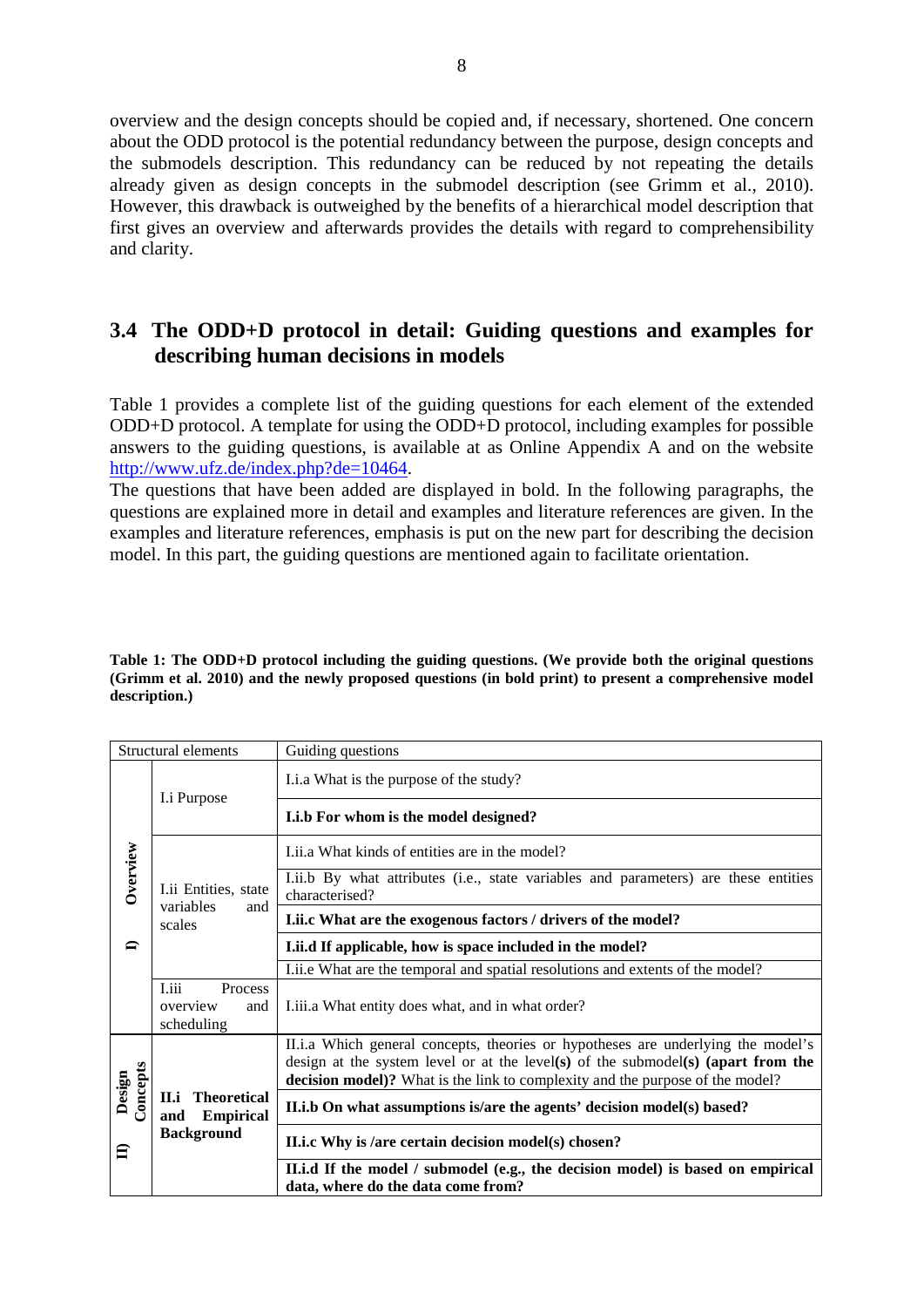overview and the design concepts should be copied and, if necessary, shortened. One concern about the ODD protocol is the potential redundancy between the purpose, design concepts and the submodels description. This redundancy can be reduced by not repeating the details already given as design concepts in the submodel description (see Grimm et al., 2010). However, this drawback is outweighed by the benefits of a hierarchical model description that first gives an overview and afterwards provides the details with regard to comprehensibility and clarity.

## 3.4 The ODD+D protocol in detail: Guiding questions and examples for describing human decisions in models

Table 1 provides a complete list of the guiding questions for each element of the extended ODD+D protocol. A template for using the ODD+D protocol, including examples for possible answers to the guiding questions, is available at as Online Appendix A and on the website http://www.ufz.de/index.php?de=10464.

The questions that have been added are displayed in bold. In the following paragraphs, the questions are explained more in detail and examples and literature references are given. In the examples and literature references, emphasis is put on the new part for describing the decision model. In this part, the guiding questions are mentioned again to facilitate orientation.

**Table 1: The ODD+D protocol including the guiding questions. (We provide both the original questions (Grimm et al. 2010) and the newly proposed questions (in bold print) to present a comprehensive model description.)**

| Structural elements | | Guiding questions |
|---|---|---|
| I) Overview | I.i Purpose | I.i.a What is the purpose of the study? |
| | | **I.i.b For whom is the model designed?** |
| | I.ii Entities, state variables and scales | I.ii.a What kinds of entities are in the model? |
| | | I.ii.b By what attributes (i.e., state variables and parameters) are these entities characterised? |
| | | **I.ii.c What are the exogenous factors / drivers of the model?** |
| | | **I.ii.d If applicable, how is space included in the model?** |
| | | I.ii.e What are the temporal and spatial resolutions and extents of the model? |
| | I.iii Process overview and scheduling | I.iii.a What entity does what, and in what order? |
| II) Design Concepts | **II.i Theoretical and Empirical Background** | II.i.a Which general concepts, theories or hypotheses are underlying the model's design at the system level or at the level**(s)** of the submodel**(s) (apart from the decision model)?** What is the link to complexity and the purpose of the model? |
| | | **II.i.b On what assumptions is/are the agents' decision model(s) based?** |
| | | **II.i.c Why is /are certain decision model(s) chosen?** |
| | | **II.i.d If the model / submodel (e.g., the decision model) is based on empirical data, where do the data come from?** |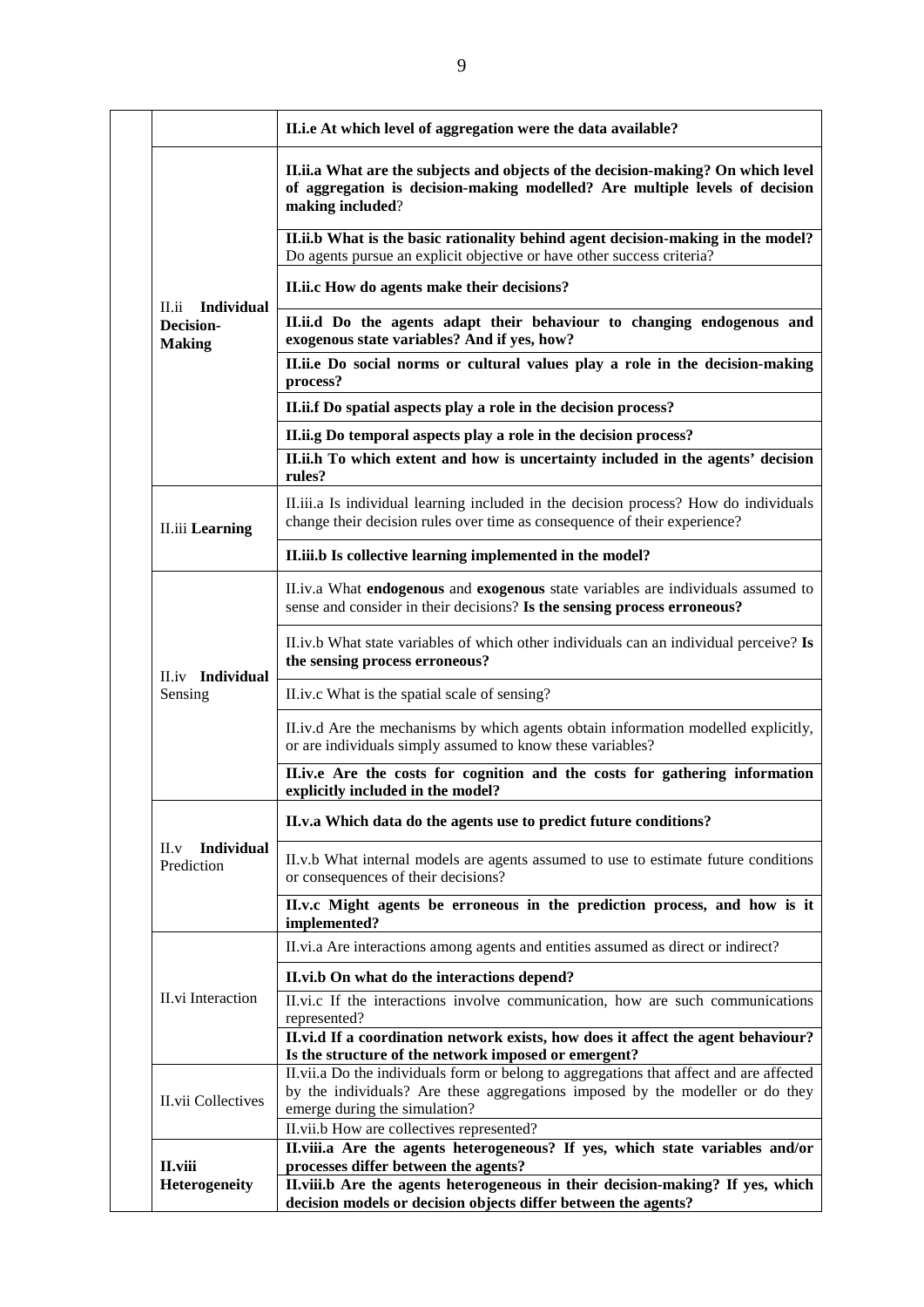| | | |
|---|---|---|
| | | **II.i.e At which level of aggregation were the data available?** |
| | II.ii **Individual Decision-Making** | **II.ii.a What are the subjects and objects of the decision-making? On which level of aggregation is decision-making modelled? Are multiple levels of decision making included**? |
| | | **II.ii.b What is the basic rationality behind agent decision-making in the model?** Do agents pursue an explicit objective or have other success criteria? |
| | | **II.ii.c How do agents make their decisions?** |
| | | **II.ii.d Do the agents adapt their behaviour to changing endogenous and exogenous state variables? And if yes, how?** |
| | | **II.ii.e Do social norms or cultural values play a role in the decision-making process?** |
| | | **II.ii.f Do spatial aspects play a role in the decision process?** |
| | | **II.ii.g Do temporal aspects play a role in the decision process?** |
| | | **II.ii.h To which extent and how is uncertainty included in the agents' decision rules?** |
| | II.iii **Learning** | II.iii.a Is individual learning included in the decision process? How do individuals change their decision rules over time as consequence of their experience? |
| | | **II.iii.b Is collective learning implemented in the model?** |
| | II.iv **Individual** Sensing | II.iv.a What **endogenous** and **exogenous** state variables are individuals assumed to sense and consider in their decisions? **Is the sensing process erroneous?** |
| | | II.iv.b What state variables of which other individuals can an individual perceive? **Is the sensing process erroneous?** |
| | | II.iv.c What is the spatial scale of sensing? |
| | | II.iv.d Are the mechanisms by which agents obtain information modelled explicitly, or are individuals simply assumed to know these variables? |
| | | **II.iv.e Are the costs for cognition and the costs for gathering information explicitly included in the model?** |
| | II.v **Individual** Prediction | **II.v.a Which data do the agents use to predict future conditions?** |
| | | II.v.b What internal models are agents assumed to use to estimate future conditions or consequences of their decisions? |
| | | **II.v.c Might agents be erroneous in the prediction process, and how is it implemented?** |
| | II.vi Interaction | II.vi.a Are interactions among agents and entities assumed as direct or indirect? |
| | | **II.vi.b On what do the interactions depend?** |
| | | II.vi.c If the interactions involve communication, how are such communications represented? |
| | | **II.vi.d If a coordination network exists, how does it affect the agent behaviour? Is the structure of the network imposed or emergent?** |
| | II.vii Collectives | II.vii.a Do the individuals form or belong to aggregations that affect and are affected by the individuals? Are these aggregations imposed by the modeller or do they emerge during the simulation? |
| | | II.vii.b How are collectives represented? |
| | **II.viii Heterogeneity** | **II.viii.a Are the agents heterogeneous? If yes, which state variables and/or processes differ between the agents?** |
| | | **II.viii.b Are the agents heterogeneous in their decision-making? If yes, which decision models or decision objects differ between the agents?** |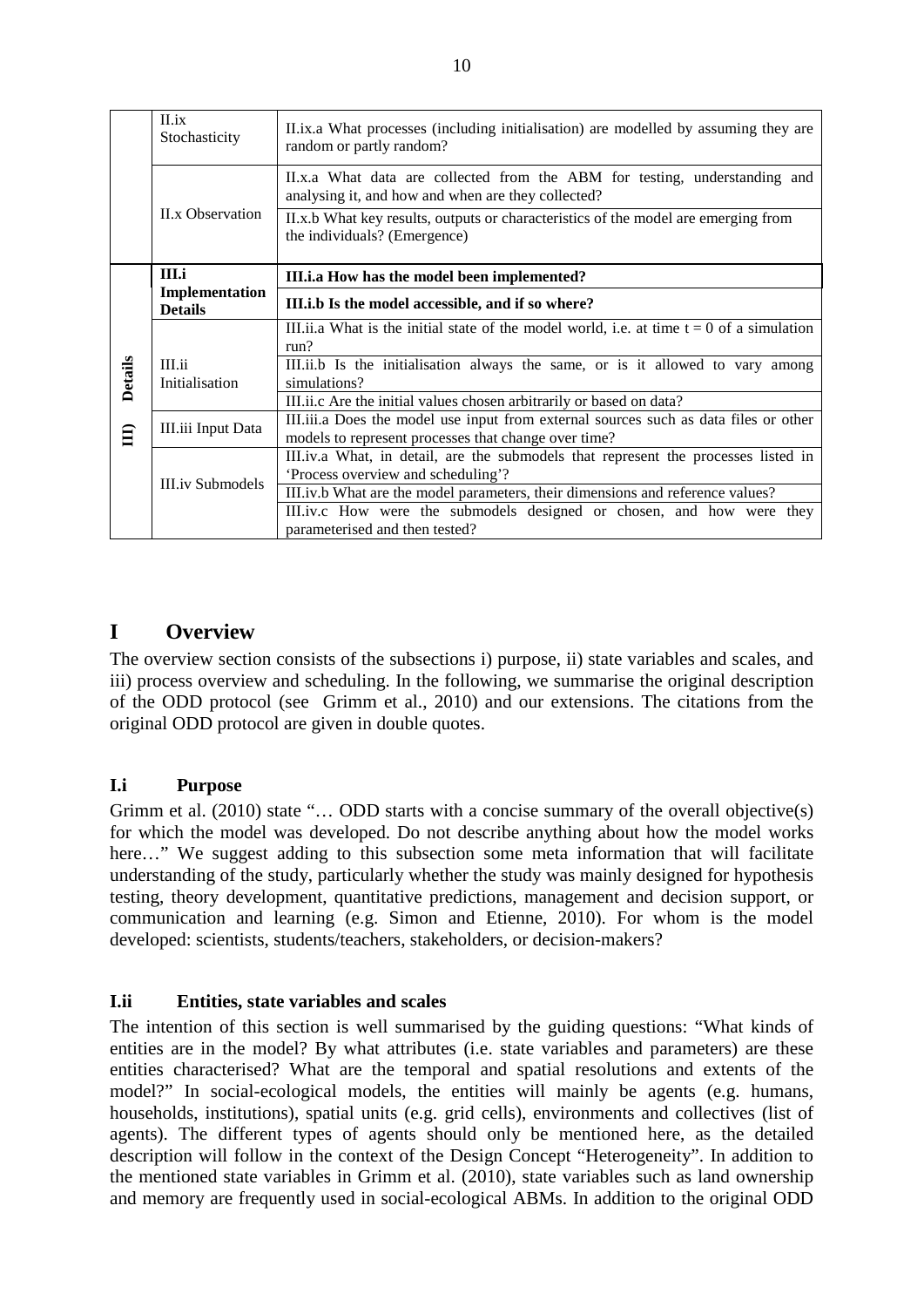| | | |
|---|---|---|
| | II.ix Stochasticity | II.ix.a What processes (including initialisation) are modelled by assuming they are random or partly random? |
| | II.x Observation | II.x.a What data are collected from the ABM for testing, understanding and analysing it, and how and when are they collected? |
| | | II.x.b What key results, outputs or characteristics of the model are emerging from the individuals? (Emergence) |
| **III) Details** | **III.i Implementation Details** | **III.i.a How has the model been implemented?** |
| | | **III.i.b Is the model accessible, and if so where?** |
| | III.ii Initialisation | III.ii.a What is the initial state of the model world, i.e. at time t = 0 of a simulation run? |
| | | III.ii.b Is the initialisation always the same, or is it allowed to vary among simulations? |
| | | III.ii.c Are the initial values chosen arbitrarily or based on data? |
| | III.iii Input Data | III.iii.a Does the model use input from external sources such as data files or other models to represent processes that change over time? |
| | III.iv Submodels | III.iv.a What, in detail, are the submodels that represent the processes listed in 'Process overview and scheduling'? |
| | | III.iv.b What are the model parameters, their dimensions and reference values? |
| | | III.iv.c How were the submodels designed or chosen, and how were they parameterised and then tested? |

# I Overview

The overview section consists of the subsections i) purpose, ii) state variables and scales, and iii) process overview and scheduling. In the following, we summarise the original description of the ODD protocol (see Grimm et al., 2010) and our extensions. The citations from the original ODD protocol are given in double quotes.

## I.i Purpose

Grimm et al. (2010) state "… ODD starts with a concise summary of the overall objective(s) for which the model was developed. Do not describe anything about how the model works here…" We suggest adding to this subsection some meta information that will facilitate understanding of the study, particularly whether the study was mainly designed for hypothesis testing, theory development, quantitative predictions, management and decision support, or communication and learning (e.g. Simon and Etienne, 2010). For whom is the model developed: scientists, students/teachers, stakeholders, or decision-makers?

## I.ii Entities, state variables and scales

The intention of this section is well summarised by the guiding questions: "What kinds of entities are in the model? By what attributes (i.e. state variables and parameters) are these entities characterised? What are the temporal and spatial resolutions and extents of the model?" In social-ecological models, the entities will mainly be agents (e.g. humans, households, institutions), spatial units (e.g. grid cells), environments and collectives (list of agents). The different types of agents should only be mentioned here, as the detailed description will follow in the context of the Design Concept "Heterogeneity". In addition to the mentioned state variables in Grimm et al. (2010), state variables such as land ownership and memory are frequently used in social-ecological ABMs. In addition to the original ODD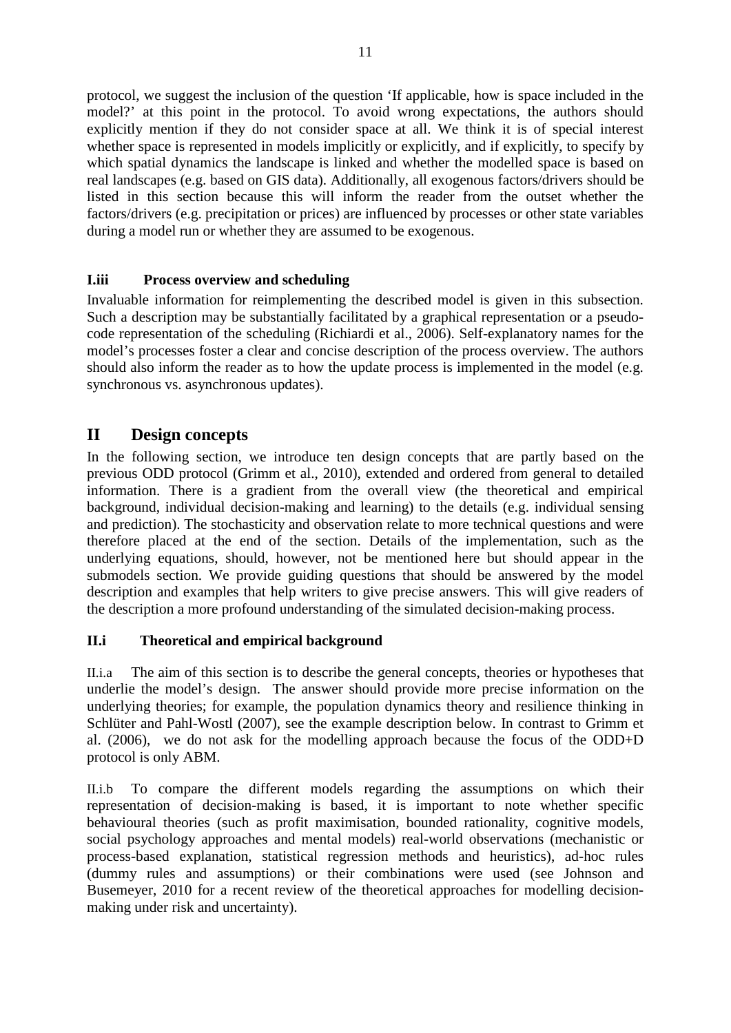protocol, we suggest the inclusion of the question 'If applicable, how is space included in the model?' at this point in the protocol. To avoid wrong expectations, the authors should explicitly mention if they do not consider space at all. We think it is of special interest whether space is represented in models implicitly or explicitly, and if explicitly, to specify by which spatial dynamics the landscape is linked and whether the modelled space is based on real landscapes (e.g. based on GIS data). Additionally, all exogenous factors/drivers should be listed in this section because this will inform the reader from the outset whether the factors/drivers (e.g. precipitation or prices) are influenced by processes or other state variables during a model run or whether they are assumed to be exogenous.

### I.iii Process overview and scheduling

Invaluable information for reimplementing the described model is given in this subsection. Such a description may be substantially facilitated by a graphical representation or a pseudo-code representation of the scheduling (Richiardi et al., 2006). Self-explanatory names for the model's processes foster a clear and concise description of the process overview. The authors should also inform the reader as to how the update process is implemented in the model (e.g. synchronous vs. asynchronous updates).

## II Design concepts

In the following section, we introduce ten design concepts that are partly based on the previous ODD protocol (Grimm et al., 2010), extended and ordered from general to detailed information. There is a gradient from the overall view (the theoretical and empirical background, individual decision-making and learning) to the details (e.g. individual sensing and prediction). The stochasticity and observation relate to more technical questions and were therefore placed at the end of the section. Details of the implementation, such as the underlying equations, should, however, not be mentioned here but should appear in the submodels section. We provide guiding questions that should be answered by the model description and examples that help writers to give precise answers. This will give readers of the description a more profound understanding of the simulated decision-making process.

### II.i Theoretical and empirical background

II.i.a The aim of this section is to describe the general concepts, theories or hypotheses that underlie the model's design. The answer should provide more precise information on the underlying theories; for example, the population dynamics theory and resilience thinking in Schlüter and Pahl-Wostl (2007), see the example description below. In contrast to Grimm et al. (2006), we do not ask for the modelling approach because the focus of the ODD+D protocol is only ABM.

II.i.b To compare the different models regarding the assumptions on which their representation of decision-making is based, it is important to note whether specific behavioural theories (such as profit maximisation, bounded rationality, cognitive models, social psychology approaches and mental models) real-world observations (mechanistic or process-based explanation, statistical regression methods and heuristics), ad-hoc rules (dummy rules and assumptions) or their combinations were used (see Johnson and Busemeyer, 2010 for a recent review of the theoretical approaches for modelling decision-making under risk and uncertainty).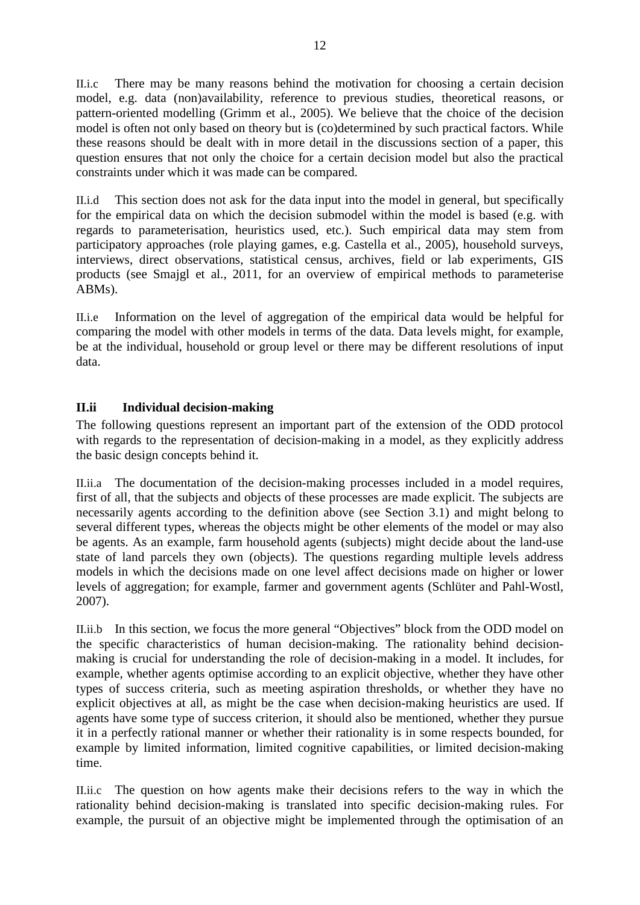II.i.c There may be many reasons behind the motivation for choosing a certain decision model, e.g. data (non)availability, reference to previous studies, theoretical reasons, or pattern-oriented modelling (Grimm et al., 2005). We believe that the choice of the decision model is often not only based on theory but is (co)determined by such practical factors. While these reasons should be dealt with in more detail in the discussions section of a paper, this question ensures that not only the choice for a certain decision model but also the practical constraints under which it was made can be compared.

II.i.d This section does not ask for the data input into the model in general, but specifically for the empirical data on which the decision submodel within the model is based (e.g. with regards to parameterisation, heuristics used, etc.). Such empirical data may stem from participatory approaches (role playing games, e.g. Castella et al., 2005), household surveys, interviews, direct observations, statistical census, archives, field or lab experiments, GIS products (see Smajgl et al., 2011, for an overview of empirical methods to parameterise ABMs).

II.i.e Information on the level of aggregation of the empirical data would be helpful for comparing the model with other models in terms of the data. Data levels might, for example, be at the individual, household or group level or there may be different resolutions of input data.

## II.ii Individual decision-making

The following questions represent an important part of the extension of the ODD protocol with regards to the representation of decision-making in a model, as they explicitly address the basic design concepts behind it.

II.ii.a The documentation of the decision-making processes included in a model requires, first of all, that the subjects and objects of these processes are made explicit. The subjects are necessarily agents according to the definition above (see Section 3.1) and might belong to several different types, whereas the objects might be other elements of the model or may also be agents. As an example, farm household agents (subjects) might decide about the land-use state of land parcels they own (objects). The questions regarding multiple levels address models in which the decisions made on one level affect decisions made on higher or lower levels of aggregation; for example, farmer and government agents (Schlüter and Pahl-Wostl, 2007).

II.ii.b In this section, we focus the more general "Objectives" block from the ODD model on the specific characteristics of human decision-making. The rationality behind decision-making is crucial for understanding the role of decision-making in a model. It includes, for example, whether agents optimise according to an explicit objective, whether they have other types of success criteria, such as meeting aspiration thresholds, or whether they have no explicit objectives at all, as might be the case when decision-making heuristics are used. If agents have some type of success criterion, it should also be mentioned, whether they pursue it in a perfectly rational manner or whether their rationality is in some respects bounded, for example by limited information, limited cognitive capabilities, or limited decision-making time.

II.ii.c The question on how agents make their decisions refers to the way in which the rationality behind decision-making is translated into specific decision-making rules. For example, the pursuit of an objective might be implemented through the optimisation of an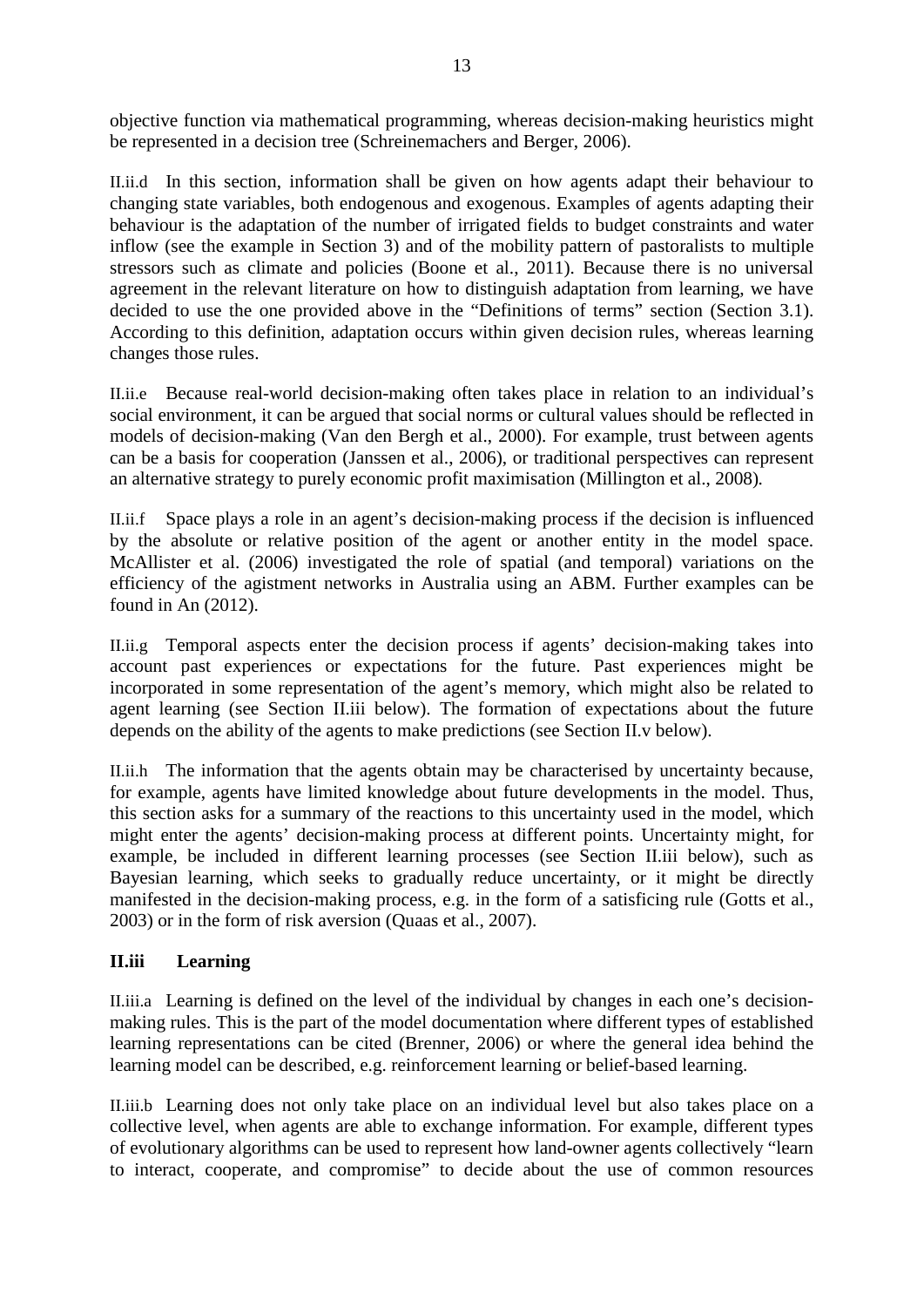objective function via mathematical programming, whereas decision-making heuristics might be represented in a decision tree (Schreinemachers and Berger, 2006).

II.ii.d In this section, information shall be given on how agents adapt their behaviour to changing state variables, both endogenous and exogenous. Examples of agents adapting their behaviour is the adaptation of the number of irrigated fields to budget constraints and water inflow (see the example in Section 3) and of the mobility pattern of pastoralists to multiple stressors such as climate and policies (Boone et al., 2011). Because there is no universal agreement in the relevant literature on how to distinguish adaptation from learning, we have decided to use the one provided above in the "Definitions of terms" section (Section 3.1). According to this definition, adaptation occurs within given decision rules, whereas learning changes those rules.

II.ii.e Because real-world decision-making often takes place in relation to an individual's social environment, it can be argued that social norms or cultural values should be reflected in models of decision-making (Van den Bergh et al., 2000). For example, trust between agents can be a basis for cooperation (Janssen et al., 2006), or traditional perspectives can represent an alternative strategy to purely economic profit maximisation (Millington et al., 2008).

II.ii.f Space plays a role in an agent's decision-making process if the decision is influenced by the absolute or relative position of the agent or another entity in the model space. McAllister et al. (2006) investigated the role of spatial (and temporal) variations on the efficiency of the agistment networks in Australia using an ABM. Further examples can be found in An (2012).

II.ii.g Temporal aspects enter the decision process if agents' decision-making takes into account past experiences or expectations for the future. Past experiences might be incorporated in some representation of the agent's memory, which might also be related to agent learning (see Section II.iii below). The formation of expectations about the future depends on the ability of the agents to make predictions (see Section II.v below).

II.ii.h The information that the agents obtain may be characterised by uncertainty because, for example, agents have limited knowledge about future developments in the model. Thus, this section asks for a summary of the reactions to this uncertainty used in the model, which might enter the agents' decision-making process at different points. Uncertainty might, for example, be included in different learning processes (see Section II.iii below), such as Bayesian learning, which seeks to gradually reduce uncertainty, or it might be directly manifested in the decision-making process, e.g. in the form of a satisficing rule (Gotts et al., 2003) or in the form of risk aversion (Quaas et al., 2007).

### II.iii Learning

II.iii.a Learning is defined on the level of the individual by changes in each one's decision-making rules. This is the part of the model documentation where different types of established learning representations can be cited (Brenner, 2006) or where the general idea behind the learning model can be described, e.g. reinforcement learning or belief-based learning.

II.iii.b Learning does not only take place on an individual level but also takes place on a collective level, when agents are able to exchange information. For example, different types of evolutionary algorithms can be used to represent how land-owner agents collectively "learn to interact, cooperate, and compromise" to decide about the use of common resources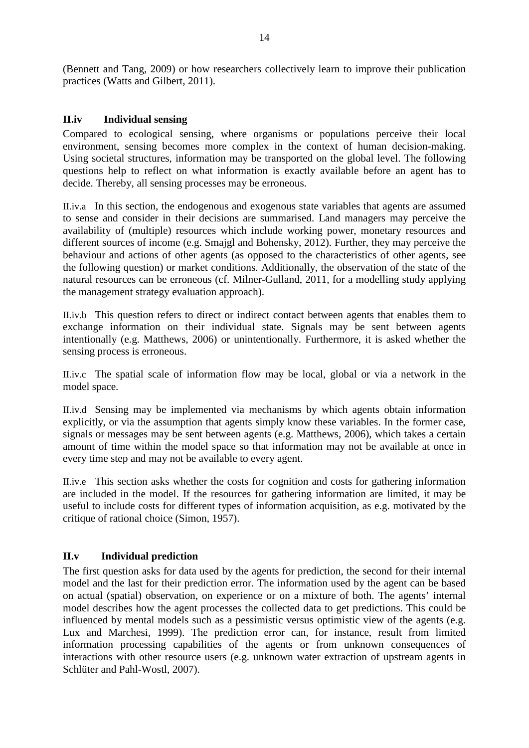(Bennett and Tang, 2009) or how researchers collectively learn to improve their publication practices (Watts and Gilbert, 2011).

### II.iv Individual sensing

Compared to ecological sensing, where organisms or populations perceive their local environment, sensing becomes more complex in the context of human decision-making. Using societal structures, information may be transported on the global level. The following questions help to reflect on what information is exactly available before an agent has to decide. Thereby, all sensing processes may be erroneous.

II.iv.a In this section, the endogenous and exogenous state variables that agents are assumed to sense and consider in their decisions are summarised. Land managers may perceive the availability of (multiple) resources which include working power, monetary resources and different sources of income (e.g. Smajgl and Bohensky, 2012). Further, they may perceive the behaviour and actions of other agents (as opposed to the characteristics of other agents, see the following question) or market conditions. Additionally, the observation of the state of the natural resources can be erroneous (cf. Milner-Gulland, 2011, for a modelling study applying the management strategy evaluation approach).

II.iv.b This question refers to direct or indirect contact between agents that enables them to exchange information on their individual state. Signals may be sent between agents intentionally (e.g. Matthews, 2006) or unintentionally. Furthermore, it is asked whether the sensing process is erroneous.

II.iv.c The spatial scale of information flow may be local, global or via a network in the model space.

II.iv.d Sensing may be implemented via mechanisms by which agents obtain information explicitly, or via the assumption that agents simply know these variables. In the former case, signals or messages may be sent between agents (e.g. Matthews, 2006), which takes a certain amount of time within the model space so that information may not be available at once in every time step and may not be available to every agent.

II.iv.e This section asks whether the costs for cognition and costs for gathering information are included in the model. If the resources for gathering information are limited, it may be useful to include costs for different types of information acquisition, as e.g. motivated by the critique of rational choice (Simon, 1957).

### II.v Individual prediction

The first question asks for data used by the agents for prediction, the second for their internal model and the last for their prediction error. The information used by the agent can be based on actual (spatial) observation, on experience or on a mixture of both. The agents' internal model describes how the agent processes the collected data to get predictions. This could be influenced by mental models such as a pessimistic versus optimistic view of the agents (e.g. Lux and Marchesi, 1999). The prediction error can, for instance, result from limited information processing capabilities of the agents or from unknown consequences of interactions with other resource users (e.g. unknown water extraction of upstream agents in Schlüter and Pahl-Wostl, 2007).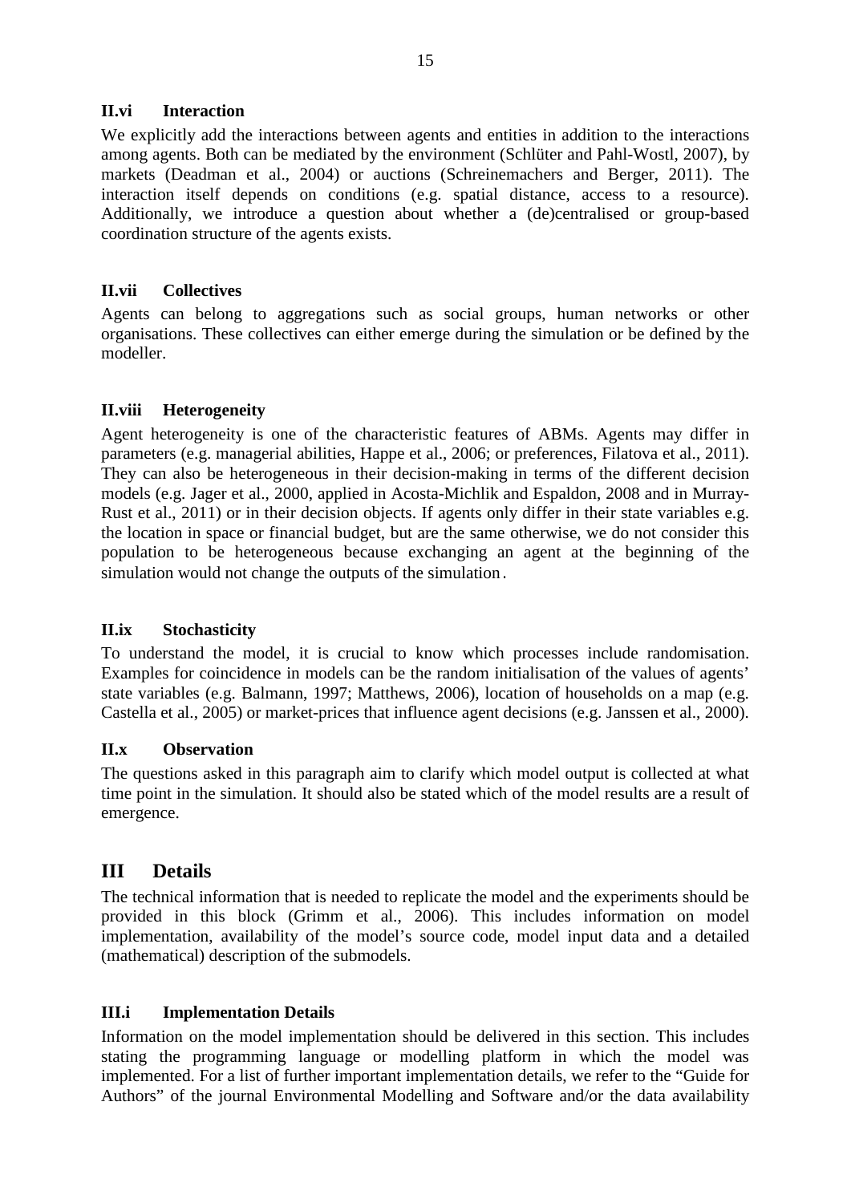### II.vi Interaction

We explicitly add the interactions between agents and entities in addition to the interactions among agents. Both can be mediated by the environment (Schlüter and Pahl-Wostl, 2007), by markets (Deadman et al., 2004) or auctions (Schreinemachers and Berger, 2011). The interaction itself depends on conditions (e.g. spatial distance, access to a resource). Additionally, we introduce a question about whether a (de)centralised or group-based coordination structure of the agents exists.

### II.vii Collectives

Agents can belong to aggregations such as social groups, human networks or other organisations. These collectives can either emerge during the simulation or be defined by the modeller.

### II.viii Heterogeneity

Agent heterogeneity is one of the characteristic features of ABMs. Agents may differ in parameters (e.g. managerial abilities, Happe et al., 2006; or preferences, Filatova et al., 2011). They can also be heterogeneous in their decision-making in terms of the different decision models (e.g. Jager et al., 2000, applied in Acosta-Michlik and Espaldon, 2008 and in Murray-Rust et al., 2011) or in their decision objects. If agents only differ in their state variables e.g. the location in space or financial budget, but are the same otherwise, we do not consider this population to be heterogeneous because exchanging an agent at the beginning of the simulation would not change the outputs of the simulation.

### II.ix Stochasticity

To understand the model, it is crucial to know which processes include randomisation. Examples for coincidence in models can be the random initialisation of the values of agents' state variables (e.g. Balmann, 1997; Matthews, 2006), location of households on a map (e.g. Castella et al., 2005) or market-prices that influence agent decisions (e.g. Janssen et al., 2000).

### II.x Observation

The questions asked in this paragraph aim to clarify which model output is collected at what time point in the simulation. It should also be stated which of the model results are a result of emergence.

## III Details

The technical information that is needed to replicate the model and the experiments should be provided in this block (Grimm et al., 2006). This includes information on model implementation, availability of the model's source code, model input data and a detailed (mathematical) description of the submodels.

### III.i Implementation Details

Information on the model implementation should be delivered in this section. This includes stating the programming language or modelling platform in which the model was implemented. For a list of further important implementation details, we refer to the "Guide for Authors" of the journal Environmental Modelling and Software and/or the data availability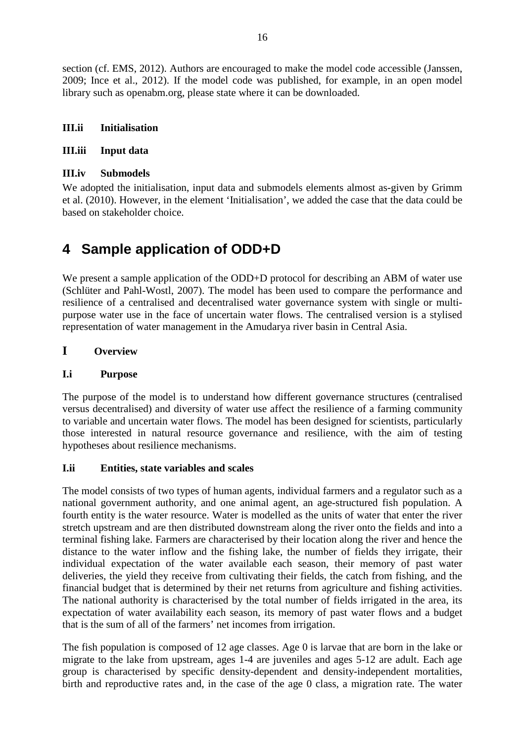section (cf. EMS, 2012). Authors are encouraged to make the model code accessible (Janssen, 2009; Ince et al., 2012). If the model code was published, for example, in an open model library such as openabm.org, please state where it can be downloaded.

### III.ii Initialisation

### III.iii Input data

### III.iv Submodels

We adopted the initialisation, input data and submodels elements almost as-given by Grimm et al. (2010). However, in the element 'Initialisation', we added the case that the data could be based on stakeholder choice.

# 4 Sample application of ODD+D

We present a sample application of the ODD+D protocol for describing an ABM of water use (Schlüter and Pahl-Wostl, 2007). The model has been used to compare the performance and resilience of a centralised and decentralised water governance system with single or multi-purpose water use in the face of uncertain water flows. The centralised version is a stylised representation of water management in the Amudarya river basin in Central Asia.

## I Overview

### I.i Purpose

The purpose of the model is to understand how different governance structures (centralised versus decentralised) and diversity of water use affect the resilience of a farming community to variable and uncertain water flows. The model has been designed for scientists, particularly those interested in natural resource governance and resilience, with the aim of testing hypotheses about resilience mechanisms.

### I.ii Entities, state variables and scales

The model consists of two types of human agents, individual farmers and a regulator such as a national government authority, and one animal agent, an age-structured fish population. A fourth entity is the water resource. Water is modelled as the units of water that enter the river stretch upstream and are then distributed downstream along the river onto the fields and into a terminal fishing lake. Farmers are characterised by their location along the river and hence the distance to the water inflow and the fishing lake, the number of fields they irrigate, their individual expectation of the water available each season, their memory of past water deliveries, the yield they receive from cultivating their fields, the catch from fishing, and the financial budget that is determined by their net returns from agriculture and fishing activities. The national authority is characterised by the total number of fields irrigated in the area, its expectation of water availability each season, its memory of past water flows and a budget that is the sum of all of the farmers' net incomes from irrigation.

The fish population is composed of 12 age classes. Age 0 is larvae that are born in the lake or migrate to the lake from upstream, ages 1-4 are juveniles and ages 5-12 are adult. Each age group is characterised by specific density-dependent and density-independent mortalities, birth and reproductive rates and, in the case of the age 0 class, a migration rate. The water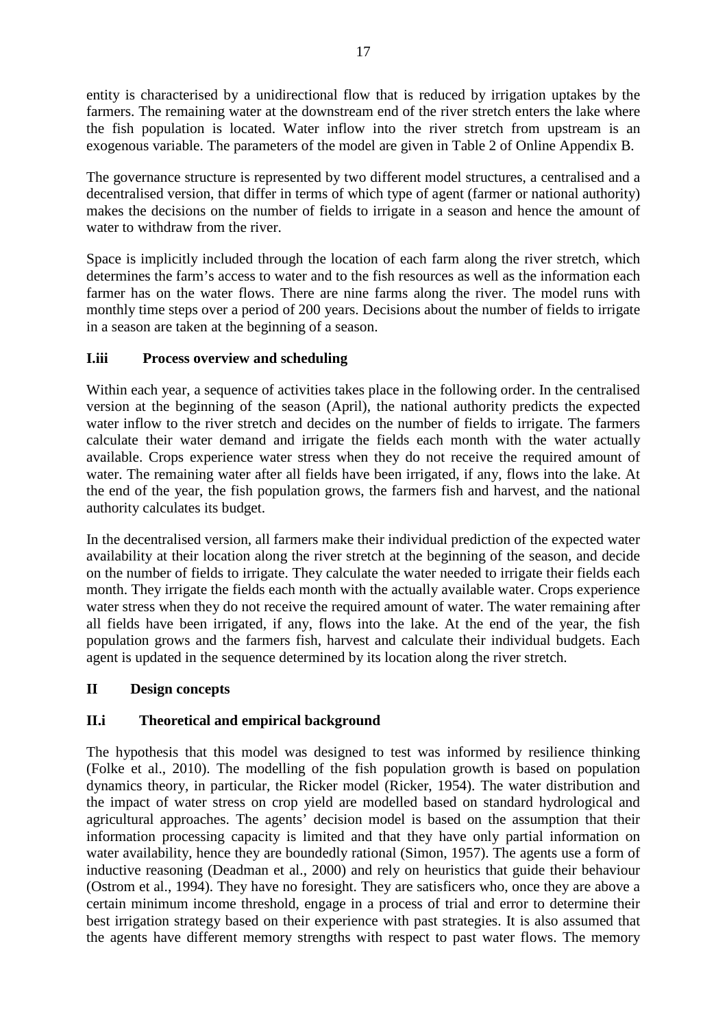entity is characterised by a unidirectional flow that is reduced by irrigation uptakes by the farmers. The remaining water at the downstream end of the river stretch enters the lake where the fish population is located. Water inflow into the river stretch from upstream is an exogenous variable. The parameters of the model are given in Table 2 of Online Appendix B.

The governance structure is represented by two different model structures, a centralised and a decentralised version, that differ in terms of which type of agent (farmer or national authority) makes the decisions on the number of fields to irrigate in a season and hence the amount of water to withdraw from the river.

Space is implicitly included through the location of each farm along the river stretch, which determines the farm's access to water and to the fish resources as well as the information each farmer has on the water flows. There are nine farms along the river. The model runs with monthly time steps over a period of 200 years. Decisions about the number of fields to irrigate in a season are taken at the beginning of a season.

### I.iii Process overview and scheduling

Within each year, a sequence of activities takes place in the following order. In the centralised version at the beginning of the season (April), the national authority predicts the expected water inflow to the river stretch and decides on the number of fields to irrigate. The farmers calculate their water demand and irrigate the fields each month with the water actually available. Crops experience water stress when they do not receive the required amount of water. The remaining water after all fields have been irrigated, if any, flows into the lake. At the end of the year, the fish population grows, the farmers fish and harvest, and the national authority calculates its budget.

In the decentralised version, all farmers make their individual prediction of the expected water availability at their location along the river stretch at the beginning of the season, and decide on the number of fields to irrigate. They calculate the water needed to irrigate their fields each month. They irrigate the fields each month with the actually available water. Crops experience water stress when they do not receive the required amount of water. The water remaining after all fields have been irrigated, if any, flows into the lake. At the end of the year, the fish population grows and the farmers fish, harvest and calculate their individual budgets. Each agent is updated in the sequence determined by its location along the river stretch.

## II Design concepts

### II.i Theoretical and empirical background

The hypothesis that this model was designed to test was informed by resilience thinking (Folke et al., 2010). The modelling of the fish population growth is based on population dynamics theory, in particular, the Ricker model (Ricker, 1954). The water distribution and the impact of water stress on crop yield are modelled based on standard hydrological and agricultural approaches. The agents' decision model is based on the assumption that their information processing capacity is limited and that they have only partial information on water availability, hence they are boundedly rational (Simon, 1957). The agents use a form of inductive reasoning (Deadman et al., 2000) and rely on heuristics that guide their behaviour (Ostrom et al., 1994). They have no foresight. They are satisficers who, once they are above a certain minimum income threshold, engage in a process of trial and error to determine their best irrigation strategy based on their experience with past strategies. It is also assumed that the agents have different memory strengths with respect to past water flows. The memory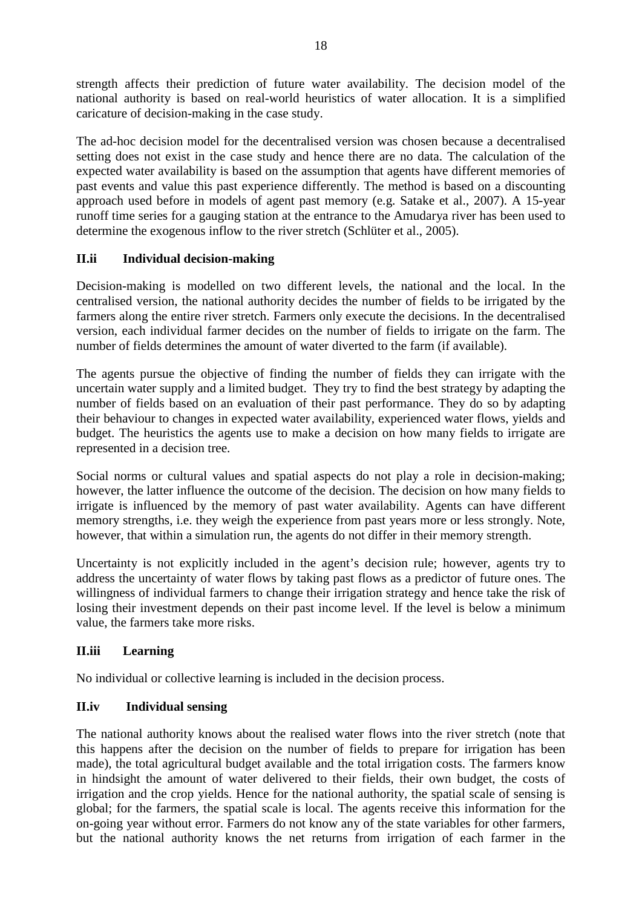strength affects their prediction of future water availability. The decision model of the national authority is based on real-world heuristics of water allocation. It is a simplified caricature of decision-making in the case study.

The ad-hoc decision model for the decentralised version was chosen because a decentralised setting does not exist in the case study and hence there are no data. The calculation of the expected water availability is based on the assumption that agents have different memories of past events and value this past experience differently. The method is based on a discounting approach used before in models of agent past memory (e.g. Satake et al., 2007). A 15-year runoff time series for a gauging station at the entrance to the Amudarya river has been used to determine the exogenous inflow to the river stretch (Schlüter et al., 2005).

### II.ii Individual decision-making

Decision-making is modelled on two different levels, the national and the local. In the centralised version, the national authority decides the number of fields to be irrigated by the farmers along the entire river stretch. Farmers only execute the decisions. In the decentralised version, each individual farmer decides on the number of fields to irrigate on the farm. The number of fields determines the amount of water diverted to the farm (if available).

The agents pursue the objective of finding the number of fields they can irrigate with the uncertain water supply and a limited budget. They try to find the best strategy by adapting the number of fields based on an evaluation of their past performance. They do so by adapting their behaviour to changes in expected water availability, experienced water flows, yields and budget. The heuristics the agents use to make a decision on how many fields to irrigate are represented in a decision tree.

Social norms or cultural values and spatial aspects do not play a role in decision-making; however, the latter influence the outcome of the decision. The decision on how many fields to irrigate is influenced by the memory of past water availability. Agents can have different memory strengths, i.e. they weigh the experience from past years more or less strongly. Note, however, that within a simulation run, the agents do not differ in their memory strength.

Uncertainty is not explicitly included in the agent's decision rule; however, agents try to address the uncertainty of water flows by taking past flows as a predictor of future ones. The willingness of individual farmers to change their irrigation strategy and hence take the risk of losing their investment depends on their past income level. If the level is below a minimum value, the farmers take more risks.

### II.iii Learning

No individual or collective learning is included in the decision process.

### II.iv Individual sensing

The national authority knows about the realised water flows into the river stretch (note that this happens after the decision on the number of fields to prepare for irrigation has been made), the total agricultural budget available and the total irrigation costs. The farmers know in hindsight the amount of water delivered to their fields, their own budget, the costs of irrigation and the crop yields. Hence for the national authority, the spatial scale of sensing is global; for the farmers, the spatial scale is local. The agents receive this information for the on-going year without error. Farmers do not know any of the state variables for other farmers, but the national authority knows the net returns from irrigation of each farmer in the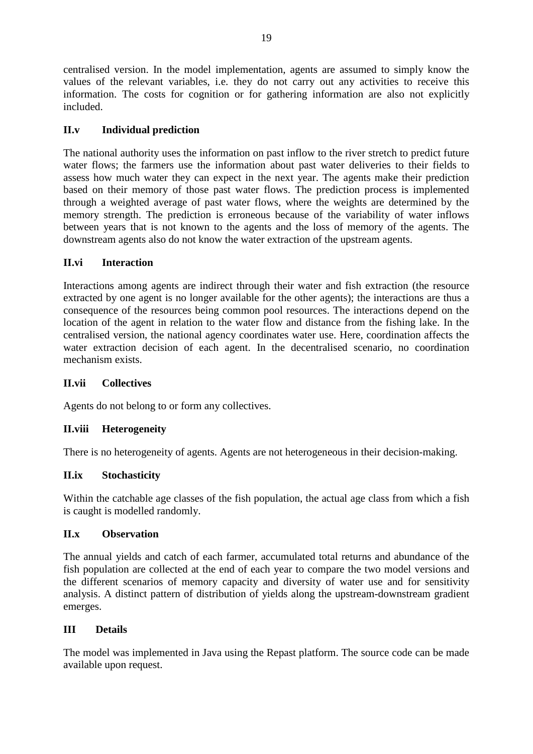centralised version. In the model implementation, agents are assumed to simply know the values of the relevant variables, i.e. they do not carry out any activities to receive this information. The costs for cognition or for gathering information are also not explicitly included.

### II.v Individual prediction

The national authority uses the information on past inflow to the river stretch to predict future water flows; the farmers use the information about past water deliveries to their fields to assess how much water they can expect in the next year. The agents make their prediction based on their memory of those past water flows. The prediction process is implemented through a weighted average of past water flows, where the weights are determined by the memory strength. The prediction is erroneous because of the variability of water inflows between years that is not known to the agents and the loss of memory of the agents. The downstream agents also do not know the water extraction of the upstream agents.

### II.vi Interaction

Interactions among agents are indirect through their water and fish extraction (the resource extracted by one agent is no longer available for the other agents); the interactions are thus a consequence of the resources being common pool resources. The interactions depend on the location of the agent in relation to the water flow and distance from the fishing lake. In the centralised version, the national agency coordinates water use. Here, coordination affects the water extraction decision of each agent. In the decentralised scenario, no coordination mechanism exists.

### II.vii Collectives

Agents do not belong to or form any collectives.

### II.viii Heterogeneity

There is no heterogeneity of agents. Agents are not heterogeneous in their decision-making.

### II.ix Stochasticity

Within the catchable age classes of the fish population, the actual age class from which a fish is caught is modelled randomly.

### II.x Observation

The annual yields and catch of each farmer, accumulated total returns and abundance of the fish population are collected at the end of each year to compare the two model versions and the different scenarios of memory capacity and diversity of water use and for sensitivity analysis. A distinct pattern of distribution of yields along the upstream-downstream gradient emerges.

## III Details

The model was implemented in Java using the Repast platform. The source code can be made available upon request.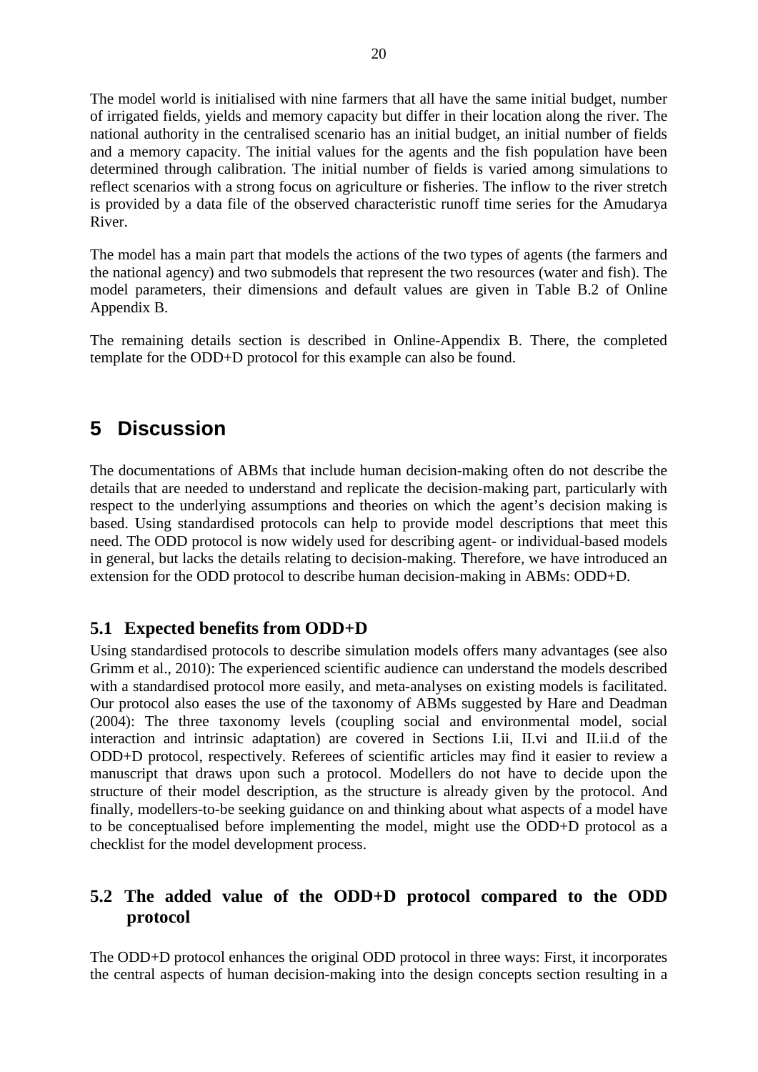The model world is initialised with nine farmers that all have the same initial budget, number of irrigated fields, yields and memory capacity but differ in their location along the river. The national authority in the centralised scenario has an initial budget, an initial number of fields and a memory capacity. The initial values for the agents and the fish population have been determined through calibration. The initial number of fields is varied among simulations to reflect scenarios with a strong focus on agriculture or fisheries. The inflow to the river stretch is provided by a data file of the observed characteristic runoff time series for the Amudarya River.

The model has a main part that models the actions of the two types of agents (the farmers and the national agency) and two submodels that represent the two resources (water and fish). The model parameters, their dimensions and default values are given in Table B.2 of Online Appendix B.

The remaining details section is described in Online-Appendix B. There, the completed template for the ODD+D protocol for this example can also be found.

# 5 Discussion

The documentations of ABMs that include human decision-making often do not describe the details that are needed to understand and replicate the decision-making part, particularly with respect to the underlying assumptions and theories on which the agent's decision making is based. Using standardised protocols can help to provide model descriptions that meet this need. The ODD protocol is now widely used for describing agent- or individual-based models in general, but lacks the details relating to decision-making. Therefore, we have introduced an extension for the ODD protocol to describe human decision-making in ABMs: ODD+D.

## 5.1 Expected benefits from ODD+D

Using standardised protocols to describe simulation models offers many advantages (see also Grimm et al., 2010): The experienced scientific audience can understand the models described with a standardised protocol more easily, and meta-analyses on existing models is facilitated. Our protocol also eases the use of the taxonomy of ABMs suggested by Hare and Deadman (2004): The three taxonomy levels (coupling social and environmental model, social interaction and intrinsic adaptation) are covered in Sections I.ii, II.vi and II.ii.d of the ODD+D protocol, respectively. Referees of scientific articles may find it easier to review a manuscript that draws upon such a protocol. Modellers do not have to decide upon the structure of their model description, as the structure is already given by the protocol. And finally, modellers-to-be seeking guidance on and thinking about what aspects of a model have to be conceptualised before implementing the model, might use the ODD+D protocol as a checklist for the model development process.

## 5.2 The added value of the ODD+D protocol compared to the ODD protocol

The ODD+D protocol enhances the original ODD protocol in three ways: First, it incorporates the central aspects of human decision-making into the design concepts section resulting in a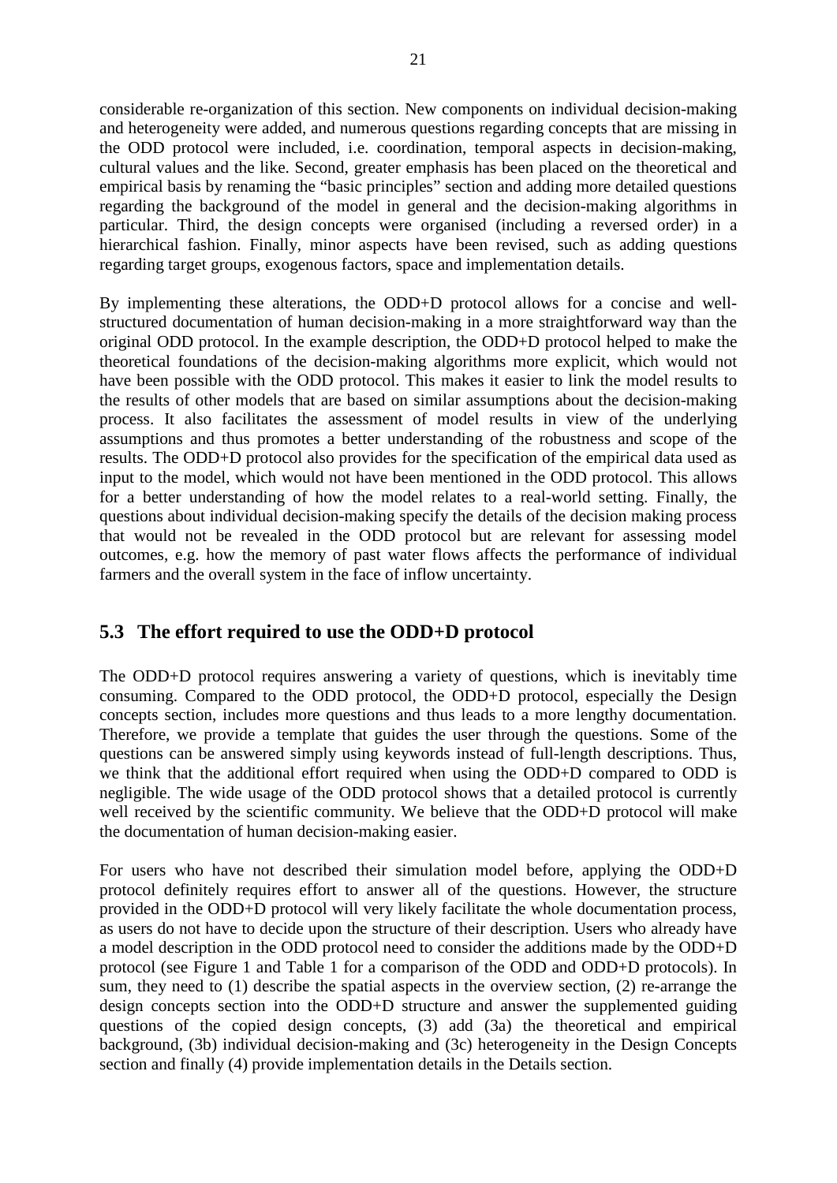considerable re-organization of this section. New components on individual decision-making and heterogeneity were added, and numerous questions regarding concepts that are missing in the ODD protocol were included, i.e. coordination, temporal aspects in decision-making, cultural values and the like. Second, greater emphasis has been placed on the theoretical and empirical basis by renaming the "basic principles" section and adding more detailed questions regarding the background of the model in general and the decision-making algorithms in particular. Third, the design concepts were organised (including a reversed order) in a hierarchical fashion. Finally, minor aspects have been revised, such as adding questions regarding target groups, exogenous factors, space and implementation details.

By implementing these alterations, the ODD+D protocol allows for a concise and well-structured documentation of human decision-making in a more straightforward way than the original ODD protocol. In the example description, the ODD+D protocol helped to make the theoretical foundations of the decision-making algorithms more explicit, which would not have been possible with the ODD protocol. This makes it easier to link the model results to the results of other models that are based on similar assumptions about the decision-making process. It also facilitates the assessment of model results in view of the underlying assumptions and thus promotes a better understanding of the robustness and scope of the results. The ODD+D protocol also provides for the specification of the empirical data used as input to the model, which would not have been mentioned in the ODD protocol. This allows for a better understanding of how the model relates to a real-world setting. Finally, the questions about individual decision-making specify the details of the decision making process that would not be revealed in the ODD protocol but are relevant for assessing model outcomes, e.g. how the memory of past water flows affects the performance of individual farmers and the overall system in the face of inflow uncertainty.

## 5.3 The effort required to use the ODD+D protocol

The ODD+D protocol requires answering a variety of questions, which is inevitably time consuming. Compared to the ODD protocol, the ODD+D protocol, especially the Design concepts section, includes more questions and thus leads to a more lengthy documentation. Therefore, we provide a template that guides the user through the questions. Some of the questions can be answered simply using keywords instead of full-length descriptions. Thus, we think that the additional effort required when using the ODD+D compared to ODD is negligible. The wide usage of the ODD protocol shows that a detailed protocol is currently well received by the scientific community. We believe that the ODD+D protocol will make the documentation of human decision-making easier.

For users who have not described their simulation model before, applying the ODD+D protocol definitely requires effort to answer all of the questions. However, the structure provided in the ODD+D protocol will very likely facilitate the whole documentation process, as users do not have to decide upon the structure of their description. Users who already have a model description in the ODD protocol need to consider the additions made by the ODD+D protocol (see Figure 1 and Table 1 for a comparison of the ODD and ODD+D protocols). In sum, they need to (1) describe the spatial aspects in the overview section, (2) re-arrange the design concepts section into the ODD+D structure and answer the supplemented guiding questions of the copied design concepts, (3) add (3a) the theoretical and empirical background, (3b) individual decision-making and (3c) heterogeneity in the Design Concepts section and finally (4) provide implementation details in the Details section.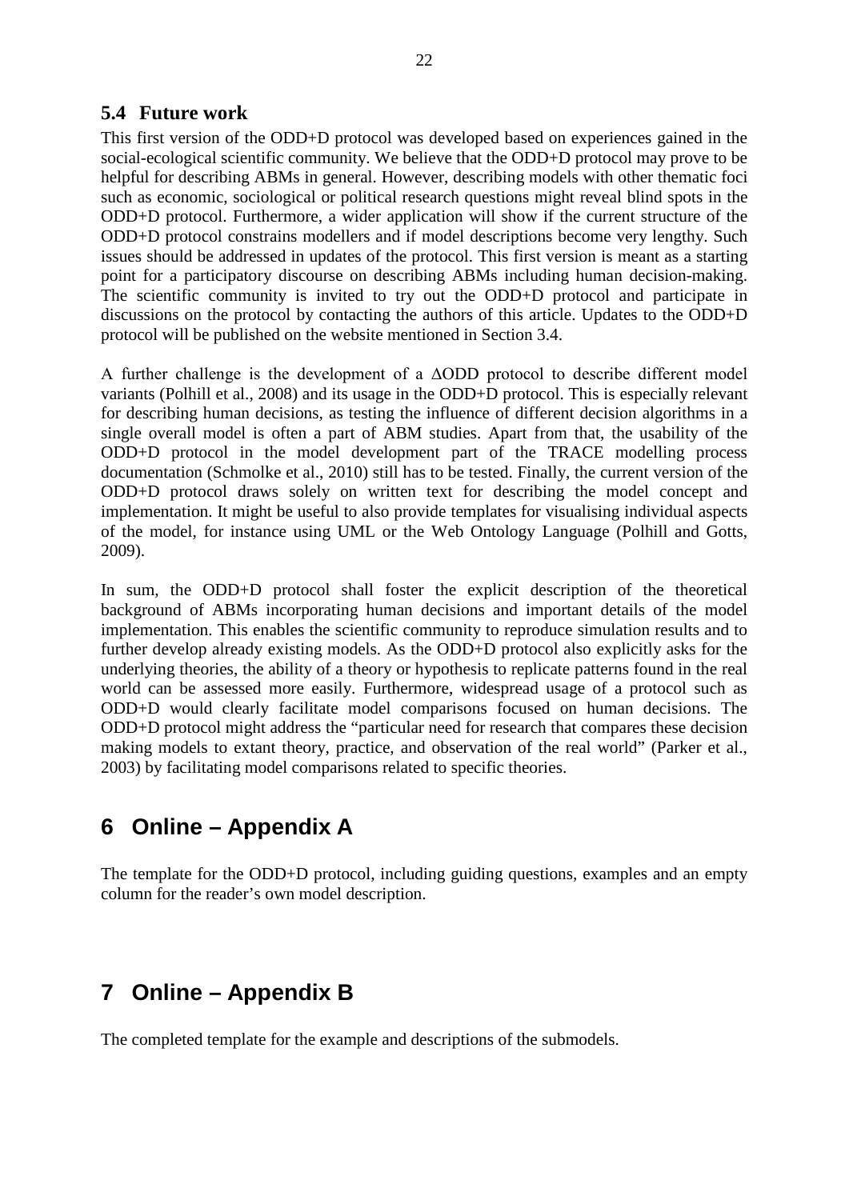### 5.4 Future work

This first version of the ODD+D protocol was developed based on experiences gained in the social-ecological scientific community. We believe that the ODD+D protocol may prove to be helpful for describing ABMs in general. However, describing models with other thematic foci such as economic, sociological or political research questions might reveal blind spots in the ODD+D protocol. Furthermore, a wider application will show if the current structure of the ODD+D protocol constrains modellers and if model descriptions become very lengthy. Such issues should be addressed in updates of the protocol. This first version is meant as a starting point for a participatory discourse on describing ABMs including human decision-making. The scientific community is invited to try out the ODD+D protocol and participate in discussions on the protocol by contacting the authors of this article. Updates to the ODD+D protocol will be published on the website mentioned in Section 3.4.

A further challenge is the development of a ΔODD protocol to describe different model variants (Polhill et al., 2008) and its usage in the ODD+D protocol. This is especially relevant for describing human decisions, as testing the influence of different decision algorithms in a single overall model is often a part of ABM studies. Apart from that, the usability of the ODD+D protocol in the model development part of the TRACE modelling process documentation (Schmolke et al., 2010) still has to be tested. Finally, the current version of the ODD+D protocol draws solely on written text for describing the model concept and implementation. It might be useful to also provide templates for visualising individual aspects of the model, for instance using UML or the Web Ontology Language (Polhill and Gotts, 2009).

In sum, the ODD+D protocol shall foster the explicit description of the theoretical background of ABMs incorporating human decisions and important details of the model implementation. This enables the scientific community to reproduce simulation results and to further develop already existing models. As the ODD+D protocol also explicitly asks for the underlying theories, the ability of a theory or hypothesis to replicate patterns found in the real world can be assessed more easily. Furthermore, widespread usage of a protocol such as ODD+D would clearly facilitate model comparisons focused on human decisions. The ODD+D protocol might address the "particular need for research that compares these decision making models to extant theory, practice, and observation of the real world" (Parker et al., 2003) by facilitating model comparisons related to specific theories.

# 6 Online – Appendix A

The template for the ODD+D protocol, including guiding questions, examples and an empty column for the reader's own model description.

# 7 Online – Appendix B

The completed template for the example and descriptions of the submodels.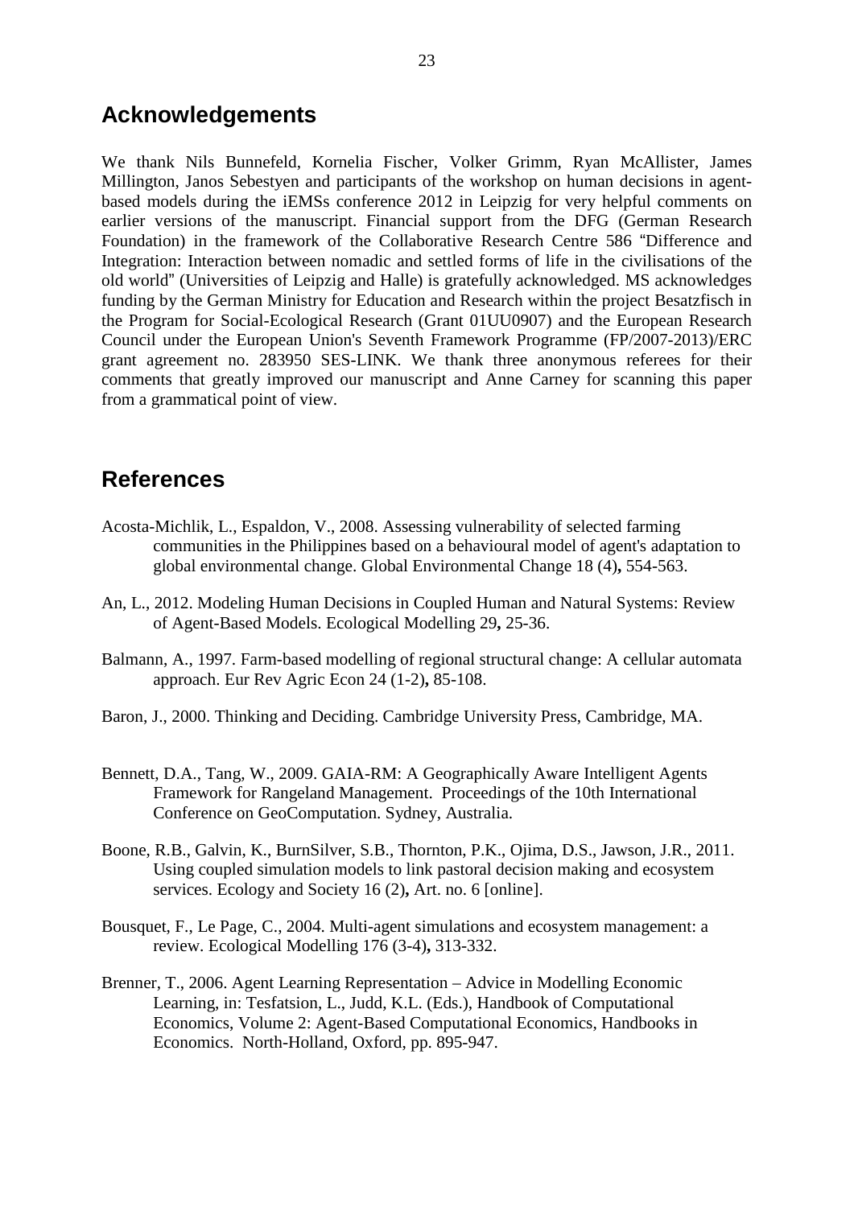## Acknowledgements

We thank Nils Bunnefeld, Kornelia Fischer, Volker Grimm, Ryan McAllister, James Millington, Janos Sebestyen and participants of the workshop on human decisions in agent-based models during the iEMSs conference 2012 in Leipzig for very helpful comments on earlier versions of the manuscript. Financial support from the DFG (German Research Foundation) in the framework of the Collaborative Research Centre 586 "Difference and Integration: Interaction between nomadic and settled forms of life in the civilisations of the old world" (Universities of Leipzig and Halle) is gratefully acknowledged. MS acknowledges funding by the German Ministry for Education and Research within the project Besatzfisch in the Program for Social-Ecological Research (Grant 01UU0907) and the European Research Council under the European Union's Seventh Framework Programme (FP/2007-2013)/ERC grant agreement no. 283950 SES-LINK. We thank three anonymous referees for their comments that greatly improved our manuscript and Anne Carney for scanning this paper from a grammatical point of view.

## References

Acosta-Michlik, L., Espaldon, V., 2008. Assessing vulnerability of selected farming communities in the Philippines based on a behavioural model of agent's adaptation to global environmental change. Global Environmental Change 18 (4)**,** 554-563.

An, L., 2012. Modeling Human Decisions in Coupled Human and Natural Systems: Review of Agent-Based Models. Ecological Modelling 29**,** 25-36.

Balmann, A., 1997. Farm-based modelling of regional structural change: A cellular automata approach. Eur Rev Agric Econ 24 (1-2)**,** 85-108.

Baron, J., 2000. Thinking and Deciding. Cambridge University Press, Cambridge, MA.

Bennett, D.A., Tang, W., 2009. GAIA-RM: A Geographically Aware Intelligent Agents Framework for Rangeland Management. Proceedings of the 10th International Conference on GeoComputation. Sydney, Australia.

Boone, R.B., Galvin, K., BurnSilver, S.B., Thornton, P.K., Ojima, D.S., Jawson, J.R., 2011. Using coupled simulation models to link pastoral decision making and ecosystem services. Ecology and Society 16 (2)**,** Art. no. 6 [online].

Bousquet, F., Le Page, C., 2004. Multi-agent simulations and ecosystem management: a review. Ecological Modelling 176 (3-4)**,** 313-332.

Brenner, T., 2006. Agent Learning Representation – Advice in Modelling Economic Learning, in: Tesfatsion, L., Judd, K.L. (Eds.), Handbook of Computational Economics, Volume 2: Agent-Based Computational Economics, Handbooks in Economics. North-Holland, Oxford, pp. 895-947.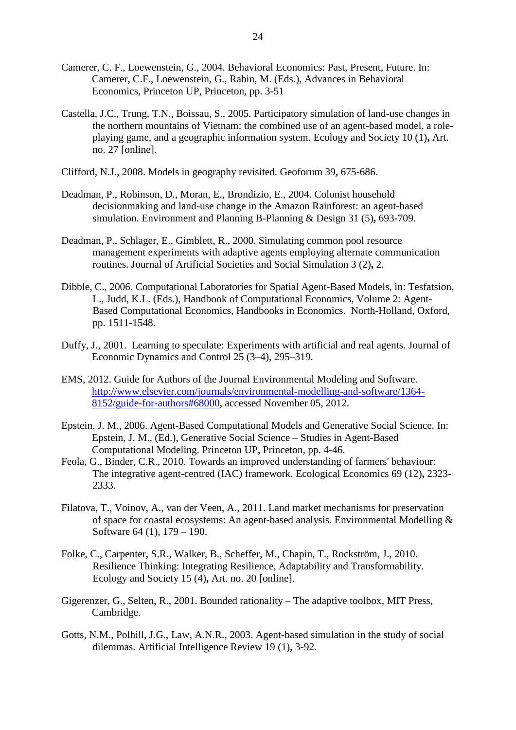Camerer, C. F., Loewenstein, G., 2004. Behavioral Economics: Past, Present, Future. In: Camerer, C.F., Loewenstein, G., Rabin, M. (Eds.), Advances in Behavioral Economics, Princeton UP, Princeton, pp. 3-51

Castella, J.C., Trung, T.N., Boissau, S., 2005. Participatory simulation of land-use changes in the northern mountains of Vietnam: the combined use of an agent-based model, a role-playing game, and a geographic information system. Ecology and Society 10 (1), Art. no. 27 [online].

Clifford, N.J., 2008. Models in geography revisited. Geoforum 39, 675-686.

Deadman, P., Robinson, D., Moran, E., Brondizio, E., 2004. Colonist household decisionmaking and land-use change in the Amazon Rainforest: an agent-based simulation. Environment and Planning B-Planning & Design 31 (5), 693-709.

Deadman, P., Schlager, E., Gimblett, R., 2000. Simulating common pool resource management experiments with adaptive agents employing alternate communication routines. Journal of Artificial Societies and Social Simulation 3 (2), 2.

Dibble, C., 2006. Computational Laboratories for Spatial Agent-Based Models, in: Tesfatsion, L., Judd, K.L. (Eds.), Handbook of Computational Economics, Volume 2: Agent-Based Computational Economics, Handbooks in Economics. North-Holland, Oxford, pp. 1511-1548.

Duffy, J., 2001. Learning to speculate: Experiments with artificial and real agents. Journal of Economic Dynamics and Control 25 (3–4), 295–319.

EMS, 2012. Guide for Authors of the Journal Environmental Modeling and Software. http://www.elsevier.com/journals/environmental-modelling-and-software/1364-8152/guide-for-authors#68000, accessed November 05, 2012.

Epstein, J. M., 2006. Agent-Based Computational Models and Generative Social Science. In: Epstein, J. M., (Ed.), Generative Social Science – Studies in Agent-Based Computational Modeling. Princeton UP, Princeton, pp. 4-46.

Feola, G., Binder, C.R., 2010. Towards an improved understanding of farmers' behaviour: The integrative agent-centred (IAC) framework. Ecological Economics 69 (12), 2323-2333.

Filatova, T., Voinov, A., van der Veen, A., 2011. Land market mechanisms for preservation of space for coastal ecosystems: An agent-based analysis. Environmental Modelling & Software 64 (1), 179 – 190.

Folke, C., Carpenter, S.R., Walker, B., Scheffer, M., Chapin, T., Rockström, J., 2010. Resilience Thinking: Integrating Resilience, Adaptability and Transformability. Ecology and Society 15 (4), Art. no. 20 [online].

Gigerenzer, G., Selten, R., 2001. Bounded rationality – The adaptive toolbox, MIT Press, Cambridge.

Gotts, N.M., Polhill, J.G., Law, A.N.R., 2003. Agent-based simulation in the study of social dilemmas. Artificial Intelligence Review 19 (1), 3-92.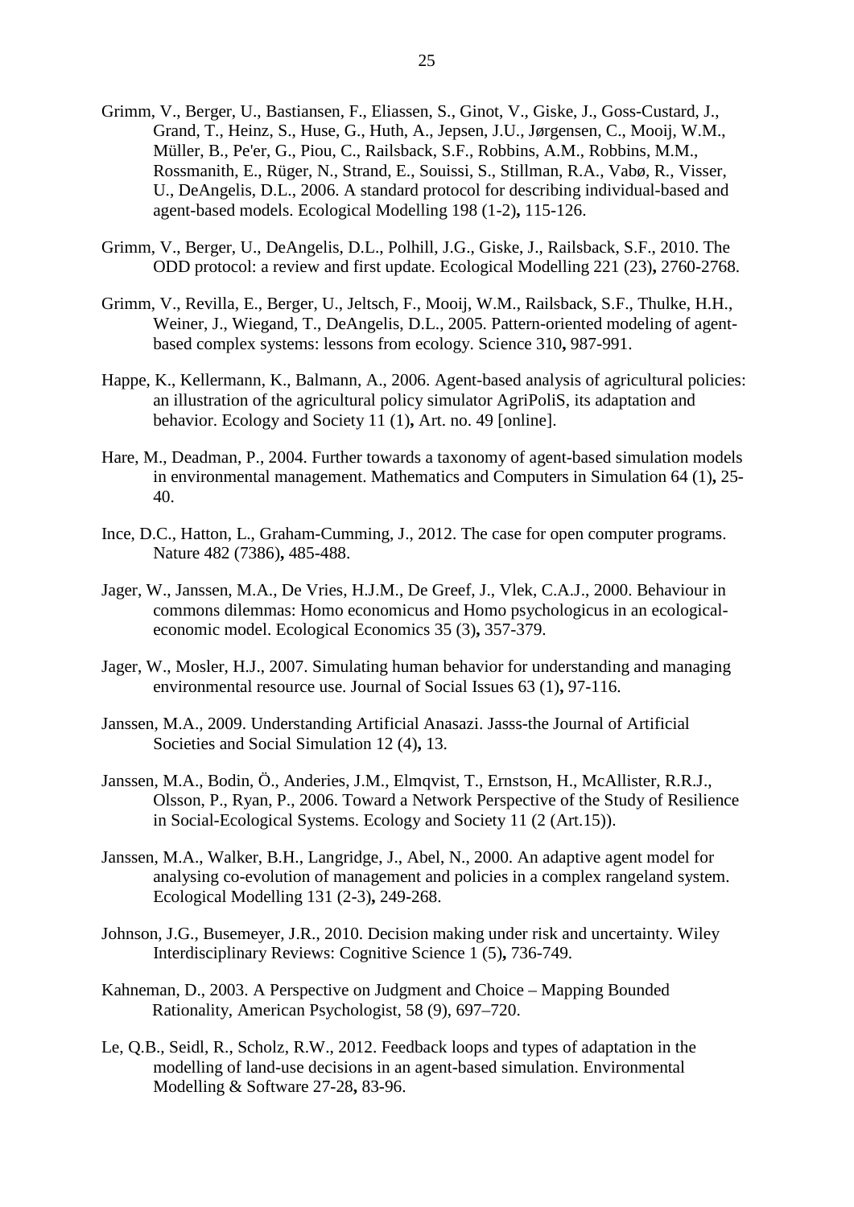Grimm, V., Berger, U., Bastiansen, F., Eliassen, S., Ginot, V., Giske, J., Goss-Custard, J., Grand, T., Heinz, S., Huse, G., Huth, A., Jepsen, J.U., Jørgensen, C., Mooij, W.M., Müller, B., Pe'er, G., Piou, C., Railsback, S.F., Robbins, A.M., Robbins, M.M., Rossmanith, E., Rüger, N., Strand, E., Souissi, S., Stillman, R.A., Vabø, R., Visser, U., DeAngelis, D.L., 2006. A standard protocol for describing individual-based and agent-based models. Ecological Modelling 198 (1-2)**,** 115-126.

Grimm, V., Berger, U., DeAngelis, D.L., Polhill, J.G., Giske, J., Railsback, S.F., 2010. The ODD protocol: a review and first update. Ecological Modelling 221 (23)**,** 2760-2768.

Grimm, V., Revilla, E., Berger, U., Jeltsch, F., Mooij, W.M., Railsback, S.F., Thulke, H.H., Weiner, J., Wiegand, T., DeAngelis, D.L., 2005. Pattern-oriented modeling of agent-based complex systems: lessons from ecology. Science 310**,** 987-991.

Happe, K., Kellermann, K., Balmann, A., 2006. Agent-based analysis of agricultural policies: an illustration of the agricultural policy simulator AgriPoliS, its adaptation and behavior. Ecology and Society 11 (1)**,** Art. no. 49 [online].

Hare, M., Deadman, P., 2004. Further towards a taxonomy of agent-based simulation models in environmental management. Mathematics and Computers in Simulation 64 (1)**,** 25-40.

Ince, D.C., Hatton, L., Graham-Cumming, J., 2012. The case for open computer programs. Nature 482 (7386)**,** 485-488.

Jager, W., Janssen, M.A., De Vries, H.J.M., De Greef, J., Vlek, C.A.J., 2000. Behaviour in commons dilemmas: Homo economicus and Homo psychologicus in an ecological-economic model. Ecological Economics 35 (3)**,** 357-379.

Jager, W., Mosler, H.J., 2007. Simulating human behavior for understanding and managing environmental resource use. Journal of Social Issues 63 (1)**,** 97-116.

Janssen, M.A., 2009. Understanding Artificial Anasazi. Jasss-the Journal of Artificial Societies and Social Simulation 12 (4)**,** 13.

Janssen, M.A., Bodin, Ö., Anderies, J.M., Elmqvist, T., Ernstson, H., McAllister, R.R.J., Olsson, P., Ryan, P., 2006. Toward a Network Perspective of the Study of Resilience in Social-Ecological Systems. Ecology and Society 11 (2 (Art.15)).

Janssen, M.A., Walker, B.H., Langridge, J., Abel, N., 2000. An adaptive agent model for analysing co-evolution of management and policies in a complex rangeland system. Ecological Modelling 131 (2-3)**,** 249-268.

Johnson, J.G., Busemeyer, J.R., 2010. Decision making under risk and uncertainty. Wiley Interdisciplinary Reviews: Cognitive Science 1 (5)**,** 736-749.

Kahneman, D., 2003. A Perspective on Judgment and Choice – Mapping Bounded Rationality, American Psychologist, 58 (9), 697–720.

Le, Q.B., Seidl, R., Scholz, R.W., 2012. Feedback loops and types of adaptation in the modelling of land-use decisions in an agent-based simulation. Environmental Modelling & Software 27-28**,** 83-96.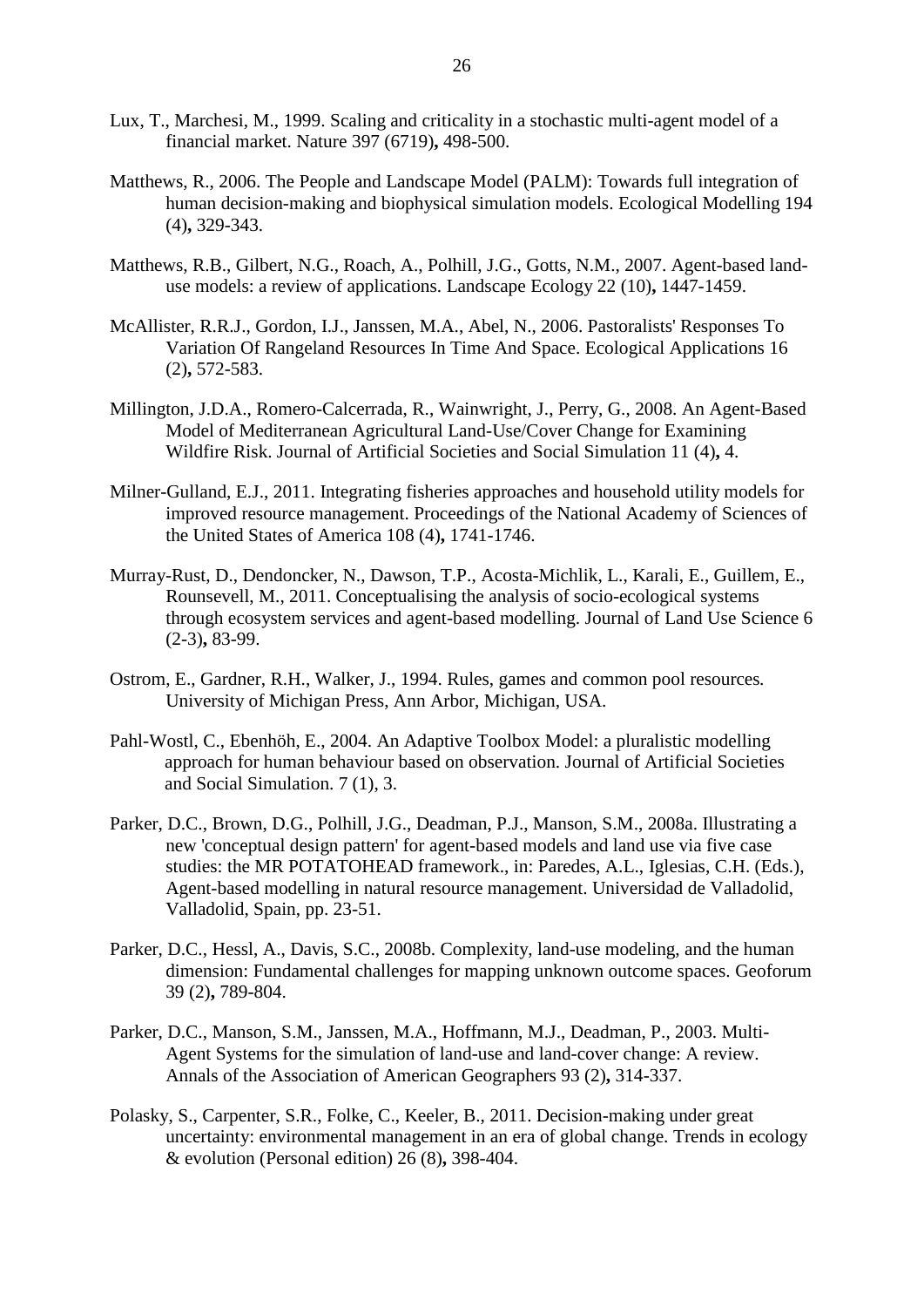Lux, T., Marchesi, M., 1999. Scaling and criticality in a stochastic multi-agent model of a financial market. Nature 397 (6719), 498-500.

Matthews, R., 2006. The People and Landscape Model (PALM): Towards full integration of human decision-making and biophysical simulation models. Ecological Modelling 194 (4), 329-343.

Matthews, R.B., Gilbert, N.G., Roach, A., Polhill, J.G., Gotts, N.M., 2007. Agent-based land-use models: a review of applications. Landscape Ecology 22 (10), 1447-1459.

McAllister, R.R.J., Gordon, I.J., Janssen, M.A., Abel, N., 2006. Pastoralists' Responses To Variation Of Rangeland Resources In Time And Space. Ecological Applications 16 (2), 572-583.

Millington, J.D.A., Romero-Calcerrada, R., Wainwright, J., Perry, G., 2008. An Agent-Based Model of Mediterranean Agricultural Land-Use/Cover Change for Examining Wildfire Risk. Journal of Artificial Societies and Social Simulation 11 (4), 4.

Milner-Gulland, E.J., 2011. Integrating fisheries approaches and household utility models for improved resource management. Proceedings of the National Academy of Sciences of the United States of America 108 (4), 1741-1746.

Murray-Rust, D., Dendoncker, N., Dawson, T.P., Acosta-Michlik, L., Karali, E., Guillem, E., Rounsevell, M., 2011. Conceptualising the analysis of socio-ecological systems through ecosystem services and agent-based modelling. Journal of Land Use Science 6 (2-3), 83-99.

Ostrom, E., Gardner, R.H., Walker, J., 1994. Rules, games and common pool resources. University of Michigan Press, Ann Arbor, Michigan, USA.

Pahl-Wostl, C., Ebenhöh, E., 2004. An Adaptive Toolbox Model: a pluralistic modelling approach for human behaviour based on observation. Journal of Artificial Societies and Social Simulation. 7 (1), 3.

Parker, D.C., Brown, D.G., Polhill, J.G., Deadman, P.J., Manson, S.M., 2008a. Illustrating a new 'conceptual design pattern' for agent-based models and land use via five case studies: the MR POTATOHEAD framework., in: Paredes, A.L., Iglesias, C.H. (Eds.), Agent-based modelling in natural resource management. Universidad de Valladolid, Valladolid, Spain, pp. 23-51.

Parker, D.C., Hessl, A., Davis, S.C., 2008b. Complexity, land-use modeling, and the human dimension: Fundamental challenges for mapping unknown outcome spaces. Geoforum 39 (2), 789-804.

Parker, D.C., Manson, S.M., Janssen, M.A., Hoffmann, M.J., Deadman, P., 2003. Multi-Agent Systems for the simulation of land-use and land-cover change: A review. Annals of the Association of American Geographers 93 (2), 314-337.

Polasky, S., Carpenter, S.R., Folke, C., Keeler, B., 2011. Decision-making under great uncertainty: environmental management in an era of global change. Trends in ecology & evolution (Personal edition) 26 (8), 398-404.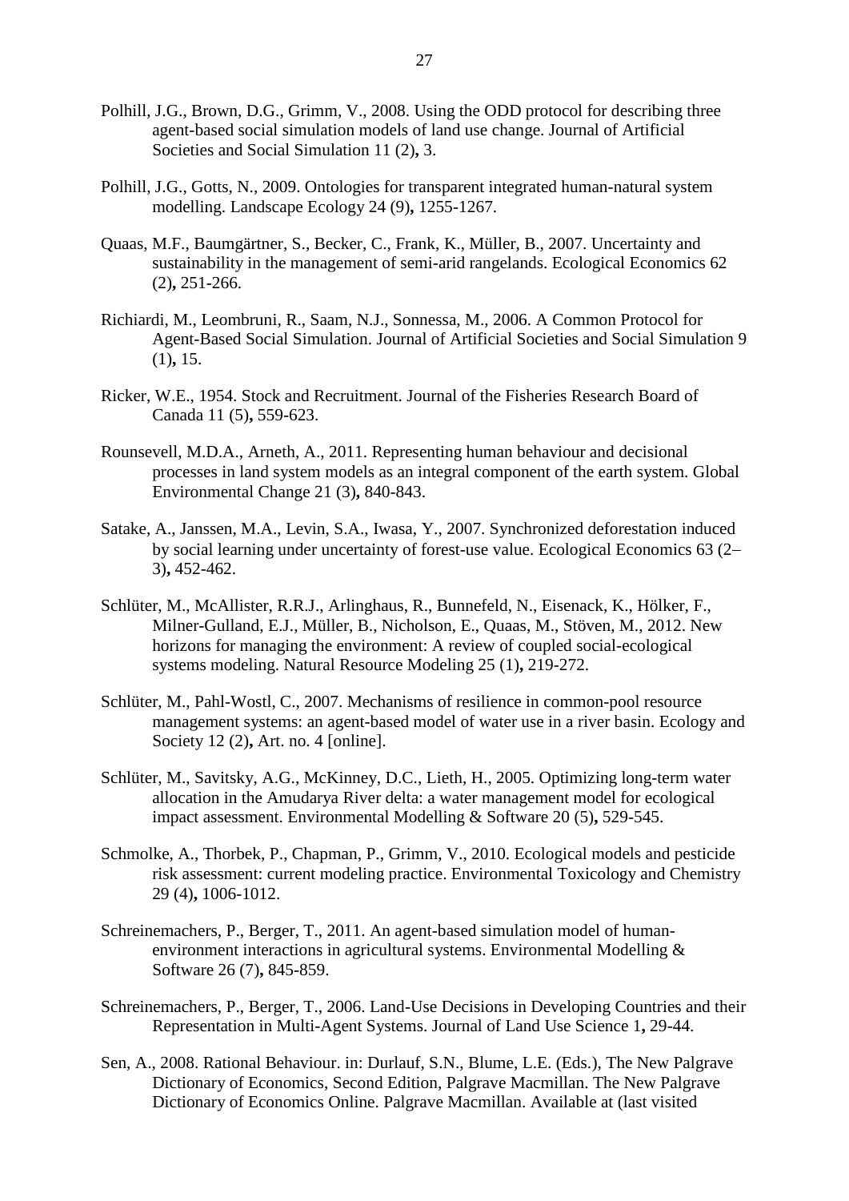Polhill, J.G., Brown, D.G., Grimm, V., 2008. Using the ODD protocol for describing three agent-based social simulation models of land use change. Journal of Artificial Societies and Social Simulation 11 (2)**,** 3.

Polhill, J.G., Gotts, N., 2009. Ontologies for transparent integrated human-natural system modelling. Landscape Ecology 24 (9)**,** 1255-1267.

Quaas, M.F., Baumgärtner, S., Becker, C., Frank, K., Müller, B., 2007. Uncertainty and sustainability in the management of semi-arid rangelands. Ecological Economics 62 (2)**,** 251-266.

Richiardi, M., Leombruni, R., Saam, N.J., Sonnessa, M., 2006. A Common Protocol for Agent-Based Social Simulation. Journal of Artificial Societies and Social Simulation 9 (1)**,** 15.

Ricker, W.E., 1954. Stock and Recruitment. Journal of the Fisheries Research Board of Canada 11 (5)**,** 559-623.

Rounsevell, M.D.A., Arneth, A., 2011. Representing human behaviour and decisional processes in land system models as an integral component of the earth system. Global Environmental Change 21 (3)**,** 840-843.

Satake, A., Janssen, M.A., Levin, S.A., Iwasa, Y., 2007. Synchronized deforestation induced by social learning under uncertainty of forest-use value. Ecological Economics 63 (2–3)**,** 452-462.

Schlüter, M., McAllister, R.R.J., Arlinghaus, R., Bunnefeld, N., Eisenack, K., Hölker, F., Milner-Gulland, E.J., Müller, B., Nicholson, E., Quaas, M., Stöven, M., 2012. New horizons for managing the environment: A review of coupled social-ecological systems modeling. Natural Resource Modeling 25 (1)**,** 219-272.

Schlüter, M., Pahl-Wostl, C., 2007. Mechanisms of resilience in common-pool resource management systems: an agent-based model of water use in a river basin. Ecology and Society 12 (2)**,** Art. no. 4 [online].

Schlüter, M., Savitsky, A.G., McKinney, D.C., Lieth, H., 2005. Optimizing long-term water allocation in the Amudarya River delta: a water management model for ecological impact assessment. Environmental Modelling & Software 20 (5)**,** 529-545.

Schmolke, A., Thorbek, P., Chapman, P., Grimm, V., 2010. Ecological models and pesticide risk assessment: current modeling practice. Environmental Toxicology and Chemistry 29 (4)**,** 1006-1012.

Schreinemachers, P., Berger, T., 2011. An agent-based simulation model of human-environment interactions in agricultural systems. Environmental Modelling & Software 26 (7)**,** 845-859.

Schreinemachers, P., Berger, T., 2006. Land-Use Decisions in Developing Countries and their Representation in Multi-Agent Systems. Journal of Land Use Science 1**,** 29-44.

Sen, A., 2008. Rational Behaviour. in: Durlauf, S.N., Blume, L.E. (Eds.), The New Palgrave Dictionary of Economics, Second Edition, Palgrave Macmillan. The New Palgrave Dictionary of Economics Online. Palgrave Macmillan. Available at (last visited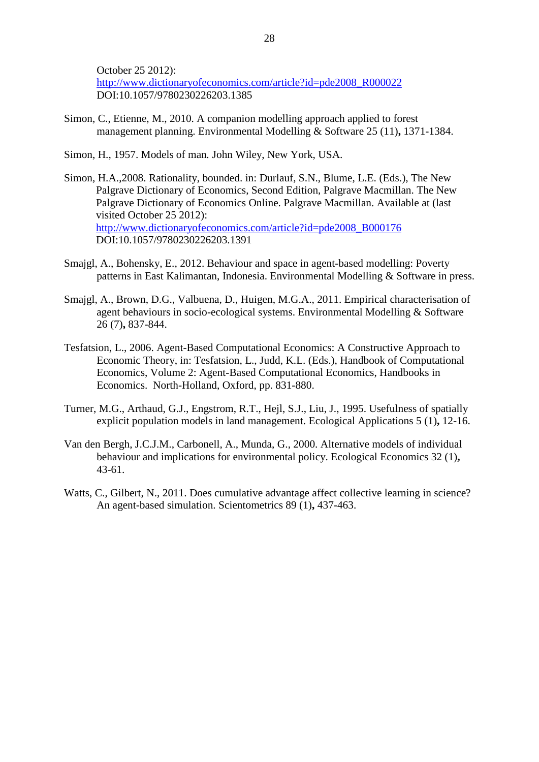October 25 2012):
http://www.dictionaryofeconomics.com/article?id=pde2008_R000022
DOI:10.1057/9780230226203.1385

Simon, C., Etienne, M., 2010. A companion modelling approach applied to forest management planning. Environmental Modelling & Software 25 (11)**,** 1371-1384.

Simon, H., 1957. Models of man. John Wiley, New York, USA.

Simon, H.A.,2008. Rationality, bounded. in: Durlauf, S.N., Blume, L.E. (Eds.), The New Palgrave Dictionary of Economics, Second Edition, Palgrave Macmillan. The New Palgrave Dictionary of Economics Online. Palgrave Macmillan. Available at (last visited October 25 2012):
http://www.dictionaryofeconomics.com/article?id=pde2008_B000176
DOI:10.1057/9780230226203.1391

Smajgl, A., Bohensky, E., 2012. Behaviour and space in agent-based modelling: Poverty patterns in East Kalimantan, Indonesia. Environmental Modelling & Software in press.

Smajgl, A., Brown, D.G., Valbuena, D., Huigen, M.G.A., 2011. Empirical characterisation of agent behaviours in socio-ecological systems. Environmental Modelling & Software 26 (7)**,** 837-844.

Tesfatsion, L., 2006. Agent-Based Computational Economics: A Constructive Approach to Economic Theory, in: Tesfatsion, L., Judd, K.L. (Eds.), Handbook of Computational Economics, Volume 2: Agent-Based Computational Economics, Handbooks in Economics. North-Holland, Oxford, pp. 831-880.

Turner, M.G., Arthaud, G.J., Engstrom, R.T., Hejl, S.J., Liu, J., 1995. Usefulness of spatially explicit population models in land management. Ecological Applications 5 (1)**,** 12-16.

Van den Bergh, J.C.J.M., Carbonell, A., Munda, G., 2000. Alternative models of individual behaviour and implications for environmental policy. Ecological Economics 32 (1)**,** 43-61.

Watts, C., Gilbert, N., 2011. Does cumulative advantage affect collective learning in science? An agent-based simulation. Scientometrics 89 (1)**,** 437-463.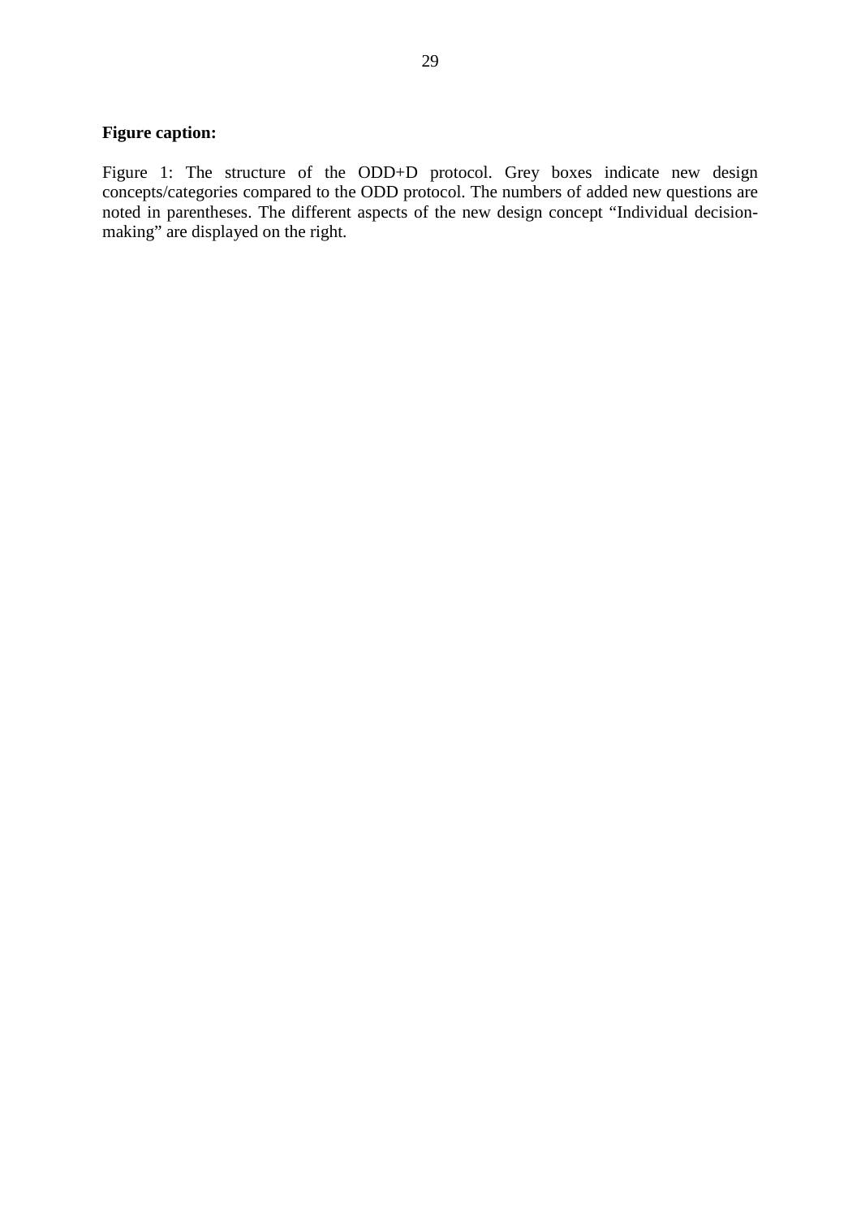**Figure caption:**

Figure 1: The structure of the ODD+D protocol. Grey boxes indicate new design concepts/categories compared to the ODD protocol. The numbers of added new questions are noted in parentheses. The different aspects of the new design concept "Individual decision-making" are displayed on the right.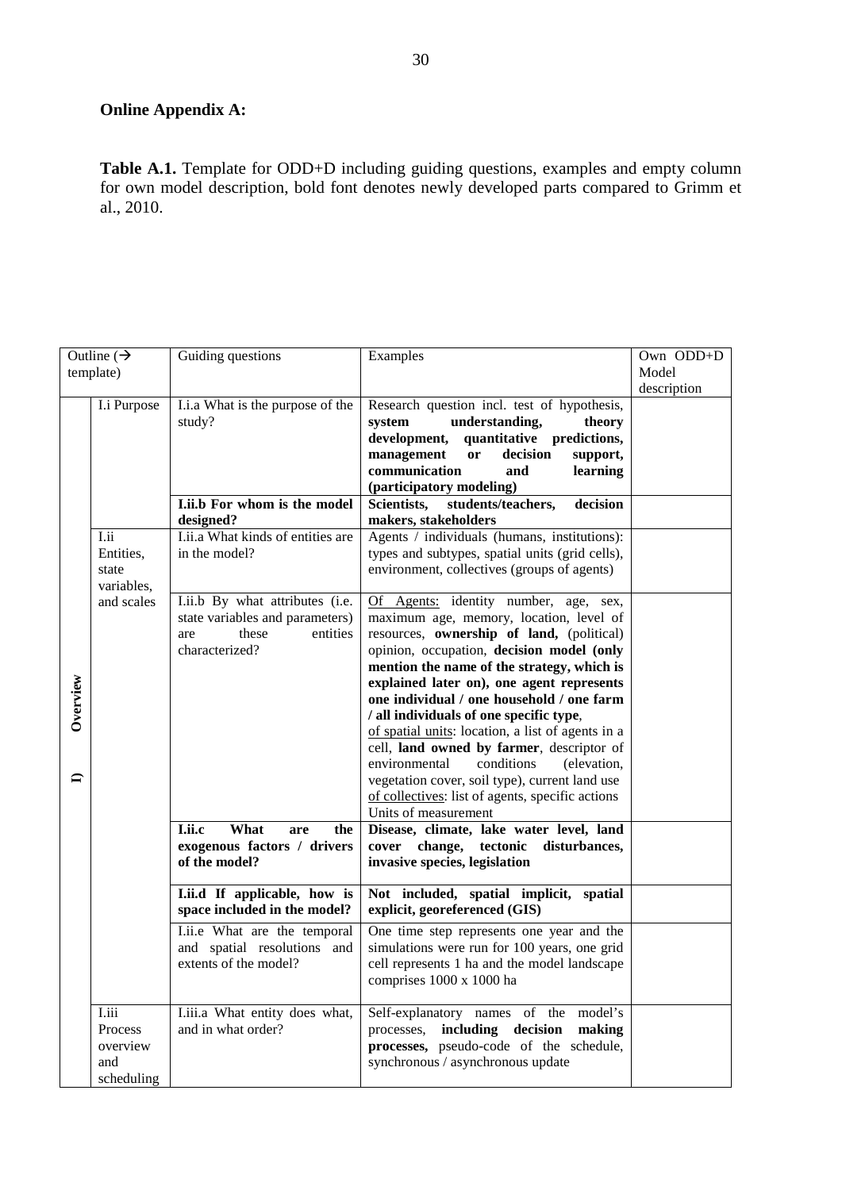**Online Appendix A:**

**Table A.1.** Template for ODD+D including guiding questions, examples and empty column for own model description, bold font denotes newly developed parts compared to Grimm et al., 2010.

| Outline (→ template) | | Guiding questions | Examples | Own ODD+D Model description |
|---|---|---|---|---|
| I) Overview | I.i Purpose | I.i.a What is the purpose of the study? | Research question incl. test of hypothesis, **system understanding, theory development, quantitative predictions, management or decision support, communication and learning (participatory modeling)** | |
| | | **I.ii.b For whom is the model designed?** | **Scientists, students/teachers, decision makers, stakeholders** | |
| | I.ii Entities, state variables, and scales | I.ii.a What kinds of entities are in the model? | Agents / individuals (humans, institutions): types and subtypes, spatial units (grid cells), environment, collectives (groups of agents) | |
| | | I.ii.b By what attributes (i.e. state variables and parameters) are these entities characterized? | Of Agents: identity number, age, sex, maximum age, memory, location, level of resources, **ownership of land,** (political) opinion, occupation, **decision model (only mention the name of the strategy, which is explained later on), one agent represents one individual / one household / one farm / all individuals of one specific type**, of spatial units: location, a list of agents in a cell, **land owned by farmer**, descriptor of environmental conditions (elevation, vegetation cover, soil type), current land use of collectives: list of agents, specific actions Units of measurement | |
| | | **I.ii.c What are the exogenous factors / drivers of the model?** | **Disease, climate, lake water level, land cover change, tectonic disturbances, invasive species, legislation** | |
| | | **I.ii.d If applicable, how is space included in the model?** | **Not included, spatial implicit, spatial explicit, georeferenced (GIS)** | |
| | | I.ii.e What are the temporal and spatial resolutions and extents of the model? | One time step represents one year and the simulations were run for 100 years, one grid cell represents 1 ha and the model landscape comprises 1000 x 1000 ha | |
| | I.iii Process overview and scheduling | I.iii.a What entity does what, and in what order? | Self-explanatory names of the model's processes, **including decision making processes,** pseudo-code of the schedule, synchronous / asynchronous update | |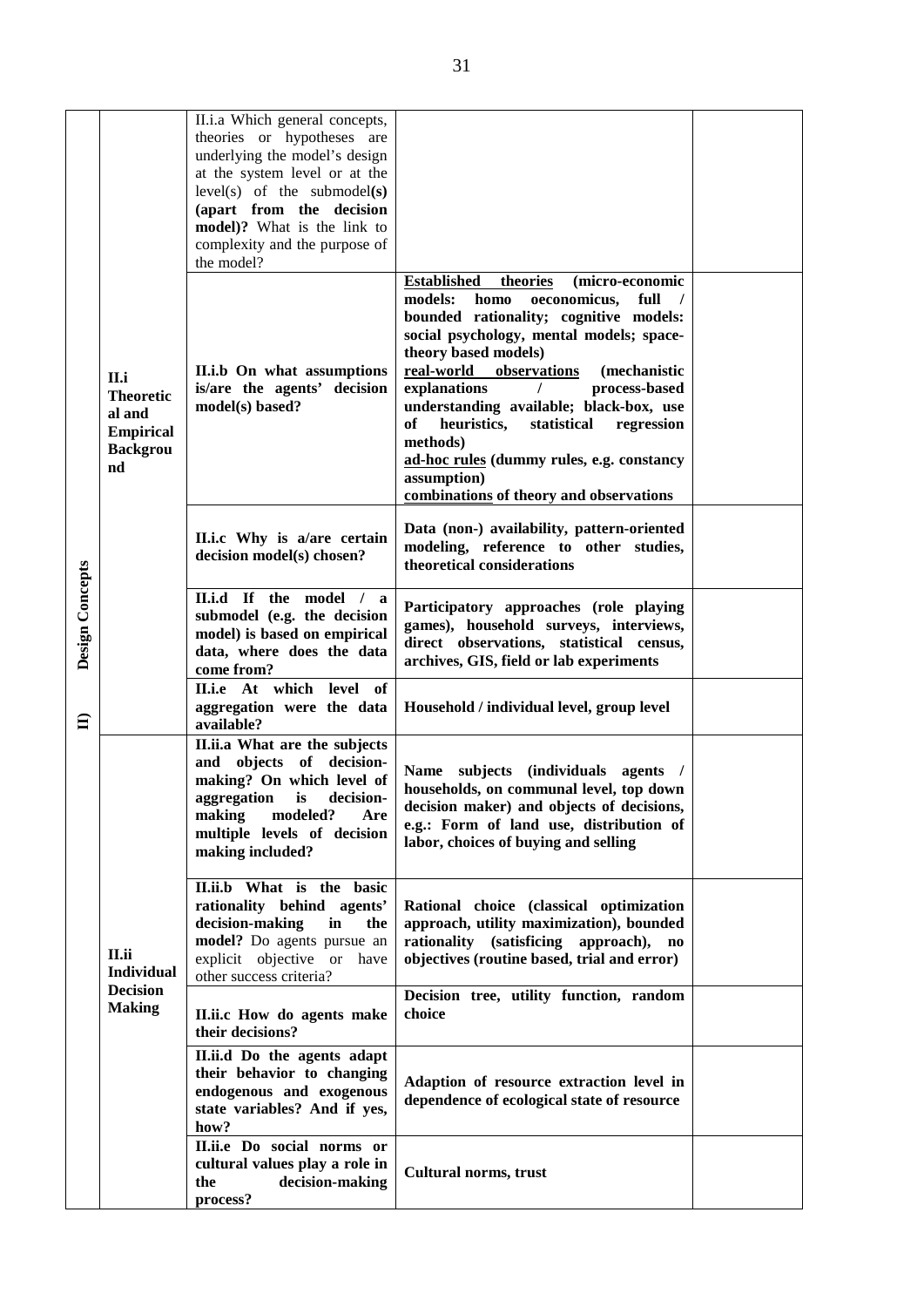| | | | | |
|---|---|---|---|---|
| **II) Design Concepts** | **II.i Theoretical and Empirical Background** | II.i.a Which general concepts, theories or hypotheses are underlying the model's design at the system level or at the level(s) of the submodel**(s) (apart from the decision model)?** What is the link to complexity and the purpose of the model? | | |
| | | **II.i.b On what assumptions is/are the agents' decision model(s) based?** | **<u>Established theories</u> (micro-economic models: homo oeconomicus, full / bounded rationality; cognitive models: social psychology, mental models; space-theory based models)** **<u>real-world observations</u> (mechanistic explanations / process-based understanding available; black-box, use of heuristics, statistical regression methods)** **<u>ad-hoc rules</u> (dummy rules, e.g. constancy assumption)** **<u>combinations</u> of theory and observations** | |
| | | **II.i.c Why is a/are certain decision model(s) chosen?** | **Data (non-) availability, pattern-oriented modeling, reference to other studies, theoretical considerations** | |
| | | **II.i.d If the model / a submodel (e.g. the decision model) is based on empirical data, where does the data come from?** | **Participatory approaches (role playing games), household surveys, interviews, direct observations, statistical census, archives, GIS, field or lab experiments** | |
| | | **II.i.e At which level of aggregation were the data available?** | **Household / individual level, group level** | |
| | **II.ii Individual Decision Making** | **II.ii.a What are the subjects and objects of decision-making? On which level of aggregation is decision-making modeled? Are multiple levels of decision making included?** | **Name subjects (individuals agents / households, on communal level, top down decision maker) and objects of decisions, e.g.: Form of land use, distribution of labor, choices of buying and selling** | |
| | | **II.ii.b What is the basic rationality behind agents' decision-making in the model?** Do agents pursue an explicit objective or have other success criteria? | **Rational choice (classical optimization approach, utility maximization), bounded rationality (satisficing approach), no objectives (routine based, trial and error)** | |
| | | **II.ii.c How do agents make their decisions?** | **Decision tree, utility function, random choice** | |
| | | **II.ii.d Do the agents adapt their behavior to changing endogenous and exogenous state variables? And if yes, how?** | **Adaption of resource extraction level in dependence of ecological state of resource** | |
| | | **II.ii.e Do social norms or cultural values play a role in the decision-making process?** | **Cultural norms, trust** | |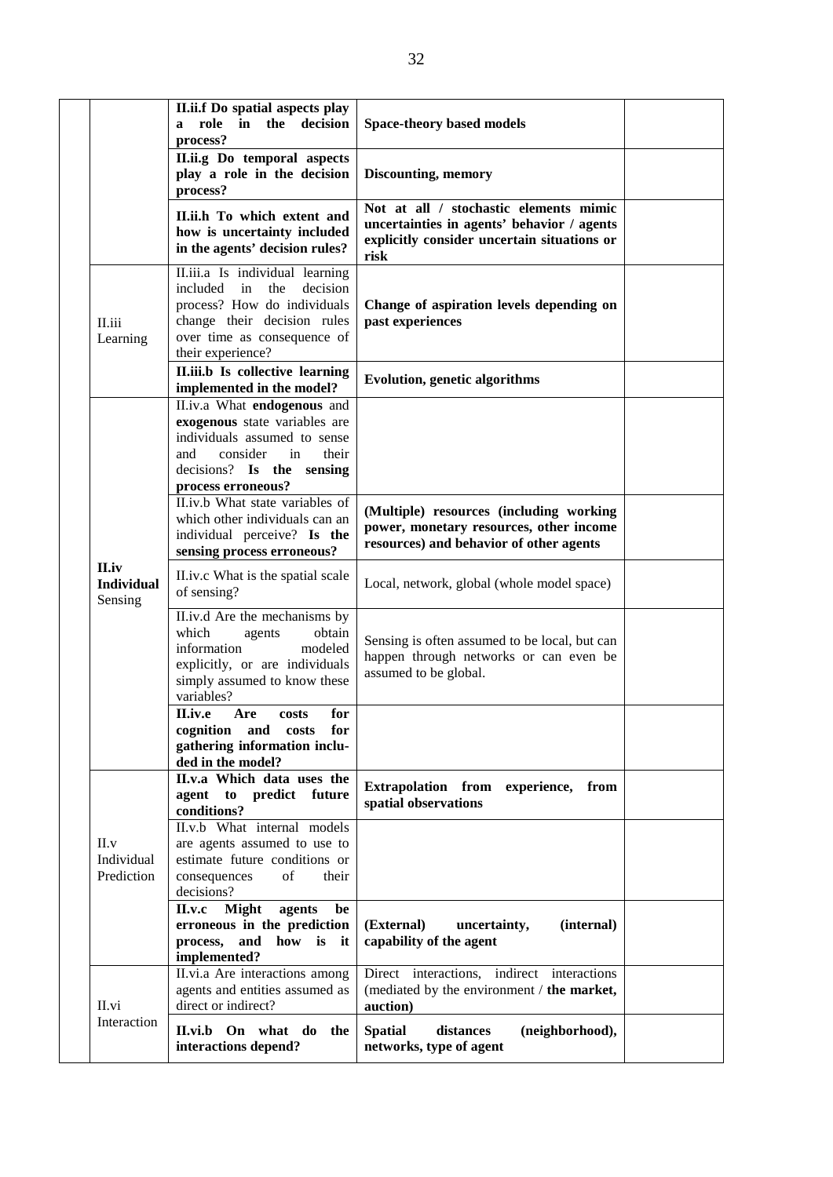| | | | | |
|---|---|---|---|---|
| | | **II.ii.f Do spatial aspects play a role in the decision process?** | **Space-theory based models** | |
| | | **II.ii.g Do temporal aspects play a role in the decision process?** | **Discounting, memory** | |
| | | **II.ii.h To which extent and how is uncertainty included in the agents' decision rules?** | **Not at all / stochastic elements mimic uncertainties in agents' behavior / agents explicitly consider uncertain situations or risk** | |
| | II.iii Learning | II.iii.a Is individual learning included in the decision process? How do individuals change their decision rules over time as consequence of their experience? | **Change of aspiration levels depending on past experiences** | |
| | | **II.iii.b Is collective learning implemented in the model?** | **Evolution, genetic algorithms** | |
| | **II.iv Individual** Sensing | II.iv.a What **endogenous** and **exogenous** state variables are individuals assumed to sense and consider in their decisions? **Is the sensing process erroneous?** | | |
| | | II.iv.b What state variables of which other individuals can an individual perceive? **Is the sensing process erroneous?** | **(Multiple) resources (including working power, monetary resources, other income resources) and behavior of other agents** | |
| | | II.iv.c What is the spatial scale of sensing? | Local, network, global (whole model space) | |
| | | II.iv.d Are the mechanisms by which agents obtain information modeled explicitly, or are individuals simply assumed to know these variables? | Sensing is often assumed to be local, but can happen through networks or can even be assumed to be global. | |
| | | **II.iv.e Are costs for cognition and costs for gathering information inclu-ded in the model?** | | |
| | II.v Individual Prediction | **II.v.a Which data uses the agent to predict future conditions?** | **Extrapolation from experience, from spatial observations** | |
| | | II.v.b What internal models are agents assumed to use to estimate future conditions or consequences of their decisions? | | |
| | | **II.v.c Might agents be erroneous in the prediction process, and how is it implemented?** | **(External) uncertainty, (internal) capability of the agent** | |
| | II.vi Interaction | II.vi.a Are interactions among agents and entities assumed as direct or indirect? | Direct interactions, indirect interactions (mediated by the environment / **the market, auction)** | |
| | | **II.vi.b On what do the interactions depend?** | **Spatial distances (neighborhood), networks, type of agent** | |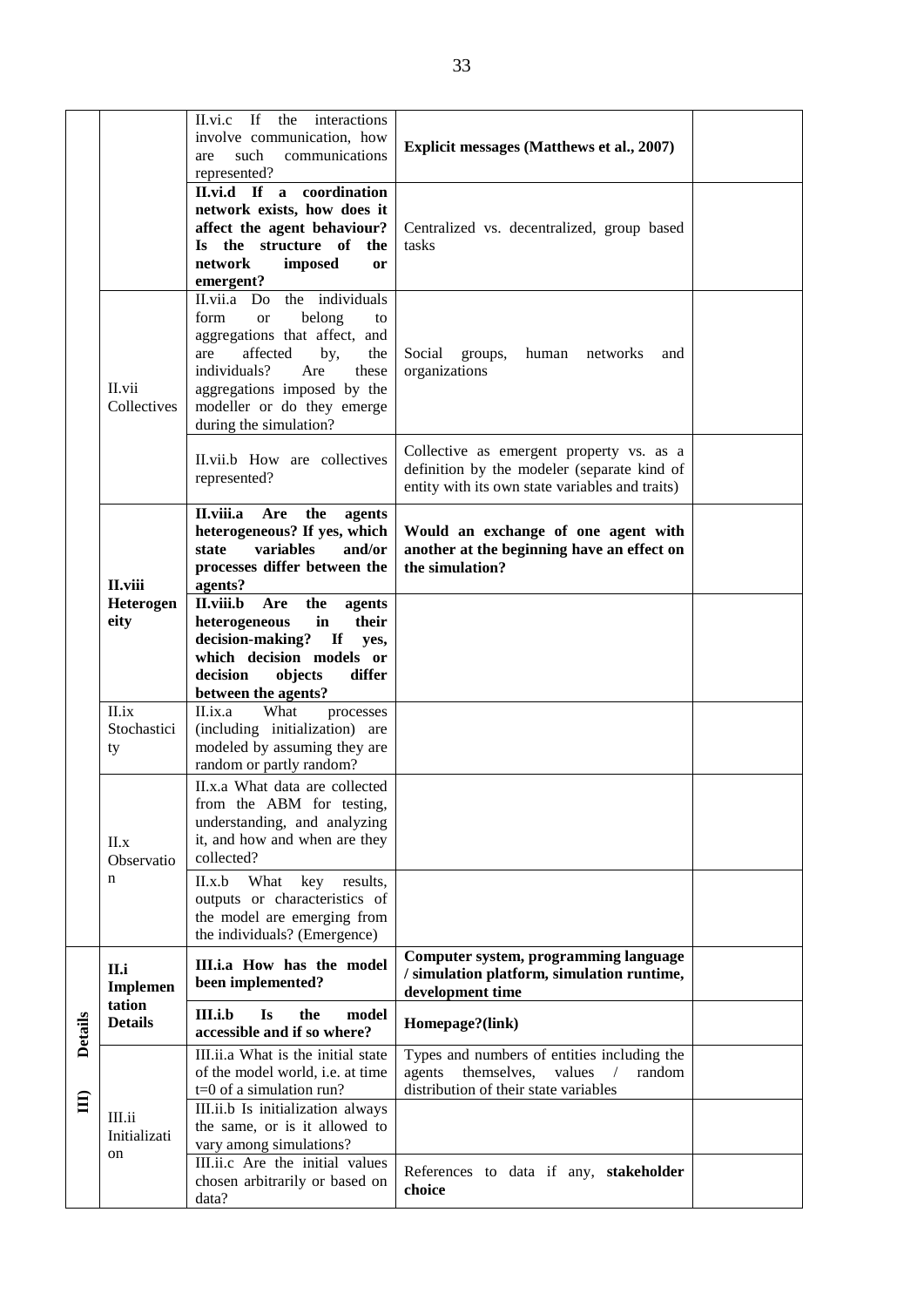| | | | | |
|---|---|---|---|---|
| | | II.vi.c If the interactions involve communication, how are such communications represented? | **Explicit messages (Matthews et al., 2007)** | |
| | | **II.vi.d If a coordination network exists, how does it affect the agent behaviour? Is the structure of the network imposed or emergent?** | Centralized vs. decentralized, group based tasks | |
| | II.vii Collectives | II.vii.a Do the individuals form or belong to aggregations that affect, and are affected by, the individuals? Are these aggregations imposed by the modeller or do they emerge during the simulation? | Social groups, human networks and organizations | |
| | | II.vii.b How are collectives represented? | Collective as emergent property vs. as a definition by the modeler (separate kind of entity with its own state variables and traits) | |
| | **II.viii Heterogeneity** | **II.viii.a Are the agents heterogeneous? If yes, which state variables and/or processes differ between the agents?** | **Would an exchange of one agent with another at the beginning have an effect on the simulation?** | |
| | | **II.viii.b Are the agents heterogeneous in their decision-making? If yes, which decision models or decision objects differ between the agents?** | | |
| | II.ix Stochasticity | II.ix.a What processes (including initialization) are modeled by assuming they are random or partly random? | | |
| | II.x Observation | II.x.a What data are collected from the ABM for testing, understanding, and analyzing it, and how and when are they collected? | | |
| | | II.x.b What key results, outputs or characteristics of the model are emerging from the individuals? (Emergence) | | |
| **III) Details** | **II.i Implementation Details** | **III.i.a How has the model been implemented?** | **Computer system, programming language / simulation platform, simulation runtime, development time** | |
| | | **III.i.b Is the model accessible and if so where?** | **Homepage?(link)** | |
| | III.ii Initialization | III.ii.a What is the initial state of the model world, i.e. at time t=0 of a simulation run? | Types and numbers of entities including the agents themselves, values / random distribution of their state variables | |
| | | III.ii.b Is initialization always the same, or is it allowed to vary among simulations? | | |
| | | III.ii.c Are the initial values chosen arbitrarily or based on data? | References to data if any, **stakeholder choice** | |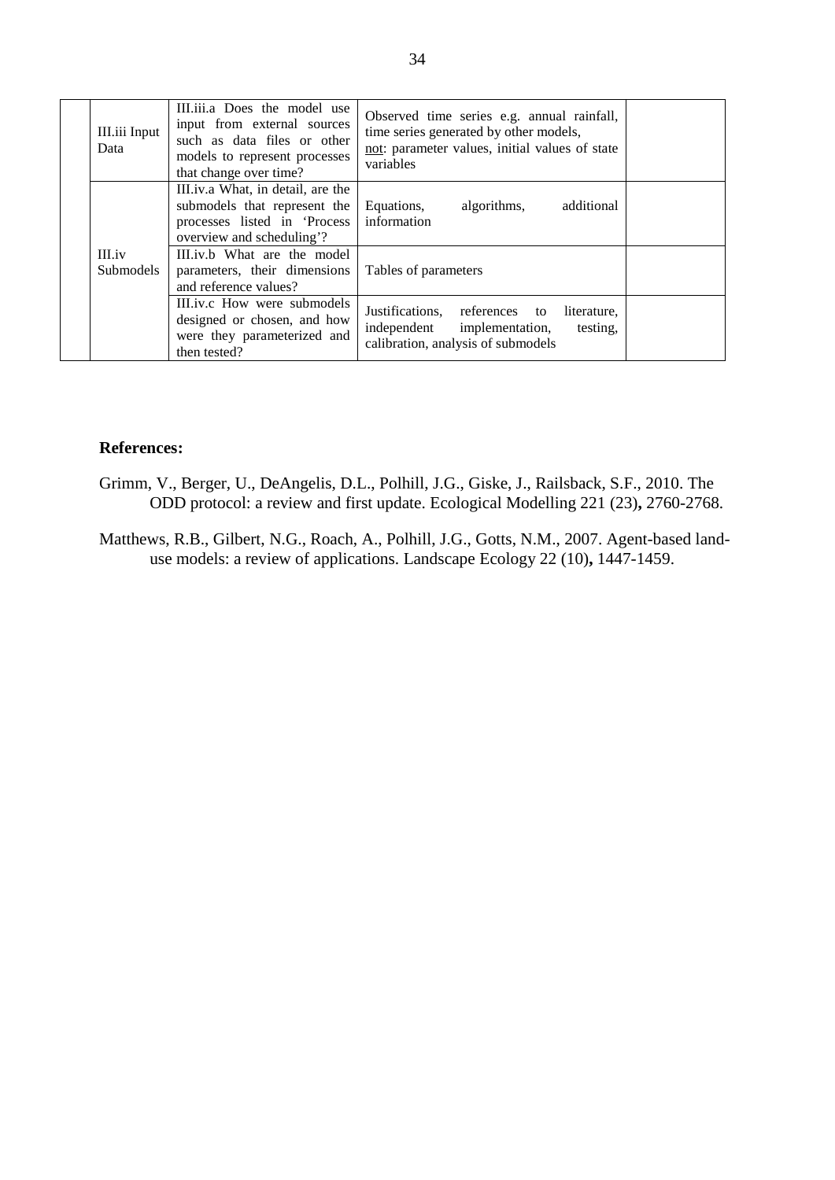| | | | | |
|---|---|---|---|---|
| | III.iii Input Data | III.iii.a Does the model use input from external sources such as data files or other models to represent processes that change over time? | Observed time series e.g. annual rainfall, time series generated by other models, not: parameter values, initial values of state variables | |
| | III.iv Submodels | III.iv.a What, in detail, are the submodels that represent the processes listed in 'Process overview and scheduling'? | Equations, algorithms, additional information | |
| | | III.iv.b What are the model parameters, their dimensions and reference values? | Tables of parameters | |
| | | III.iv.c How were submodels designed or chosen, and how were they parameterized and then tested? | Justifications, references to literature, independent implementation, testing, calibration, analysis of submodels | |

**References:**

Grimm, V., Berger, U., DeAngelis, D.L., Polhill, J.G., Giske, J., Railsback, S.F., 2010. The ODD protocol: a review and first update. Ecological Modelling 221 (23)**,** 2760-2768.

Matthews, R.B., Gilbert, N.G., Roach, A., Polhill, J.G., Gotts, N.M., 2007. Agent-based land-use models: a review of applications. Landscape Ecology 22 (10)**,** 1447-1459.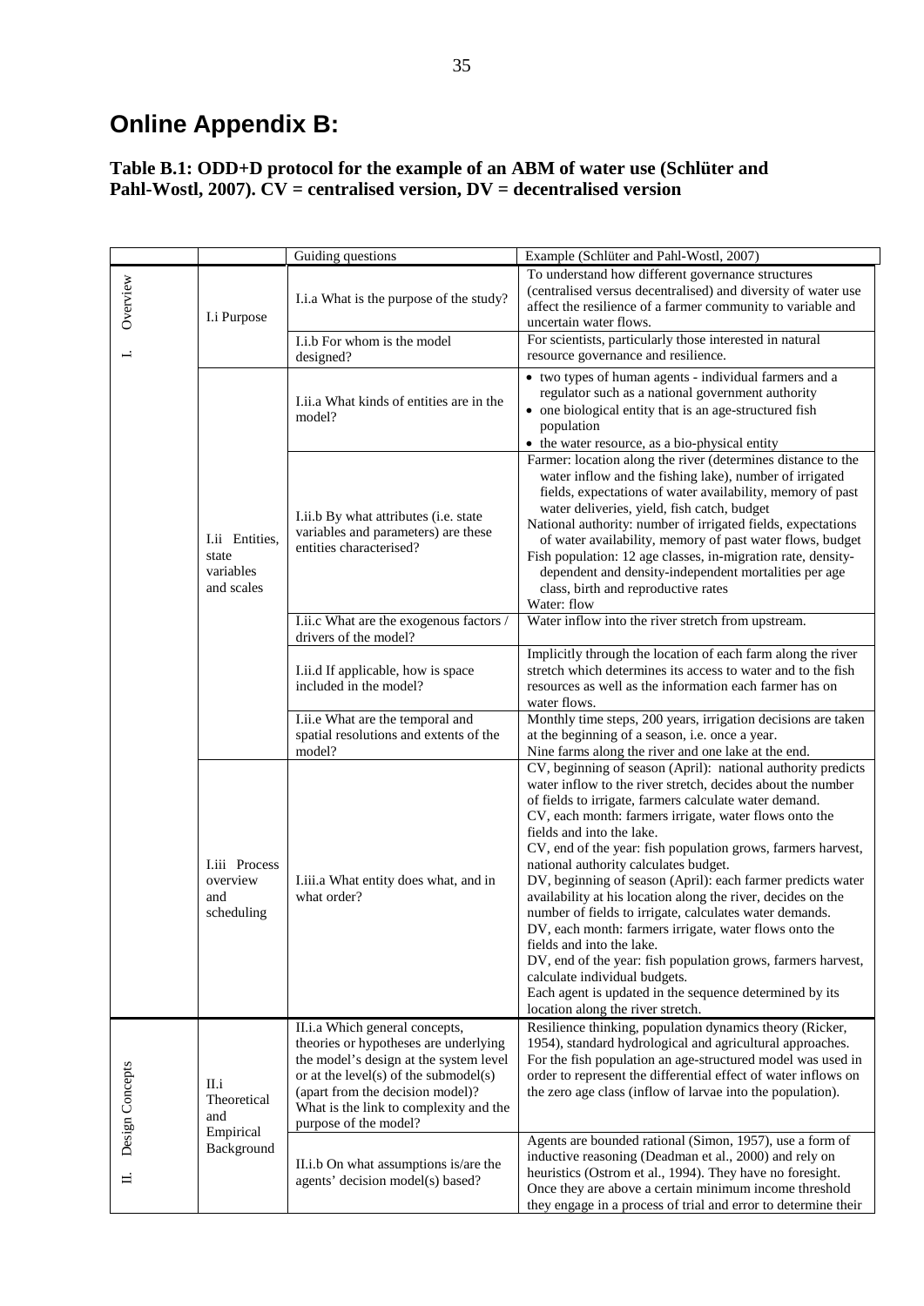# Online Appendix B:

**Table B.1: ODD+D protocol for the example of an ABM of water use (Schlüter and Pahl-Wostl, 2007). CV = centralised version, DV = decentralised version**

| | | Guiding questions | Example (Schlüter and Pahl-Wostl, 2007) |
|---|---|---|---|
| I. Overview | I.i Purpose | I.i.a What is the purpose of the study? | To understand how different governance structures (centralised versus decentralised) and diversity of water use affect the resilience of a farmer community to variable and uncertain water flows. |
| | | I.i.b For whom is the model designed? | For scientists, particularly those interested in natural resource governance and resilience. |
| | I.ii Entities, state variables and scales | I.ii.a What kinds of entities are in the model? | • two types of human agents - individual farmers and a regulator such as a national government authority<br>• one biological entity that is an age-structured fish population<br>• the water resource, as a bio-physical entity |
| | | I.ii.b By what attributes (i.e. state variables and parameters) are these entities characterised? | Farmer: location along the river (determines distance to the water inflow and the fishing lake), number of irrigated fields, expectations of water availability, memory of past water deliveries, yield, fish catch, budget<br>National authority: number of irrigated fields, expectations of water availability, memory of past water flows, budget<br>Fish population: 12 age classes, in-migration rate, density-dependent and density-independent mortalities per age class, birth and reproductive rates<br>Water: flow |
| | | I.ii.c What are the exogenous factors / drivers of the model? | Water inflow into the river stretch from upstream. |
| | | I.ii.d If applicable, how is space included in the model? | Implicitly through the location of each farm along the river stretch which determines its access to water and to the fish resources as well as the information each farmer has on water flows. |
| | | I.ii.e What are the temporal and spatial resolutions and extents of the model? | Monthly time steps, 200 years, irrigation decisions are taken at the beginning of a season, i.e. once a year.<br>Nine farms along the river and one lake at the end. |
| | I.iii Process overview and scheduling | I.iii.a What entity does what, and in what order? | CV, beginning of season (April): national authority predicts water inflow to the river stretch, decides about the number of fields to irrigate, farmers calculate water demand.<br>CV, each month: farmers irrigate, water flows onto the fields and into the lake.<br>CV, end of the year: fish population grows, farmers harvest, national authority calculates budget.<br>DV, beginning of season (April): each farmer predicts water availability at his location along the river, decides on the number of fields to irrigate, calculates water demands.<br>DV, each month: farmers irrigate, water flows onto the fields and into the lake.<br>DV, end of the year: fish population grows, farmers harvest, calculate individual budgets.<br>Each agent is updated in the sequence determined by its location along the river stretch. |
| II. Design Concepts | II.i Theoretical and Empirical Background | II.i.a Which general concepts, theories or hypotheses are underlying the model's design at the system level or at the level(s) of the submodel(s) (apart from the decision model)? What is the link to complexity and the purpose of the model? | Resilience thinking, population dynamics theory (Ricker, 1954), standard hydrological and agricultural approaches. For the fish population an age-structured model was used in order to represent the differential effect of water inflows on the zero age class (inflow of larvae into the population). |
| | | II.i.b On what assumptions is/are the agents' decision model(s) based? | Agents are bounded rational (Simon, 1957), use a form of inductive reasoning (Deadman et al., 2000) and rely on heuristics (Ostrom et al., 1994). They have no foresight. Once they are above a certain minimum income threshold they engage in a process of trial and error to determine their |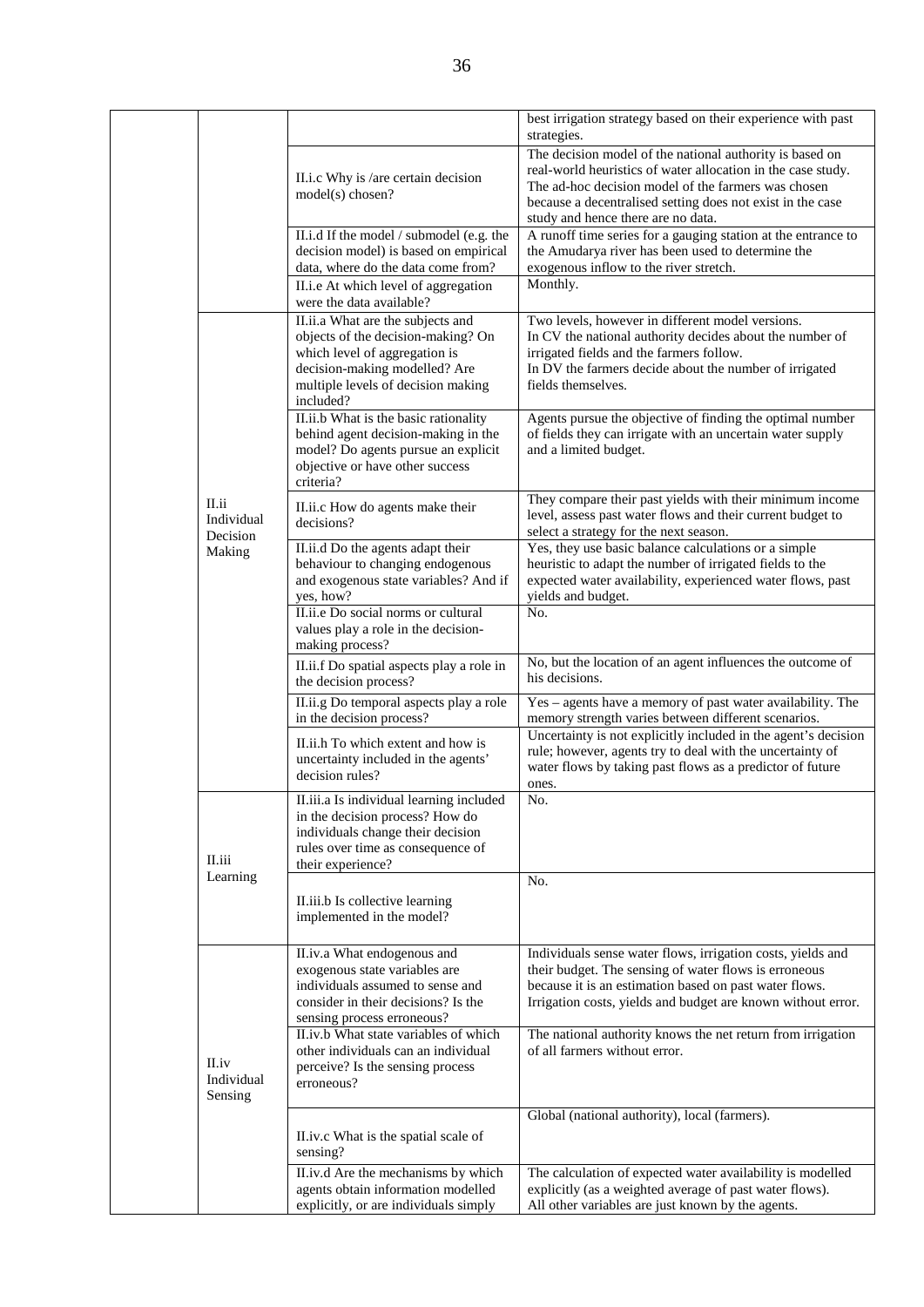| | | | |
|---|---|---|---|
| | | | best irrigation strategy based on their experience with past strategies. |
| | | II.i.c Why is /are certain decision model(s) chosen? | The decision model of the national authority is based on real-world heuristics of water allocation in the case study. The ad-hoc decision model of the farmers was chosen because a decentralised setting does not exist in the case study and hence there are no data. |
| | | II.i.d If the model / submodel (e.g. the decision model) is based on empirical data, where do the data come from? | A runoff time series for a gauging station at the entrance to the Amudarya river has been used to determine the exogenous inflow to the river stretch. |
| | | II.i.e At which level of aggregation were the data available? | Monthly. |
| | II.ii Individual Decision Making | II.ii.a What are the subjects and objects of the decision-making? On which level of aggregation is decision-making modelled? Are multiple levels of decision making included? | Two levels, however in different model versions. In CV the national authority decides about the number of irrigated fields and the farmers follow. In DV the farmers decide about the number of irrigated fields themselves. |
| | | II.ii.b What is the basic rationality behind agent decision-making in the model? Do agents pursue an explicit objective or have other success criteria? | Agents pursue the objective of finding the optimal number of fields they can irrigate with an uncertain water supply and a limited budget. |
| | | II.ii.c How do agents make their decisions? | They compare their past yields with their minimum income level, assess past water flows and their current budget to select a strategy for the next season. |
| | | II.ii.d Do the agents adapt their behaviour to changing endogenous and exogenous state variables? And if yes, how? | Yes, they use basic balance calculations or a simple heuristic to adapt the number of irrigated fields to the expected water availability, experienced water flows, past yields and budget. |
| | | II.ii.e Do social norms or cultural values play a role in the decision-making process? | No. |
| | | II.ii.f Do spatial aspects play a role in the decision process? | No, but the location of an agent influences the outcome of his decisions. |
| | | II.ii.g Do temporal aspects play a role in the decision process? | Yes – agents have a memory of past water availability. The memory strength varies between different scenarios. |
| | | II.ii.h To which extent and how is uncertainty included in the agents' decision rules? | Uncertainty is not explicitly included in the agent's decision rule; however, agents try to deal with the uncertainty of water flows by taking past flows as a predictor of future ones. |
| | II.iii Learning | II.iii.a Is individual learning included in the decision process? How do individuals change their decision rules over time as consequence of their experience? | No. |
| | | II.iii.b Is collective learning implemented in the model? | No. |
| | II.iv Individual Sensing | II.iv.a What endogenous and exogenous state variables are individuals assumed to sense and consider in their decisions? Is the sensing process erroneous? | Individuals sense water flows, irrigation costs, yields and their budget. The sensing of water flows is erroneous because it is an estimation based on past water flows. Irrigation costs, yields and budget are known without error. |
| | | II.iv.b What state variables of which other individuals can an individual perceive? Is the sensing process erroneous? | The national authority knows the net return from irrigation of all farmers without error. |
| | | II.iv.c What is the spatial scale of sensing? | Global (national authority), local (farmers). |
| | | II.iv.d Are the mechanisms by which agents obtain information modelled explicitly, or are individuals simply | The calculation of expected water availability is modelled explicitly (as a weighted average of past water flows). All other variables are just known by the agents. |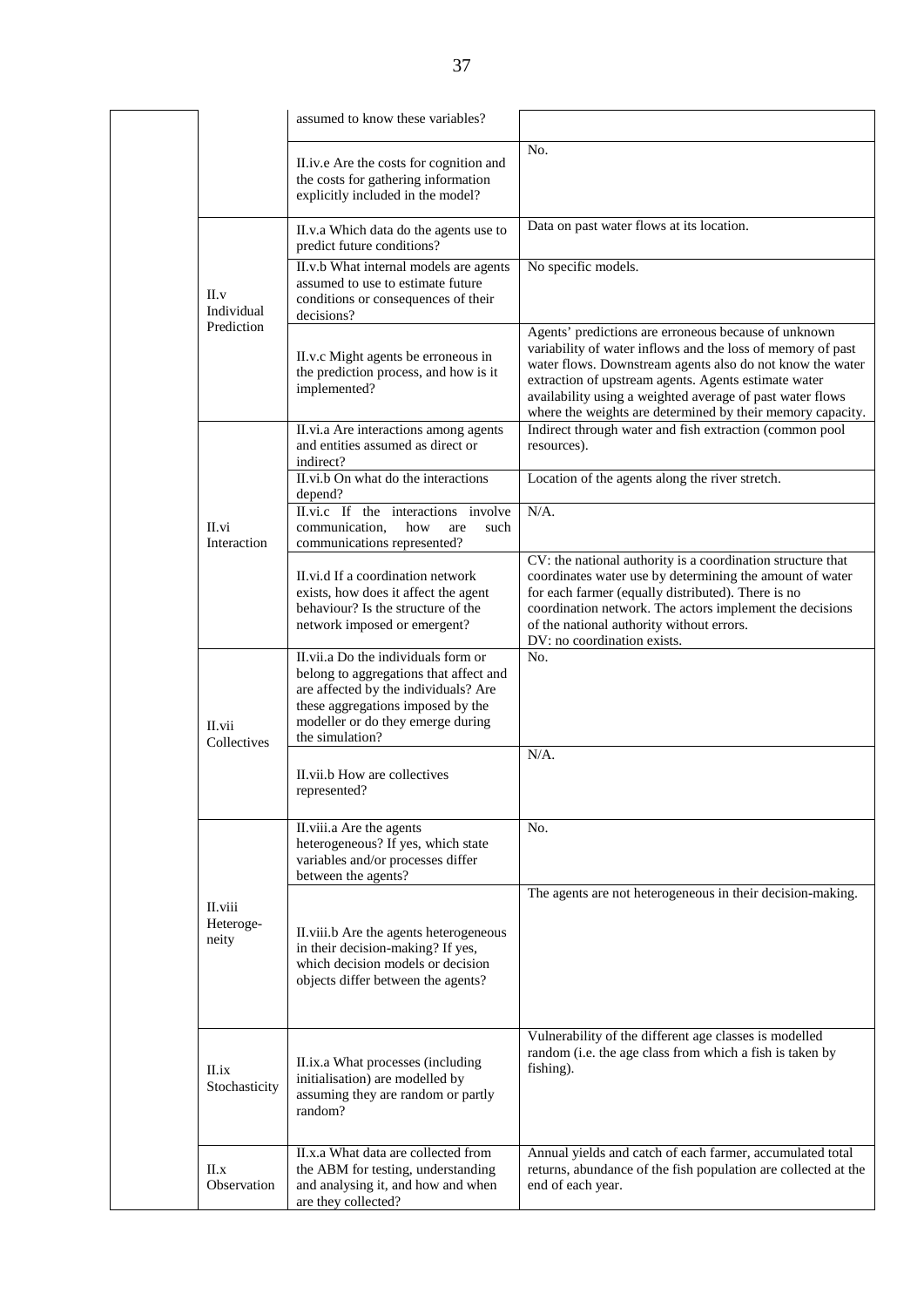| | | | |
|---|---|---|---|
| | | assumed to know these variables? | |
| | | II.iv.e Are the costs for cognition and the costs for gathering information explicitly included in the model? | No. |
| | II.v Individual Prediction | II.v.a Which data do the agents use to predict future conditions? | Data on past water flows at its location. |
| | | II.v.b What internal models are agents assumed to use to estimate future conditions or consequences of their decisions? | No specific models. |
| | | II.v.c Might agents be erroneous in the prediction process, and how is it implemented? | Agents' predictions are erroneous because of unknown variability of water inflows and the loss of memory of past water flows. Downstream agents also do not know the water extraction of upstream agents. Agents estimate water availability using a weighted average of past water flows where the weights are determined by their memory capacity. |
| | II.vi Interaction | II.vi.a Are interactions among agents and entities assumed as direct or indirect? | Indirect through water and fish extraction (common pool resources). |
| | | II.vi.b On what do the interactions depend? | Location of the agents along the river stretch. |
| | | II.vi.c If the interactions involve communication, how are such communications represented? | N/A. |
| | | II.vi.d If a coordination network exists, how does it affect the agent behaviour? Is the structure of the network imposed or emergent? | CV: the national authority is a coordination structure that coordinates water use by determining the amount of water for each farmer (equally distributed). There is no coordination network. The actors implement the decisions of the national authority without errors.<br>DV: no coordination exists. |
| | II.vii Collectives | II.vii.a Do the individuals form or belong to aggregations that affect and are affected by the individuals? Are these aggregations imposed by the modeller or do they emerge during the simulation? | No. |
| | | II.vii.b How are collectives represented? | N/A. |
| | II.viii Heteroge-neity | II.viii.a Are the agents heterogeneous? If yes, which state variables and/or processes differ between the agents? | No. |
| | | II.viii.b Are the agents heterogeneous in their decision-making? If yes, which decision models or decision objects differ between the agents? | The agents are not heterogeneous in their decision-making. |
| | II.ix Stochasticity | II.ix.a What processes (including initialisation) are modelled by assuming they are random or partly random? | Vulnerability of the different age classes is modelled random (i.e. the age class from which a fish is taken by fishing). |
| | II.x Observation | II.x.a What data are collected from the ABM for testing, understanding and analysing it, and how and when are they collected? | Annual yields and catch of each farmer, accumulated total returns, abundance of the fish population are collected at the end of each year. |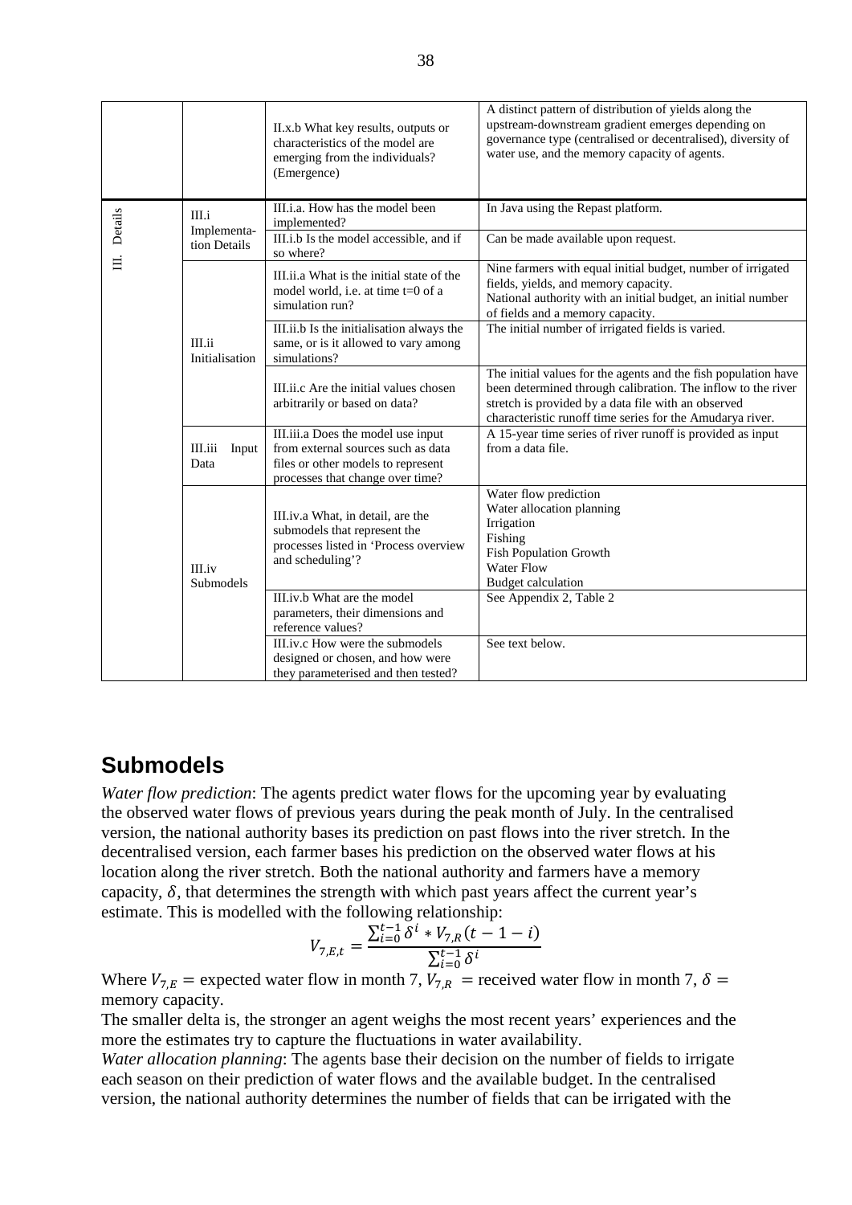| | | | |
|---|---|---|---|
| | | II.x.b What key results, outputs or characteristics of the model are emerging from the individuals? (Emergence) | A distinct pattern of distribution of yields along the upstream-downstream gradient emerges depending on governance type (centralised or decentralised), diversity of water use, and the memory capacity of agents. |
| III. Details | III.i Implementation Details | III.i.a. How has the model been implemented? | In Java using the Repast platform. |
| | | III.i.b Is the model accessible, and if so where? | Can be made available upon request. |
| | III.ii Initialisation | III.ii.a What is the initial state of the model world, i.e. at time t=0 of a simulation run? | Nine farmers with equal initial budget, number of irrigated fields, yields, and memory capacity. National authority with an initial budget, an initial number of fields and a memory capacity. |
| | | III.ii.b Is the initialisation always the same, or is it allowed to vary among simulations? | The initial number of irrigated fields is varied. |
| | | III.ii.c Are the initial values chosen arbitrarily or based on data? | The initial values for the agents and the fish population have been determined through calibration. The inflow to the river stretch is provided by a data file with an observed characteristic runoff time series for the Amudarya river. |
| | III.iii Input Data | III.iii.a Does the model use input from external sources such as data files or other models to represent processes that change over time? | A 15-year time series of river runoff is provided as input from a data file. |
| | III.iv Submodels | III.iv.a What, in detail, are the submodels that represent the processes listed in 'Process overview and scheduling'? | Water flow prediction<br>Water allocation planning<br>Irrigation<br>Fishing<br>Fish Population Growth<br>Water Flow<br>Budget calculation |
| | | III.iv.b What are the model parameters, their dimensions and reference values? | See Appendix 2, Table 2 |
| | | III.iv.c How were the submodels designed or chosen, and how were they parameterised and then tested? | See text below. |

## Submodels

*Water flow prediction*: The agents predict water flows for the upcoming year by evaluating the observed water flows of previous years during the peak month of July. In the centralised version, the national authority bases its prediction on past flows into the river stretch. In the decentralised version, each farmer bases his prediction on the observed water flows at his location along the river stretch. Both the national authority and farmers have a memory capacity, $\delta$, that determines the strength with which past years affect the current year's estimate. This is modelled with the following relationship:

$$V_{7,E,t} = \frac{\sum_{i=0}^{t-1} \delta^i * V_{7,R}(t-1-i)}{\sum_{i=0}^{t-1} \delta^i}$$

Where $V_{7,E}$ = expected water flow in month 7, $V_{7,R}$ = received water flow in month 7, $\delta$ = memory capacity.

The smaller delta is, the stronger an agent weighs the most recent years' experiences and the more the estimates try to capture the fluctuations in water availability.

*Water allocation planning*: The agents base their decision on the number of fields to irrigate each season on their prediction of water flows and the available budget. In the centralised version, the national authority determines the number of fields that can be irrigated with the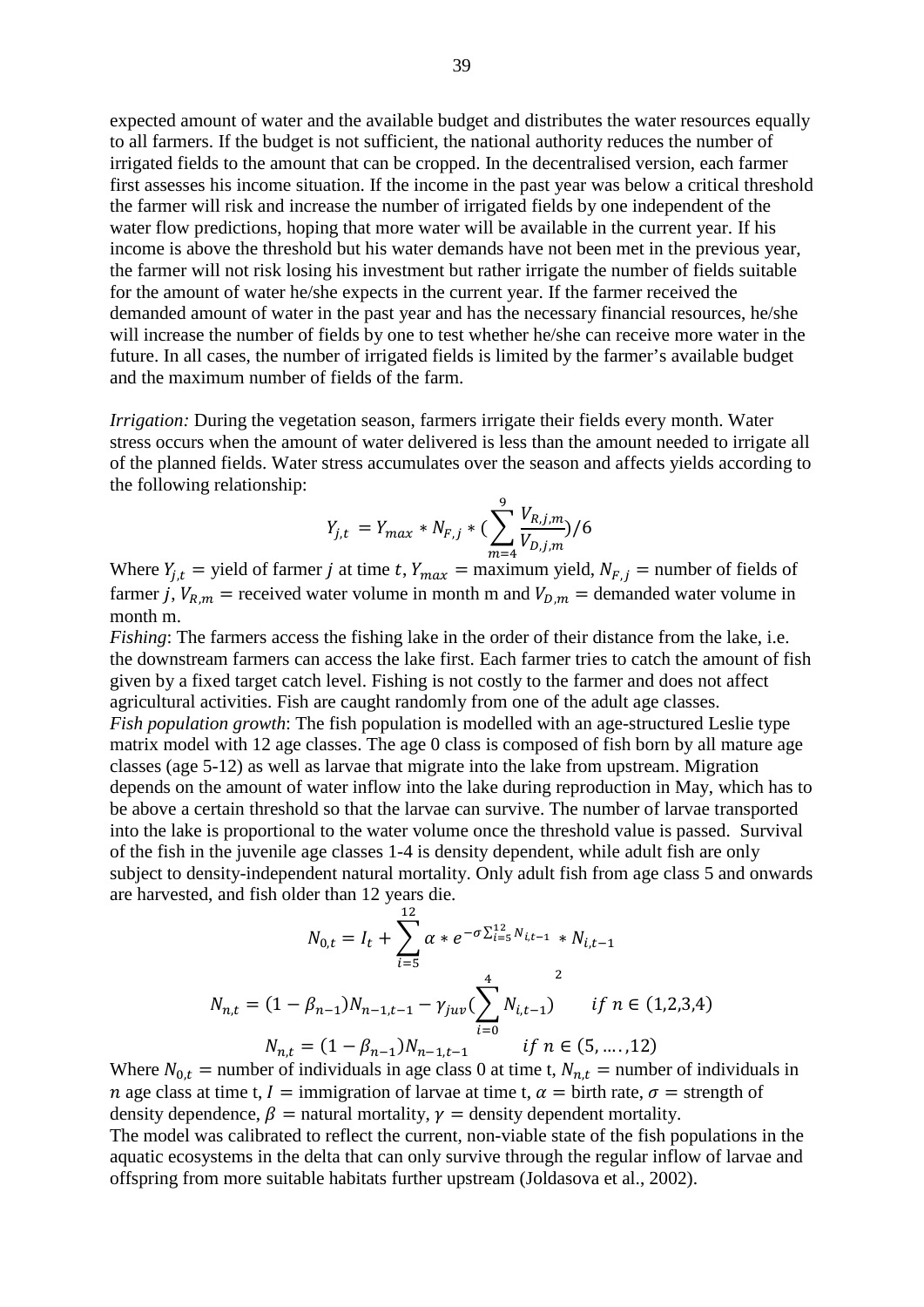expected amount of water and the available budget and distributes the water resources equally to all farmers. If the budget is not sufficient, the national authority reduces the number of irrigated fields to the amount that can be cropped. In the decentralised version, each farmer first assesses his income situation. If the income in the past year was below a critical threshold the farmer will risk and increase the number of irrigated fields by one independent of the water flow predictions, hoping that more water will be available in the current year. If his income is above the threshold but his water demands have not been met in the previous year, the farmer will not risk losing his investment but rather irrigate the number of fields suitable for the amount of water he/she expects in the current year. If the farmer received the demanded amount of water in the past year and has the necessary financial resources, he/she will increase the number of fields by one to test whether he/she can receive more water in the future. In all cases, the number of irrigated fields is limited by the farmer's available budget and the maximum number of fields of the farm.

*Irrigation:* During the vegetation season, farmers irrigate their fields every month. Water stress occurs when the amount of water delivered is less than the amount needed to irrigate all of the planned fields. Water stress accumulates over the season and affects yields according to the following relationship:

$$Y_{j,t} = Y_{max} * N_{F,j} * \left(\sum_{m=4}^{9} \frac{V_{R,j,m}}{V_{D,j,m}}\right)/6$$

Where $Y_{j,t}$ = yield of farmer $j$ at time $t$, $Y_{max}$ = maximum yield, $N_{F,j}$ = number of fields of farmer $j$, $V_{R,m}$ = received water volume in month m and $V_{D,m}$ = demanded water volume in month m.

*Fishing*: The farmers access the fishing lake in the order of their distance from the lake, i.e. the downstream farmers can access the lake first. Each farmer tries to catch the amount of fish given by a fixed target catch level. Fishing is not costly to the farmer and does not affect agricultural activities. Fish are caught randomly from one of the adult age classes.

*Fish population growth*: The fish population is modelled with an age-structured Leslie type matrix model with 12 age classes. The age 0 class is composed of fish born by all mature age classes (age 5-12) as well as larvae that migrate into the lake from upstream. Migration depends on the amount of water inflow into the lake during reproduction in May, which has to be above a certain threshold so that the larvae can survive. The number of larvae transported into the lake is proportional to the water volume once the threshold value is passed. Survival of the fish in the juvenile age classes 1-4 is density dependent, while adult fish are only subject to density-independent natural mortality. Only adult fish from age class 5 and onwards are harvested, and fish older than 12 years die.

$$N_{0,t} = I_t + \sum_{i=5}^{12} \alpha * e^{-\sigma \sum_{i=5}^{12} N_{i,t-1}} * N_{i,t-1}$$

$$N_{n,t} = (1 - \beta_{n-1})N_{n-1,t-1} - \gamma_{juv}\left(\sum_{i=0}^{4} N_{i,t-1}\right)^2 \qquad if\ n \in (1,2,3,4)$$

$$N_{n,t} = (1 - \beta_{n-1})N_{n-1,t-1} \qquad if\ n \in (5, \ldots, 12)$$

Where $N_{0,t}$ = number of individuals in age class 0 at time t, $N_{n,t}$ = number of individuals in $n$ age class at time t, $I$ = immigration of larvae at time t, $\alpha$ = birth rate, $\sigma$ = strength of density dependence, $\beta$ = natural mortality, $\gamma$ = density dependent mortality.

The model was calibrated to reflect the current, non-viable state of the fish populations in the aquatic ecosystems in the delta that can only survive through the regular inflow of larvae and offspring from more suitable habitats further upstream (Joldasova et al., 2002).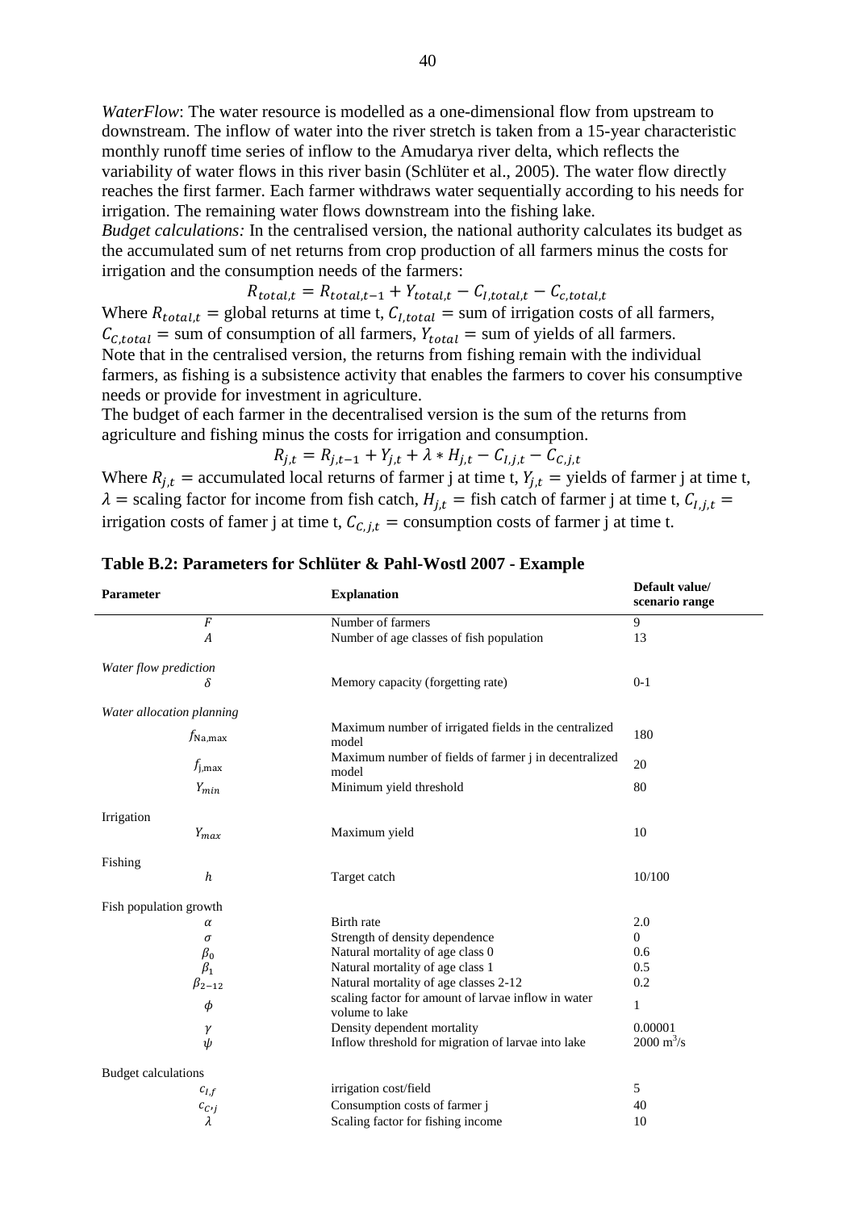*WaterFlow*: The water resource is modelled as a one-dimensional flow from upstream to downstream. The inflow of water into the river stretch is taken from a 15-year characteristic monthly runoff time series of inflow to the Amudarya river delta, which reflects the variability of water flows in this river basin (Schlüter et al., 2005). The water flow directly reaches the first farmer. Each farmer withdraws water sequentially according to his needs for irrigation. The remaining water flows downstream into the fishing lake.

*Budget calculations:* In the centralised version, the national authority calculates its budget as the accumulated sum of net returns from crop production of all farmers minus the costs for irrigation and the consumption needs of the farmers:

$$R_{total,t} = R_{total,t-1} + Y_{total,t} - C_{I,total,t} - C_{c,total,t}$$

Where $R_{total,t}$ = global returns at time t, $C_{I,total}$ = sum of irrigation costs of all farmers, $C_{C,total}$ = sum of consumption of all farmers, $Y_{total}$ = sum of yields of all farmers.

Note that in the centralised version, the returns from fishing remain with the individual farmers, as fishing is a subsistence activity that enables the farmers to cover his consumptive needs or provide for investment in agriculture.

The budget of each farmer in the decentralised version is the sum of the returns from agriculture and fishing minus the costs for irrigation and consumption.

$$R_{j,t} = R_{j,t-1} + Y_{j,t} + \lambda * H_{j,t} - C_{I,j,t} - C_{C,j,t}$$

Where $R_{j,t}$ = accumulated local returns of farmer j at time t, $Y_{j,t}$ = yields of farmer j at time t, $\lambda$ = scaling factor for income from fish catch, $H_{j,t}$ = fish catch of farmer j at time t, $C_{I,j,t}$ = irrigation costs of famer j at time t, $C_{C,j,t}$ = consumption costs of farmer j at time t.

**Table B.2: Parameters for Schlüter & Pahl-Wostl 2007 - Example**

| Parameter | Explanation | Default value/ scenario range |
|---|---|---|
| $F$ | Number of farmers | 9 |
| $A$ | Number of age classes of fish population | 13 |
| *Water flow prediction* | | |
| $\delta$ | Memory capacity (forgetting rate) | 0-1 |
| *Water allocation planning* | | |
| $f_{\text{Na,max}}$ | Maximum number of irrigated fields in the centralized model | 180 |
| $f_{\text{j,max}}$ | Maximum number of fields of farmer j in decentralized model | 20 |
| $Y_{min}$ | Minimum yield threshold | 80 |
| Irrigation | | |
| $Y_{max}$ | Maximum yield | 10 |
| Fishing | | |
| $h$ | Target catch | 10/100 |
| Fish population growth | | |
| $\alpha$ | Birth rate | 2.0 |
| $\sigma$ | Strength of density dependence | 0 |
| $\beta_0$ | Natural mortality of age class 0 | 0.6 |
| $\beta_1$ | Natural mortality of age class 1 | 0.5 |
| $\beta_{2-12}$ | Natural mortality of age classes 2-12 | 0.2 |
| $\phi$ | scaling factor for amount of larvae inflow in water volume to lake | 1 |
| $\gamma$ | Density dependent mortality | 0.00001 |
| $\psi$ | Inflow threshold for migration of larvae into lake | 2000 $m^3$/s |
| Budget calculations | | |
| $c_{I,f}$ | irrigation cost/field | 5 |
| $c_{C,j}$ | Consumption costs of farmer j | 40 |
| $\lambda$ | Scaling factor for fishing income | 10 |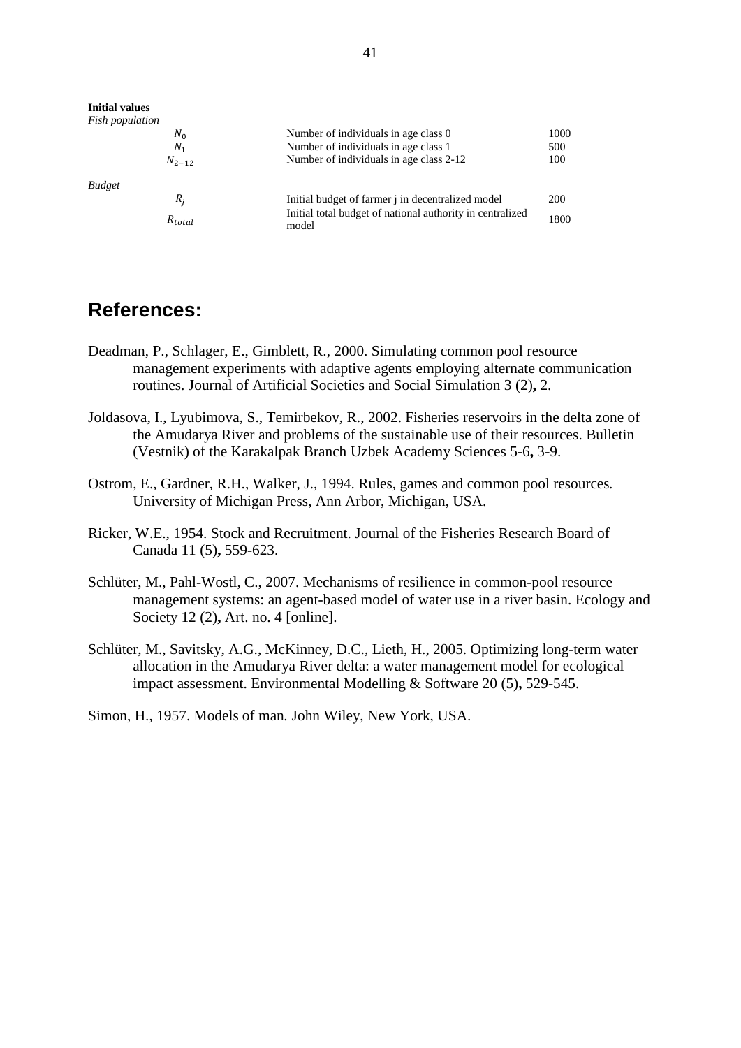**Initial values**

| | | | |
|---|---|---|---|
| *Fish population* | | | |
| | $N_0$ | Number of individuals in age class 0 | 1000 |
| | $N_1$ | Number of individuals in age class 1 | 500 |
| | $N_{2-12}$ | Number of individuals in age class 2-12 | 100 |
| *Budget* | | | |
| | $R_j$ | Initial budget of farmer j in decentralized model | 200 |
| | $R_{total}$ | Initial total budget of national authority in centralized model | 1800 |

## References:

Deadman, P., Schlager, E., Gimblett, R., 2000. Simulating common pool resource management experiments with adaptive agents employing alternate communication routines. Journal of Artificial Societies and Social Simulation 3 (2)**,** 2.

Joldasova, I., Lyubimova, S., Temirbekov, R., 2002. Fisheries reservoirs in the delta zone of the Amudarya River and problems of the sustainable use of their resources. Bulletin (Vestnik) of the Karakalpak Branch Uzbek Academy Sciences 5-6**,** 3-9.

Ostrom, E., Gardner, R.H., Walker, J., 1994. Rules, games and common pool resources. University of Michigan Press, Ann Arbor, Michigan, USA.

Ricker, W.E., 1954. Stock and Recruitment. Journal of the Fisheries Research Board of Canada 11 (5)**,** 559-623.

Schlüter, M., Pahl-Wostl, C., 2007. Mechanisms of resilience in common-pool resource management systems: an agent-based model of water use in a river basin. Ecology and Society 12 (2)**,** Art. no. 4 [online].

Schlüter, M., Savitsky, A.G., McKinney, D.C., Lieth, H., 2005. Optimizing long-term water allocation in the Amudarya River delta: a water management model for ecological impact assessment. Environmental Modelling & Software 20 (5)**,** 529-545.

Simon, H., 1957. Models of man. John Wiley, New York, USA.